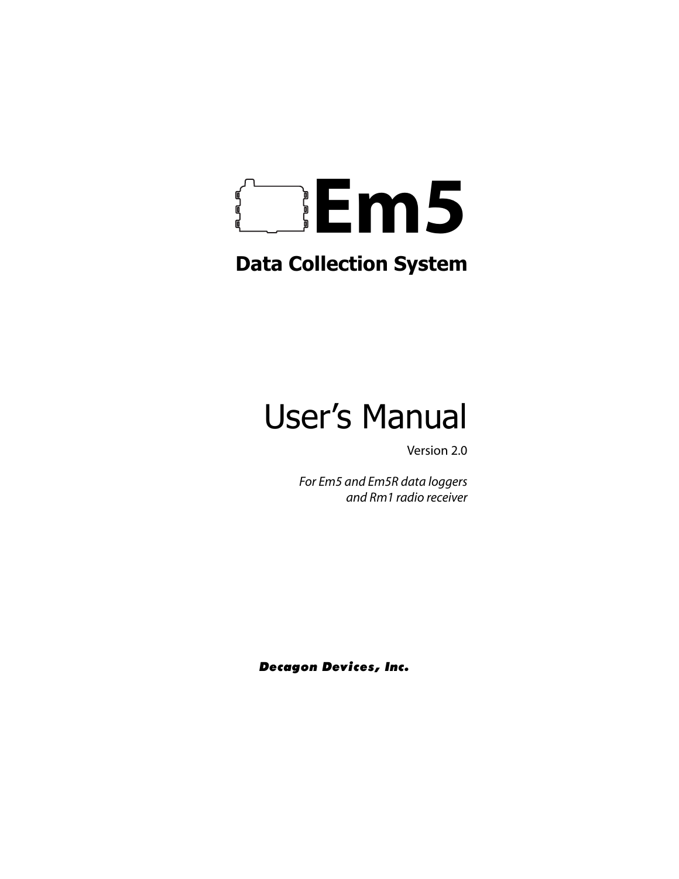# Em5

## Data Collection System

# User’s Manual

Version 2.0

*For Em5 and Em5R data loggers and Rm1 radio receiver*

**Decagon Devices, Inc.**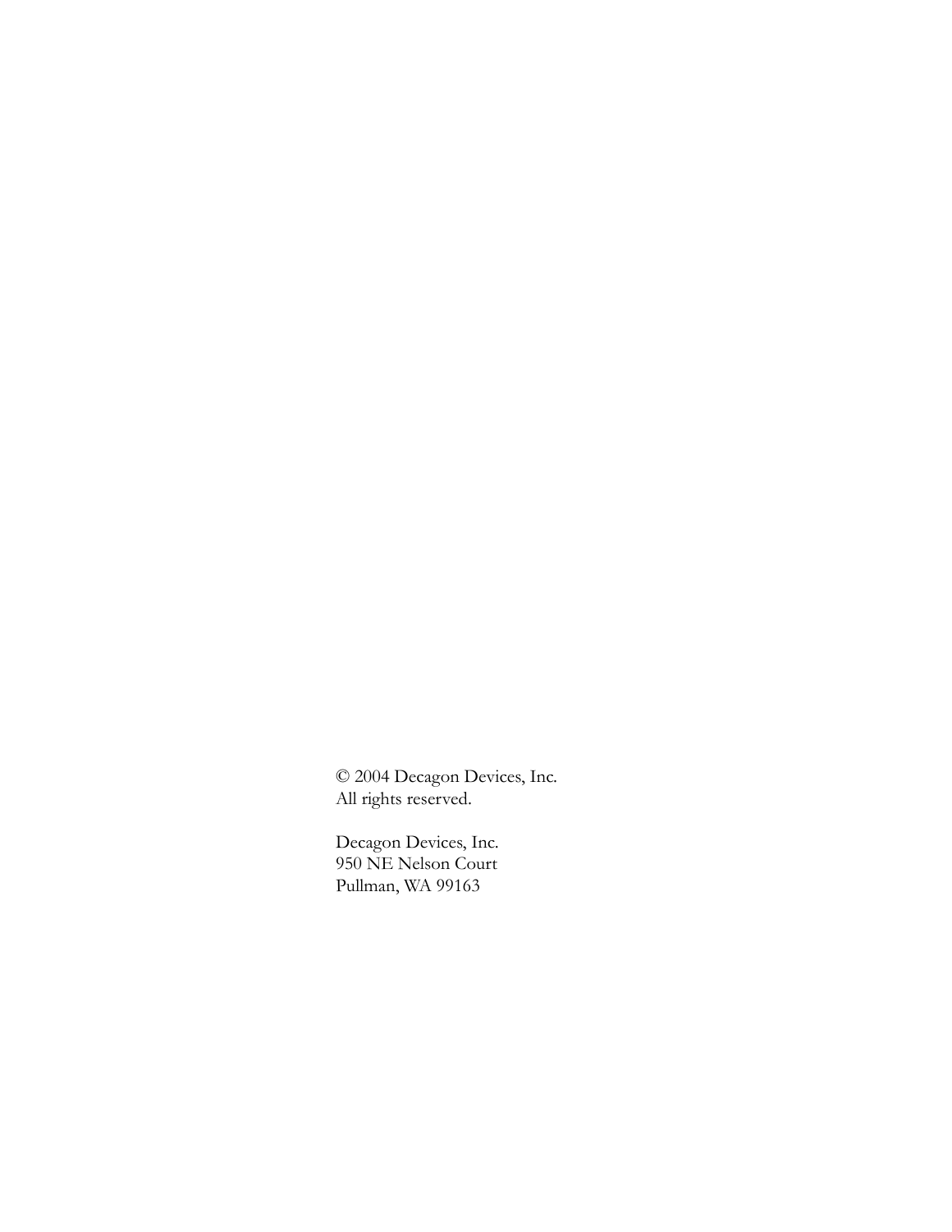© 2004 Decagon Devices, Inc.
All rights reserved.

Decagon Devices, Inc.
950 NE Nelson Court
Pullman, WA 99163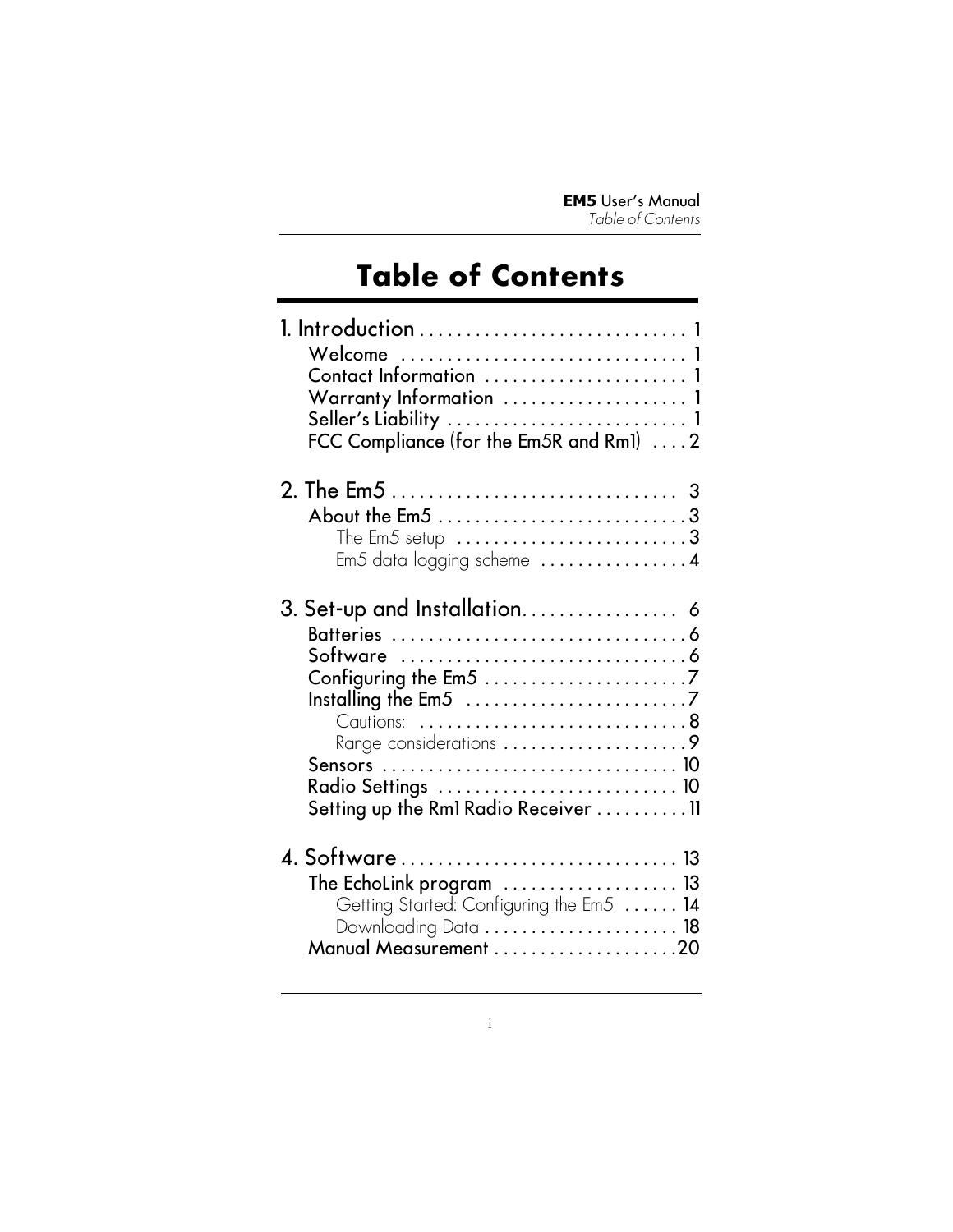# Table of Contents

1. Introduction . . . . . . . . . . . . . . . . . . . . . . . . . . . . . 1
   - Welcome . . . . . . . . . . . . . . . . . . . . . . . . . . . . . . 1
   - Contact Information . . . . . . . . . . . . . . . . . . . . . . 1
   - Warranty Information . . . . . . . . . . . . . . . . . . . . 1
   - Seller's Liability . . . . . . . . . . . . . . . . . . . . . . . . . 1
   - FCC Compliance (for the Em5R and Rm1) . . . . 2

2. The Em5 . . . . . . . . . . . . . . . . . . . . . . . . . . . . . . 3
   - About the Em5 . . . . . . . . . . . . . . . . . . . . . . . . . . . 3
     - The Em5 setup . . . . . . . . . . . . . . . . . . . . . . . . . 3
     - Em5 data logging scheme . . . . . . . . . . . . . . . . 4

3. Set-up and Installation. . . . . . . . . . . . . . . . . 6
   - Batteries . . . . . . . . . . . . . . . . . . . . . . . . . . . . . . . . 6
   - Software . . . . . . . . . . . . . . . . . . . . . . . . . . . . . . . 6
   - Configuring the Em5 . . . . . . . . . . . . . . . . . . . . . . 7
   - Installing the Em5 . . . . . . . . . . . . . . . . . . . . . . . . 7
     - Cautions: . . . . . . . . . . . . . . . . . . . . . . . . . . . . . 8
     - Range considerations . . . . . . . . . . . . . . . . . . . . 9
   - Sensors . . . . . . . . . . . . . . . . . . . . . . . . . . . . . . . . 10
   - Radio Settings . . . . . . . . . . . . . . . . . . . . . . . . . . 10
   - Setting up the Rm1 Radio Receiver . . . . . . . . . . 11

4. Software . . . . . . . . . . . . . . . . . . . . . . . . . . . . . . 13
   - The EchoLink program . . . . . . . . . . . . . . . . . . . 13
     - Getting Started: Configuring the Em5 . . . . . . 14
     - Downloading Data . . . . . . . . . . . . . . . . . . . . . 18
   - Manual Measurement . . . . . . . . . . . . . . . . . . . . 20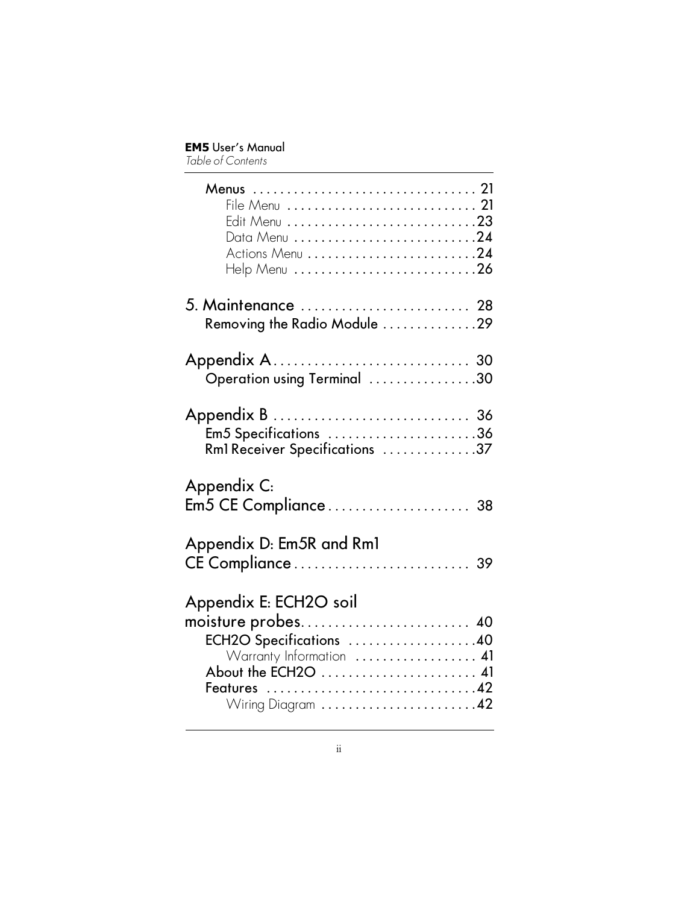Menus . . . . . . . . . . . . . . . . . . . . . . . . . . . . . . . . 21

File Menu . . . . . . . . . . . . . . . . . . . . . . . . . . . . 21

Edit Menu . . . . . . . . . . . . . . . . . . . . . . . . . . . .23

Data Menu . . . . . . . . . . . . . . . . . . . . . . . . . . .24

Actions Menu . . . . . . . . . . . . . . . . . . . . . . . . .24

Help Menu . . . . . . . . . . . . . . . . . . . . . . . . . . .26

5. Maintenance . . . . . . . . . . . . . . . . . . . . . . . . . 28

Removing the Radio Module . . . . . . . . . . . . . .29

Appendix A. . . . . . . . . . . . . . . . . . . . . . . . . . . . . 30

Operation using Terminal . . . . . . . . . . . . . . . .30

Appendix B . . . . . . . . . . . . . . . . . . . . . . . . . . . . 36

Em5 Specifications . . . . . . . . . . . . . . . . . . . . . .36

Rm1 Receiver Specifications . . . . . . . . . . . . . .37

Appendix C:
Em5 CE Compliance . . . . . . . . . . . . . . . . . . . . . 38

Appendix D: Em5R and Rm1
CE Compliance . . . . . . . . . . . . . . . . . . . . . . . . . . 39

Appendix E: ECH2O soil
moisture probes. . . . . . . . . . . . . . . . . . . . . . . . . 40

ECH2O Specifications . . . . . . . . . . . . . . . . . . .40

Warranty Information . . . . . . . . . . . . . . . . . . 41

About the ECH2O . . . . . . . . . . . . . . . . . . . . . . . 41

Features . . . . . . . . . . . . . . . . . . . . . . . . . . . . . . .42

Wiring Diagram . . . . . . . . . . . . . . . . . . . . . . .42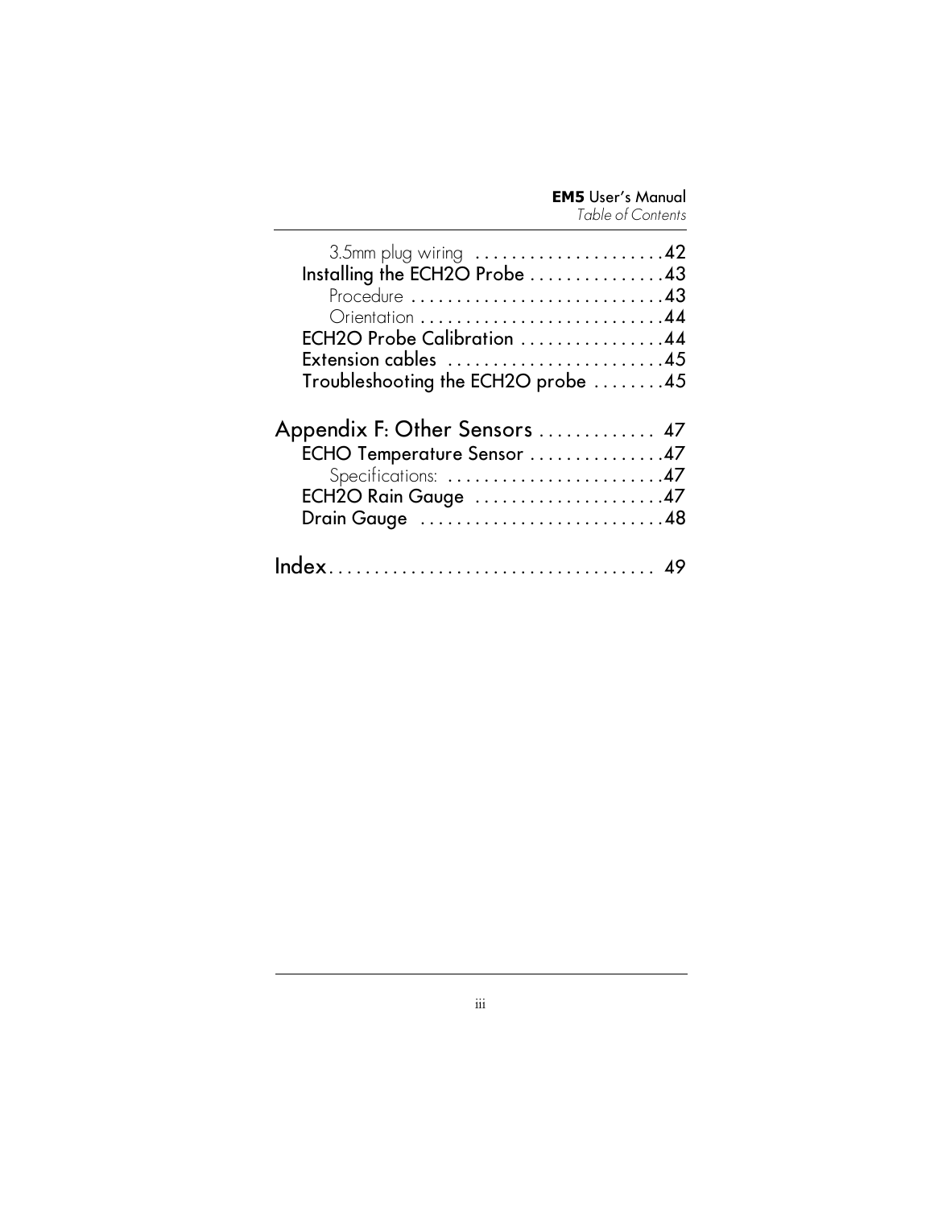3.5mm plug wiring . . . . . . . . . . . . . . . . . . . . . 42

Installing the ECH2O Probe . . . . . . . . . . . . . . . 43

Procedure . . . . . . . . . . . . . . . . . . . . . . . . . . . . 43

Orientation . . . . . . . . . . . . . . . . . . . . . . . . . . . 44

ECH2O Probe Calibration . . . . . . . . . . . . . . . . 44

Extension cables . . . . . . . . . . . . . . . . . . . . . . . . 45

Troubleshooting the ECH2O probe . . . . . . . . 45

Appendix F: Other Sensors . . . . . . . . . . . . . 47

ECHO Temperature Sensor . . . . . . . . . . . . . . . 47

Specifications: . . . . . . . . . . . . . . . . . . . . . . . . 47

ECH2O Rain Gauge . . . . . . . . . . . . . . . . . . . . . 47

Drain Gauge . . . . . . . . . . . . . . . . . . . . . . . . . . . 48

Index. . . . . . . . . . . . . . . . . . . . . . . . . . . . . . . . . . . 49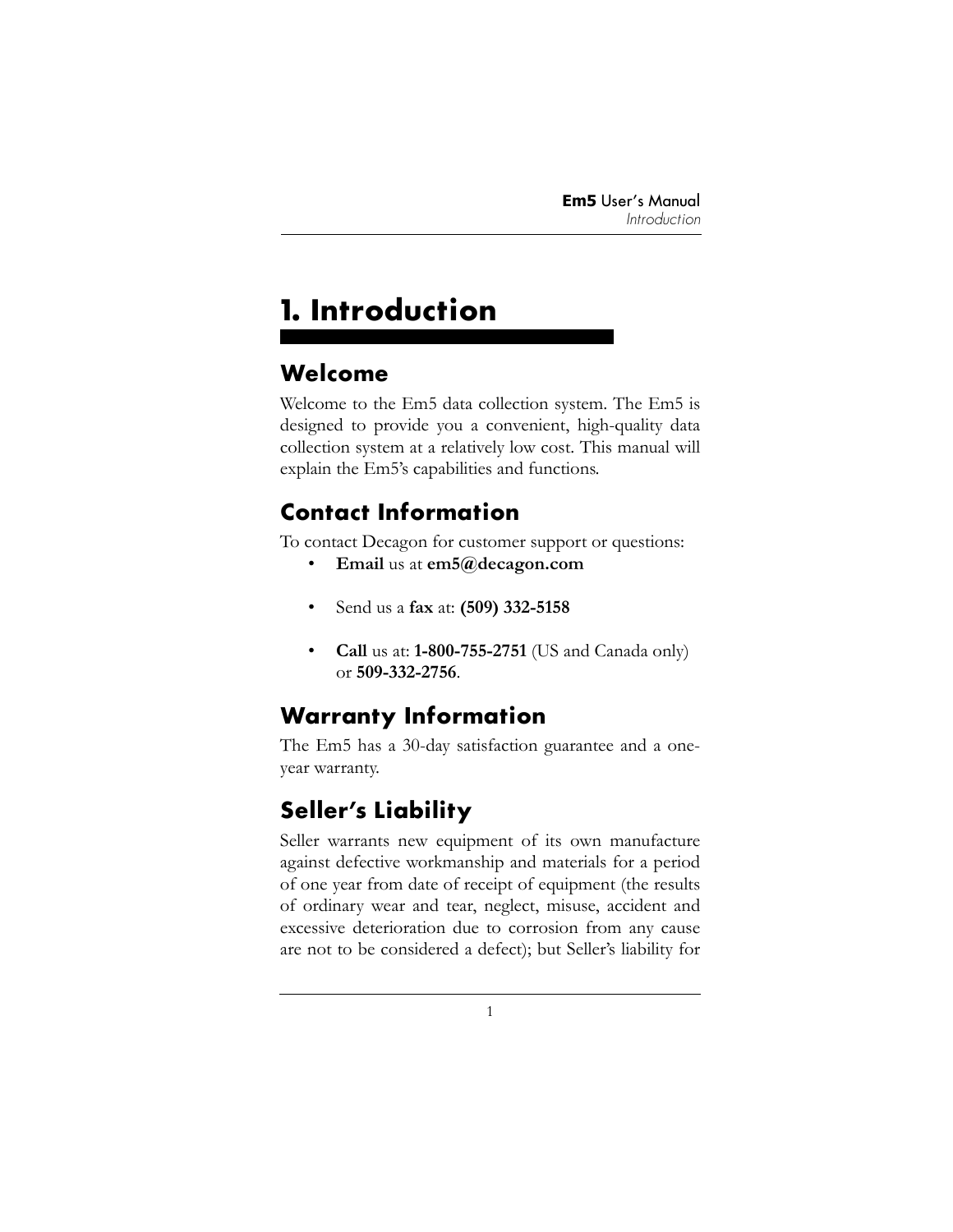# 1. Introduction

## Welcome

Welcome to the Em5 data collection system. The Em5 is designed to provide you a convenient, high-quality data collection system at a relatively low cost. This manual will explain the Em5's capabilities and functions.

## Contact Information

To contact Decagon for customer support or questions:

- **Email** us at **em5@decagon.com**
- Send us a **fax** at: **(509) 332-5158**
- **Call** us at: **1-800-755-2751** (US and Canada only) or **509-332-2756**.

## Warranty Information

The Em5 has a 30-day satisfaction guarantee and a one-year warranty.

## Seller's Liability

Seller warrants new equipment of its own manufacture against defective workmanship and materials for a period of one year from date of receipt of equipment (the results of ordinary wear and tear, neglect, misuse, accident and excessive deterioration due to corrosion from any cause are not to be considered a defect); but Seller's liability for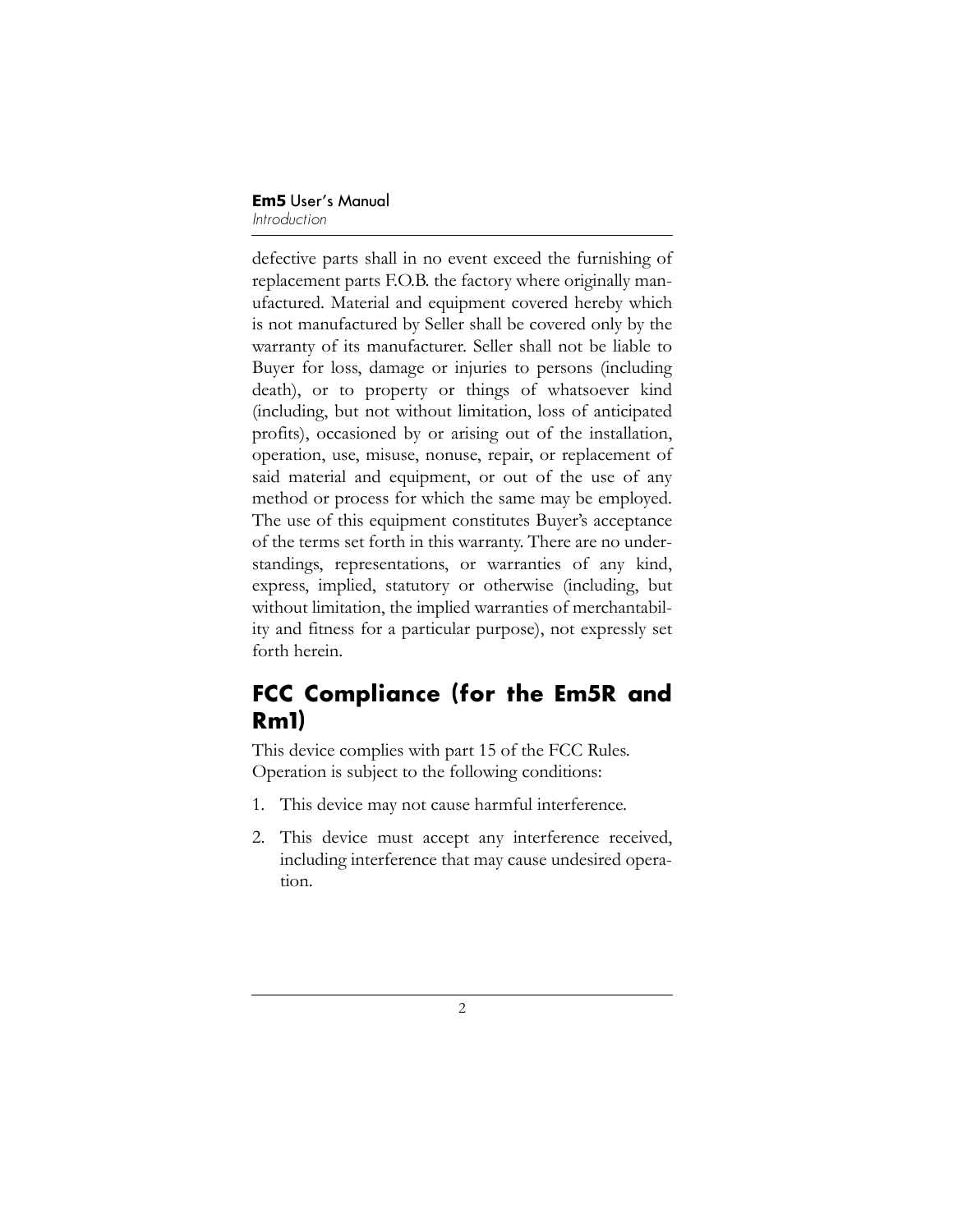defective parts shall in no event exceed the furnishing of replacement parts F.O.B. the factory where originally manufactured. Material and equipment covered hereby which is not manufactured by Seller shall be covered only by the warranty of its manufacturer. Seller shall not be liable to Buyer for loss, damage or injuries to persons (including death), or to property or things of whatsoever kind (including, but not without limitation, loss of anticipated profits), occasioned by or arising out of the installation, operation, use, misuse, nonuse, repair, or replacement of said material and equipment, or out of the use of any method or process for which the same may be employed. The use of this equipment constitutes Buyer's acceptance of the terms set forth in this warranty. There are no understandings, representations, or warranties of any kind, express, implied, statutory or otherwise (including, but without limitation, the implied warranties of merchantability and fitness for a particular purpose), not expressly set forth herein.

## FCC Compliance (for the Em5R and Rm1)

This device complies with part 15 of the FCC Rules. Operation is subject to the following conditions:

1. This device may not cause harmful interference.
2. This device must accept any interference received, including interference that may cause undesired operation.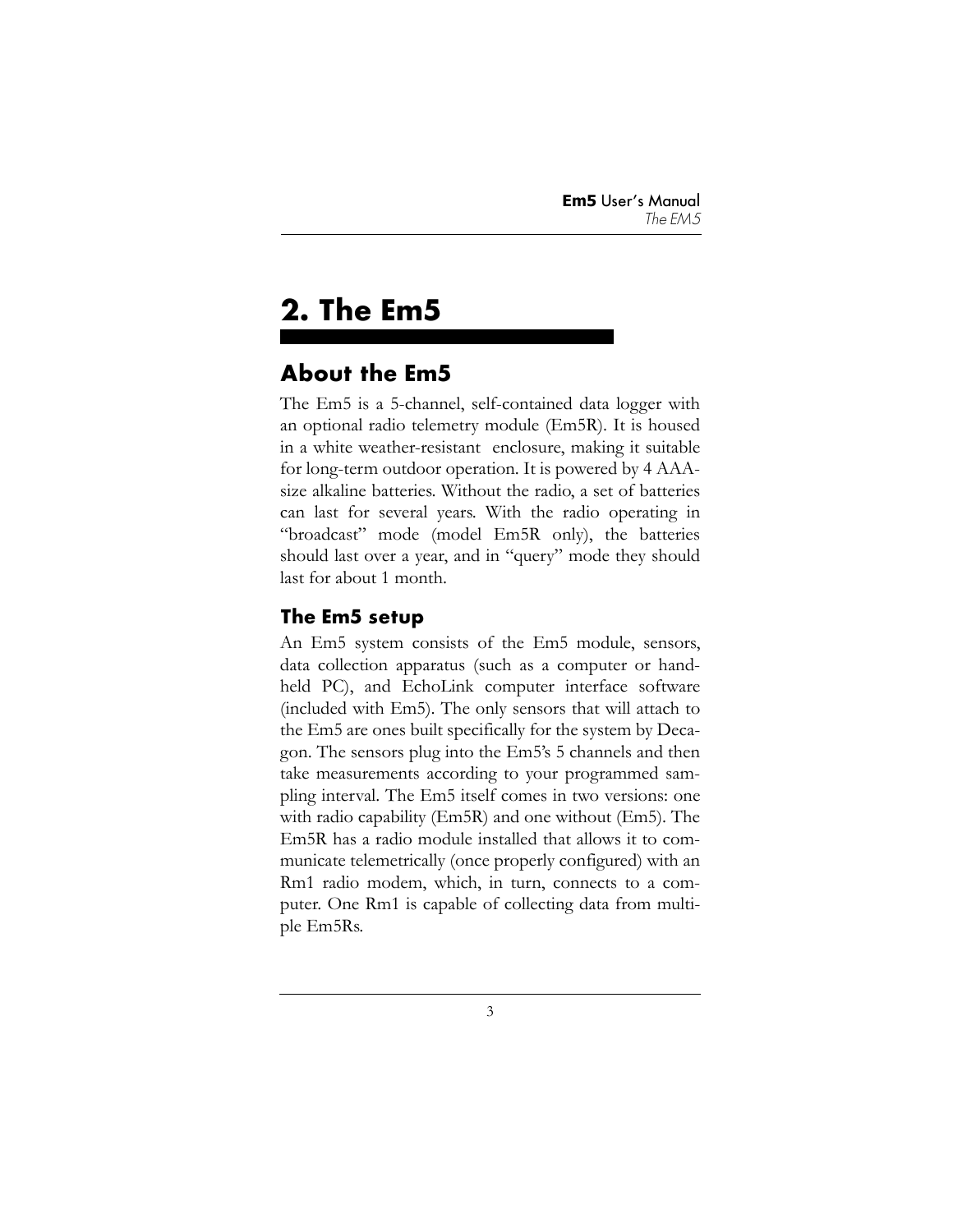# 2. The Em5

## About the Em5

The Em5 is a 5-channel, self-contained data logger with an optional radio telemetry module (Em5R). It is housed in a white weather-resistant enclosure, making it suitable for long-term outdoor operation. It is powered by 4 AAA-size alkaline batteries. Without the radio, a set of batteries can last for several years. With the radio operating in "broadcast" mode (model Em5R only), the batteries should last over a year, and in "query" mode they should last for about 1 month.

### The Em5 setup

An Em5 system consists of the Em5 module, sensors, data collection apparatus (such as a computer or hand-held PC), and EchoLink computer interface software (included with Em5). The only sensors that will attach to the Em5 are ones built specifically for the system by Decagon. The sensors plug into the Em5's 5 channels and then take measurements according to your programmed sampling interval. The Em5 itself comes in two versions: one with radio capability (Em5R) and one without (Em5). The Em5R has a radio module installed that allows it to communicate telemetrically (once properly configured) with an Rm1 radio modem, which, in turn, connects to a computer. One Rm1 is capable of collecting data from multiple Em5Rs.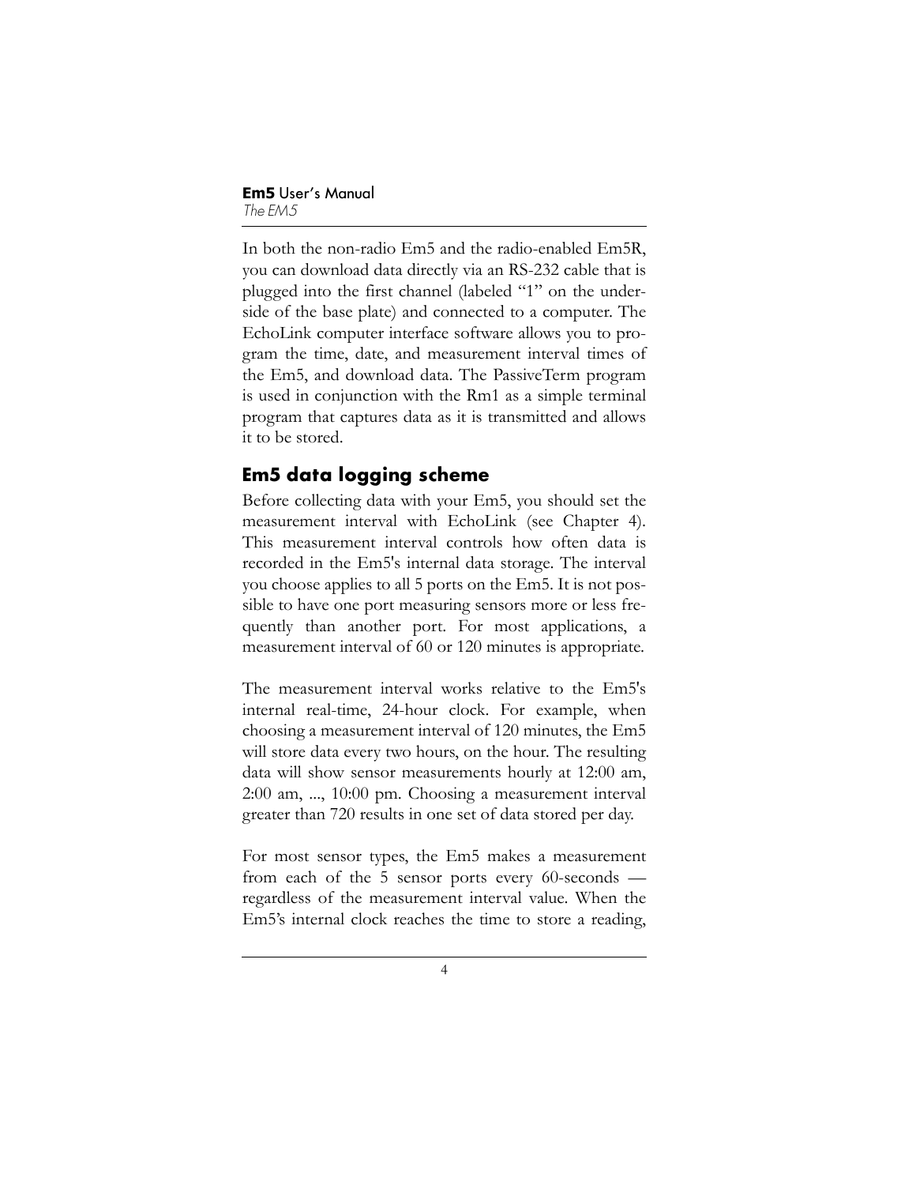In both the non-radio Em5 and the radio-enabled Em5R, you can download data directly via an RS-232 cable that is plugged into the first channel (labeled "1" on the underside of the base plate) and connected to a computer. The EchoLink computer interface software allows you to program the time, date, and measurement interval times of the Em5, and download data. The PassiveTerm program is used in conjunction with the Rm1 as a simple terminal program that captures data as it is transmitted and allows it to be stored.

## Em5 data logging scheme

Before collecting data with your Em5, you should set the measurement interval with EchoLink (see Chapter 4). This measurement interval controls how often data is recorded in the Em5's internal data storage. The interval you choose applies to all 5 ports on the Em5. It is not possible to have one port measuring sensors more or less frequently than another port. For most applications, a measurement interval of 60 or 120 minutes is appropriate.

The measurement interval works relative to the Em5's internal real-time, 24-hour clock. For example, when choosing a measurement interval of 120 minutes, the Em5 will store data every two hours, on the hour. The resulting data will show sensor measurements hourly at 12:00 am, 2:00 am, ..., 10:00 pm. Choosing a measurement interval greater than 720 results in one set of data stored per day.

For most sensor types, the Em5 makes a measurement from each of the 5 sensor ports every 60-seconds — regardless of the measurement interval value. When the Em5's internal clock reaches the time to store a reading,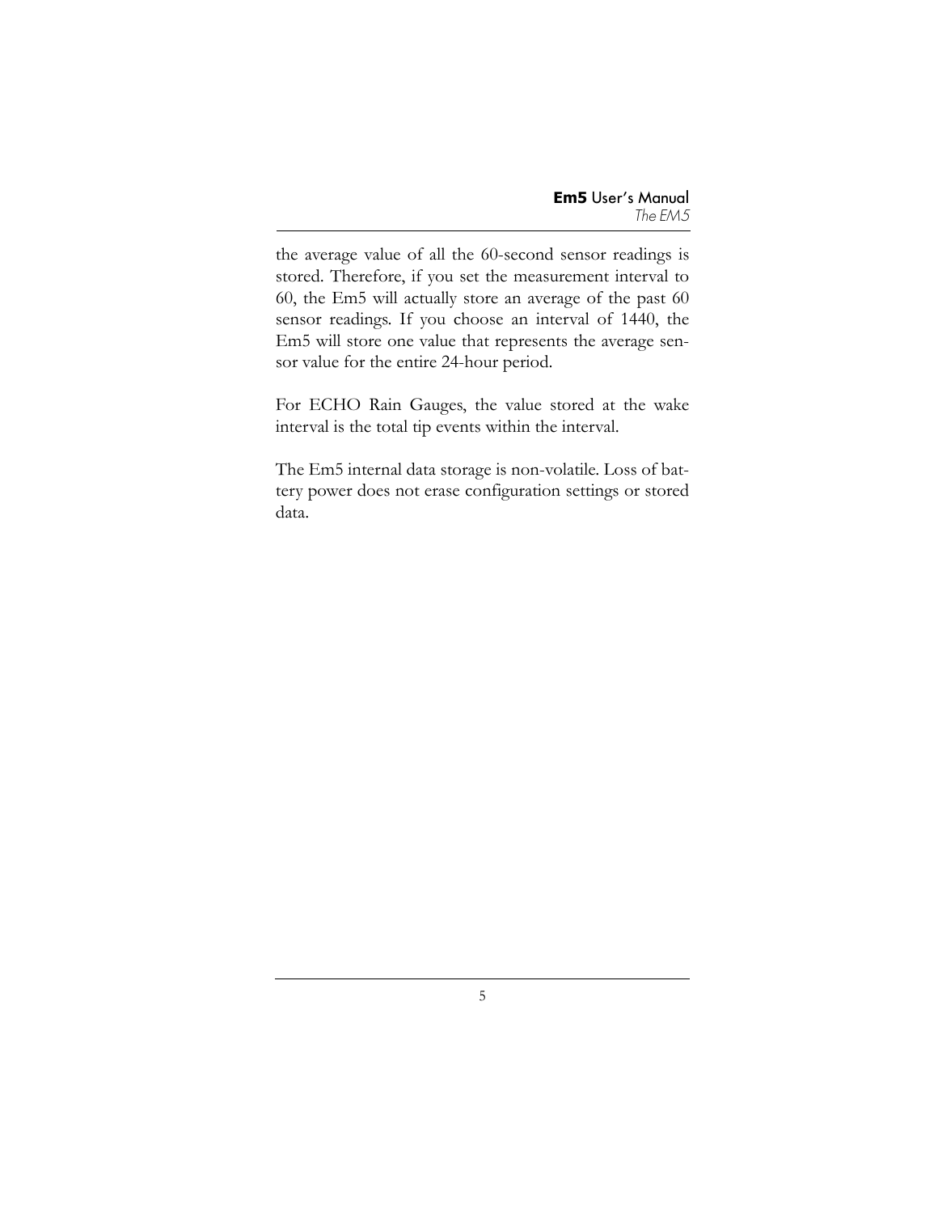the average value of all the 60-second sensor readings is stored. Therefore, if you set the measurement interval to 60, the Em5 will actually store an average of the past 60 sensor readings. If you choose an interval of 1440, the Em5 will store one value that represents the average sensor value for the entire 24-hour period.

For ECHO Rain Gauges, the value stored at the wake interval is the total tip events within the interval.

The Em5 internal data storage is non-volatile. Loss of battery power does not erase configuration settings or stored data.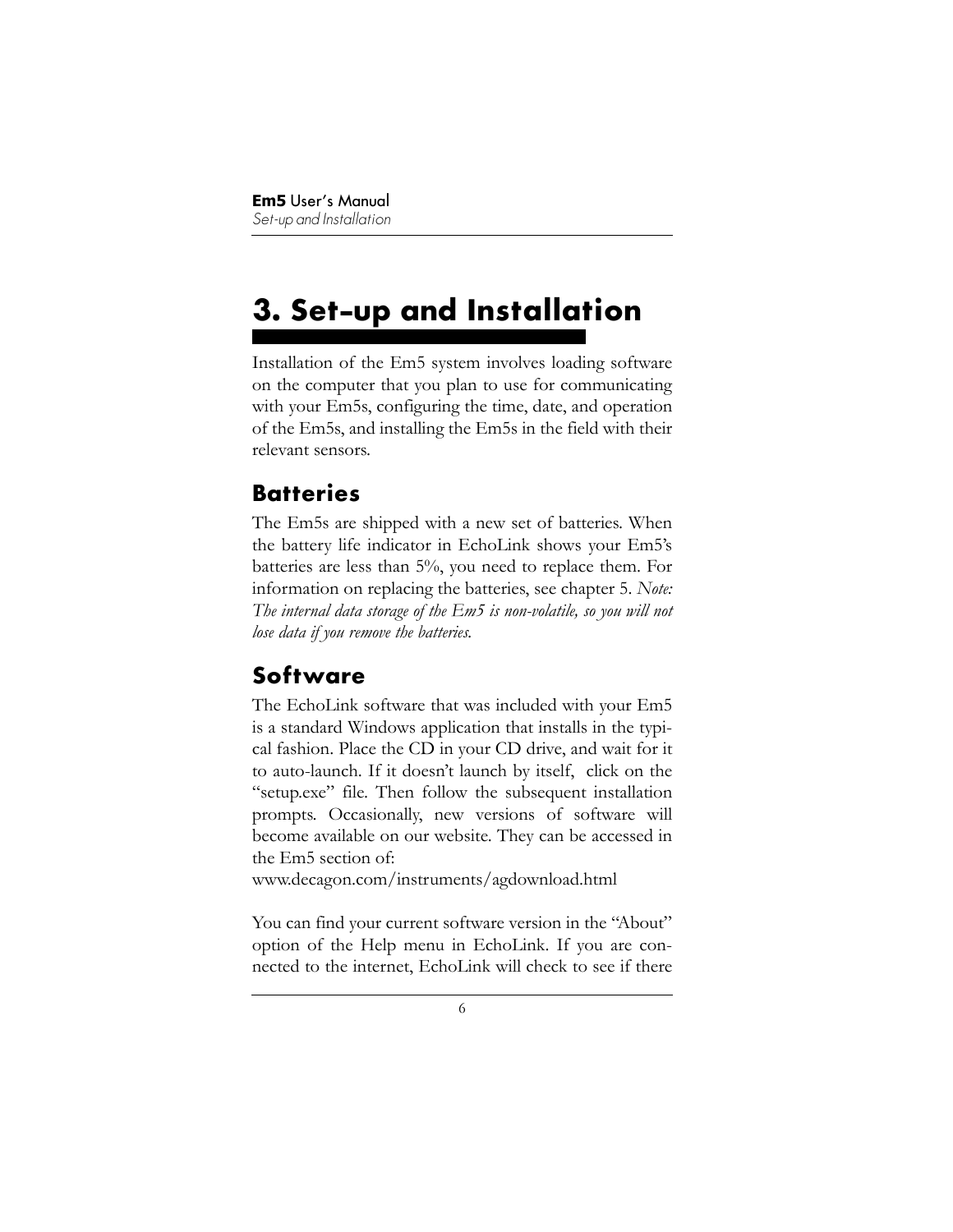# 3. Set-up and Installation

Installation of the Em5 system involves loading software on the computer that you plan to use for communicating with your Em5s, configuring the time, date, and operation of the Em5s, and installing the Em5s in the field with their relevant sensors.

## Batteries

The Em5s are shipped with a new set of batteries. When the battery life indicator in EchoLink shows your Em5's batteries are less than 5%, you need to replace them. For information on replacing the batteries, see chapter 5. *Note: The internal data storage of the Em5 is non-volatile, so you will not lose data if you remove the batteries.*

## Software

The EchoLink software that was included with your Em5 is a standard Windows application that installs in the typical fashion. Place the CD in your CD drive, and wait for it to auto-launch. If it doesn't launch by itself, click on the "setup.exe" file. Then follow the subsequent installation prompts. Occasionally, new versions of software will become available on our website. They can be accessed in the Em5 section of:
www.decagon.com/instruments/agdownload.html

You can find your current software version in the "About" option of the Help menu in EchoLink. If you are connected to the internet, EchoLink will check to see if there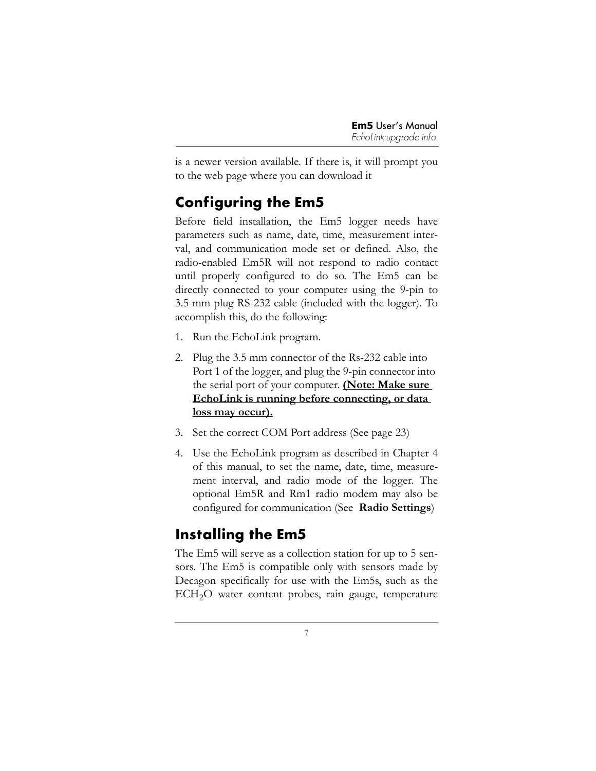is a newer version available. If there is, it will prompt you to the web page where you can download it

## Configuring the Em5

Before field installation, the Em5 logger needs have parameters such as name, date, time, measurement interval, and communication mode set or defined. Also, the radio-enabled Em5R will not respond to radio contact until properly configured to do so. The Em5 can be directly connected to your computer using the 9-pin to 3.5-mm plug RS-232 cable (included with the logger). To accomplish this, do the following:

1. Run the EchoLink program.
2. Plug the 3.5 mm connector of the Rs-232 cable into Port 1 of the logger, and plug the 9-pin connector into the serial port of your computer. **(Note: Make sure EchoLink is running before connecting, or data loss may occur).**
3. Set the correct COM Port address (See page 23)
4. Use the EchoLink program as described in Chapter 4 of this manual, to set the name, date, time, measurement interval, and radio mode of the logger. The optional Em5R and Rm1 radio modem may also be configured for communication (See **Radio Settings**)

## Installing the Em5

The Em5 will serve as a collection station for up to 5 sensors. The Em5 is compatible only with sensors made by Decagon specifically for use with the Em5s, such as the $ECH_2O$ water content probes, rain gauge, temperature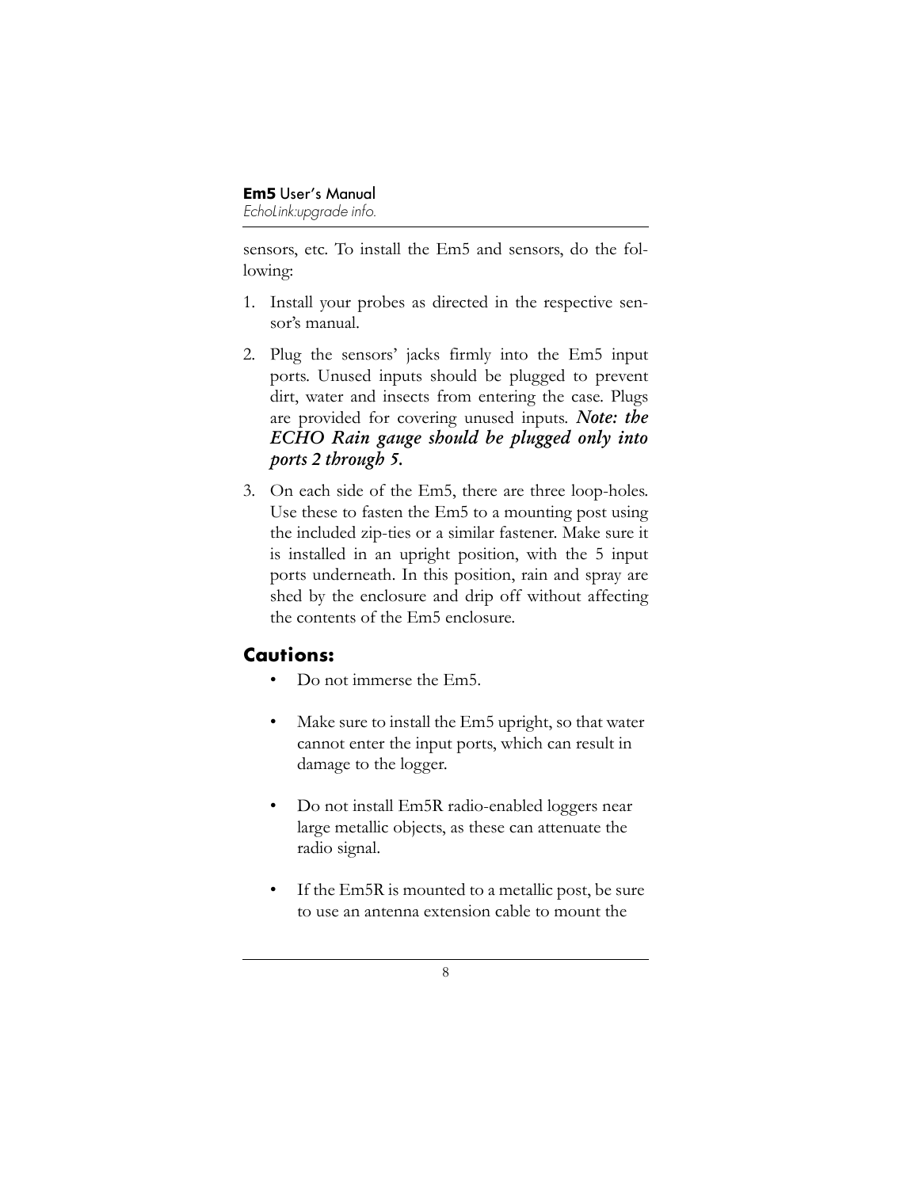sensors, etc. To install the Em5 and sensors, do the following:

1. Install your probes as directed in the respective sensor's manual.
2. Plug the sensors' jacks firmly into the Em5 input ports. Unused inputs should be plugged to prevent dirt, water and insects from entering the case. Plugs are provided for covering unused inputs. ***Note: the ECHO Rain gauge should be plugged only into ports 2 through 5.***
3. On each side of the Em5, there are three loop-holes. Use these to fasten the Em5 to a mounting post using the included zip-ties or a similar fastener. Make sure it is installed in an upright position, with the 5 input ports underneath. In this position, rain and spray are shed by the enclosure and drip off without affecting the contents of the Em5 enclosure.

## Cautions:

- Do not immerse the Em5.
- Make sure to install the Em5 upright, so that water cannot enter the input ports, which can result in damage to the logger.
- Do not install Em5R radio-enabled loggers near large metallic objects, as these can attenuate the radio signal.
- If the Em5R is mounted to a metallic post, be sure to use an antenna extension cable to mount the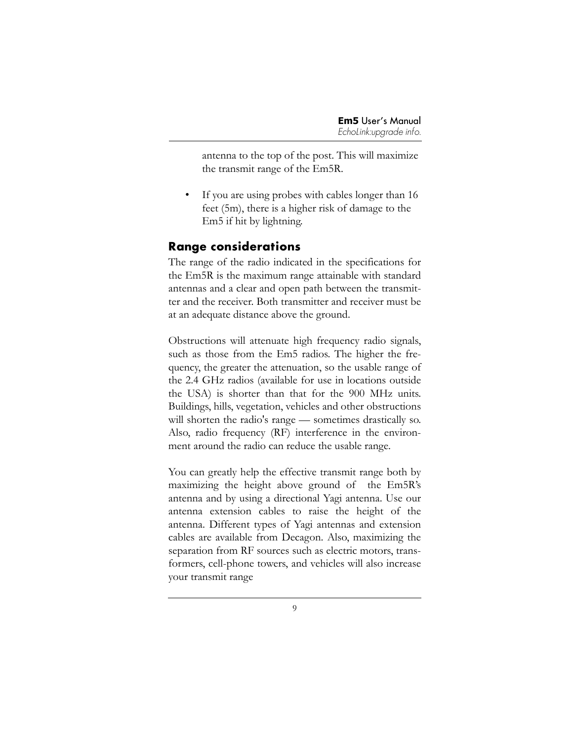antenna to the top of the post. This will maximize the transmit range of the Em5R.

- If you are using probes with cables longer than 16 feet (5m), there is a higher risk of damage to the Em5 if hit by lightning.

## Range considerations

The range of the radio indicated in the specifications for the Em5R is the maximum range attainable with standard antennas and a clear and open path between the transmitter and the receiver. Both transmitter and receiver must be at an adequate distance above the ground.

Obstructions will attenuate high frequency radio signals, such as those from the Em5 radios. The higher the frequency, the greater the attenuation, so the usable range of the 2.4 GHz radios (available for use in locations outside the USA) is shorter than that for the 900 MHz units. Buildings, hills, vegetation, vehicles and other obstructions will shorten the radio's range — sometimes drastically so. Also, radio frequency (RF) interference in the environment around the radio can reduce the usable range.

You can greatly help the effective transmit range both by maximizing the height above ground of the Em5R's antenna and by using a directional Yagi antenna. Use our antenna extension cables to raise the height of the antenna. Different types of Yagi antennas and extension cables are available from Decagon. Also, maximizing the separation from RF sources such as electric motors, transformers, cell-phone towers, and vehicles will also increase your transmit range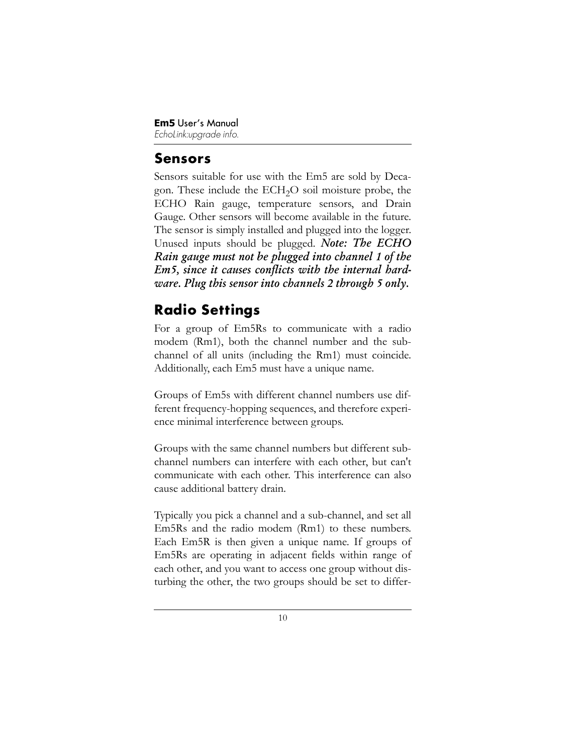## Sensors

Sensors suitable for use with the Em5 are sold by Decagon. These include the $ECH_2O$ soil moisture probe, the ECHO Rain gauge, temperature sensors, and Drain Gauge. Other sensors will become available in the future. The sensor is simply installed and plugged into the logger. Unused inputs should be plugged. ***Note: The ECHO Rain gauge must not be plugged into channel 1 of the Em5, since it causes conflicts with the internal hardware. Plug this sensor into channels 2 through 5 only.***

## Radio Settings

For a group of Em5Rs to communicate with a radio modem (Rm1), both the channel number and the sub-channel of all units (including the Rm1) must coincide. Additionally, each Em5 must have a unique name.

Groups of Em5s with different channel numbers use different frequency-hopping sequences, and therefore experience minimal interference between groups.

Groups with the same channel numbers but different sub-channel numbers can interfere with each other, but can't communicate with each other. This interference can also cause additional battery drain.

Typically you pick a channel and a sub-channel, and set all Em5Rs and the radio modem (Rm1) to these numbers. Each Em5R is then given a unique name. If groups of Em5Rs are operating in adjacent fields within range of each other, and you want to access one group without disturbing the other, the two groups should be set to differ-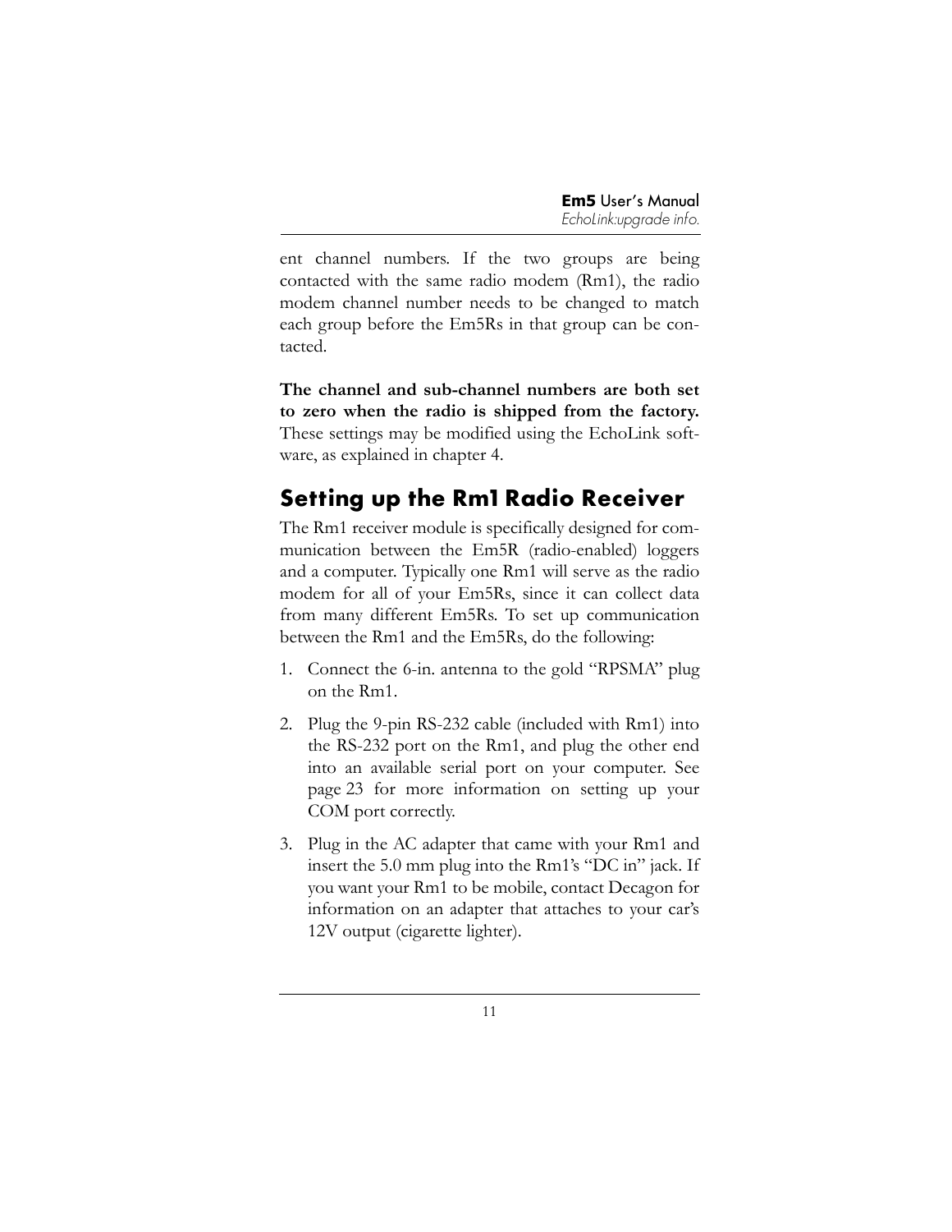ent channel numbers. If the two groups are being contacted with the same radio modem (Rm1), the radio modem channel number needs to be changed to match each group before the Em5Rs in that group can be contacted.

**The channel and sub-channel numbers are both set to zero when the radio is shipped from the factory.** These settings may be modified using the EchoLink software, as explained in chapter 4.

## Setting up the Rm1 Radio Receiver

The Rm1 receiver module is specifically designed for communication between the Em5R (radio-enabled) loggers and a computer. Typically one Rm1 will serve as the radio modem for all of your Em5Rs, since it can collect data from many different Em5Rs. To set up communication between the Rm1 and the Em5Rs, do the following:

1. Connect the 6-in. antenna to the gold "RPSMA" plug on the Rm1.
2. Plug the 9-pin RS-232 cable (included with Rm1) into the RS-232 port on the Rm1, and plug the other end into an available serial port on your computer. See page 23 for more information on setting up your COM port correctly.
3. Plug in the AC adapter that came with your Rm1 and insert the 5.0 mm plug into the Rm1's "DC in" jack. If you want your Rm1 to be mobile, contact Decagon for information on an adapter that attaches to your car's 12V output (cigarette lighter).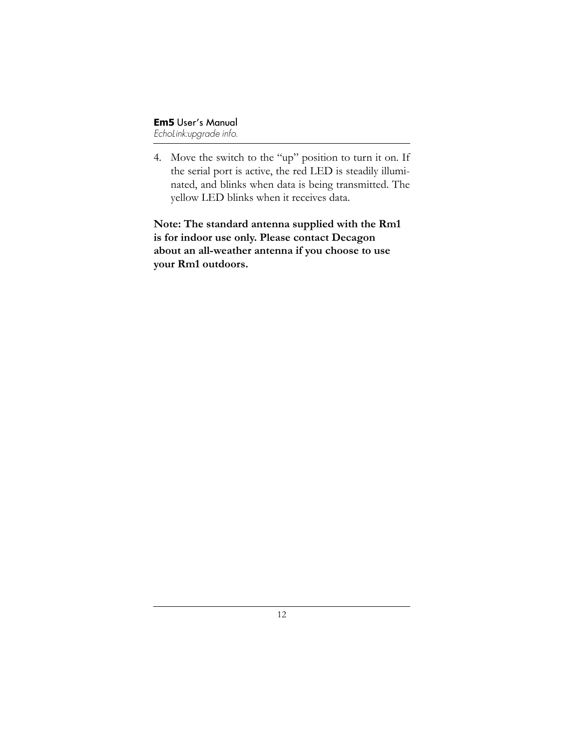4. Move the switch to the "up" position to turn it on. If the serial port is active, the red LED is steadily illuminated, and blinks when data is being transmitted. The yellow LED blinks when it receives data.

**Note: The standard antenna supplied with the Rm1 is for indoor use only. Please contact Decagon about an all-weather antenna if you choose to use your Rm1 outdoors.**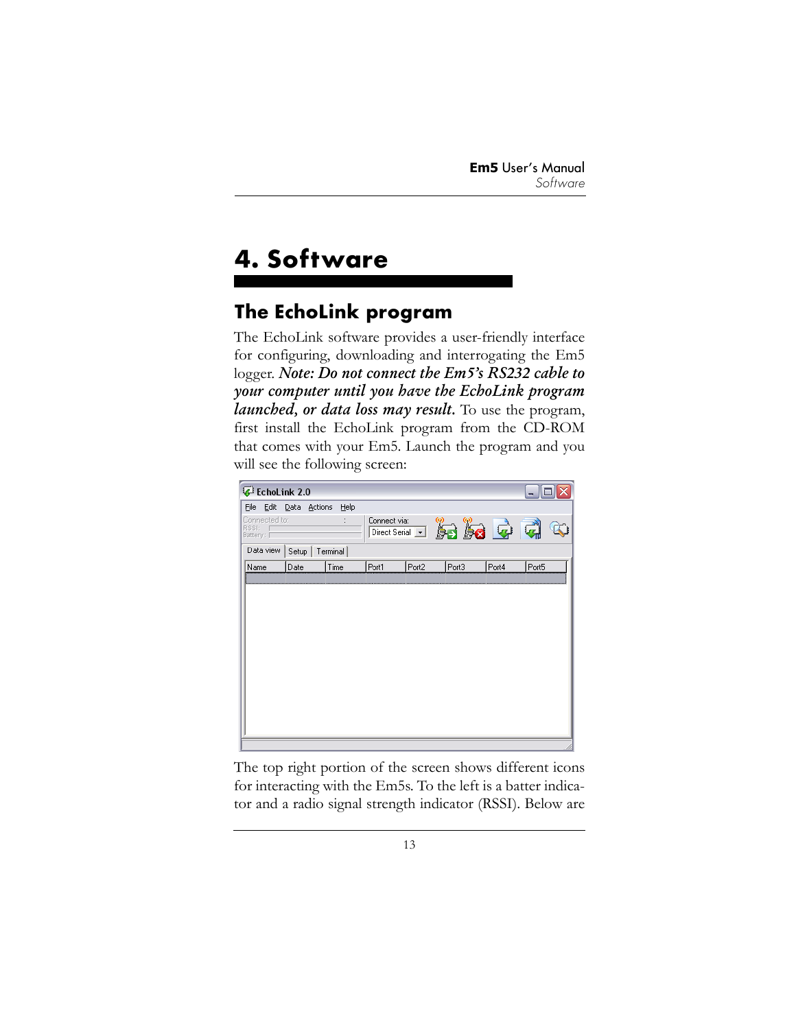# 4. Software

## The EchoLink program

The EchoLink software provides a user-friendly interface for configuring, downloading and interrogating the Em5 logger. ***Note: Do not connect the Em5's RS232 cable to your computer until you have the EchoLink program launched, or data loss may result.*** To use the program, first install the EchoLink program from the CD-ROM that comes with your Em5. Launch the program and you will see the following screen:

The top right portion of the screen shows different icons for interacting with the Em5s. To the left is a batter indicator and a radio signal strength indicator (RSSI). Below are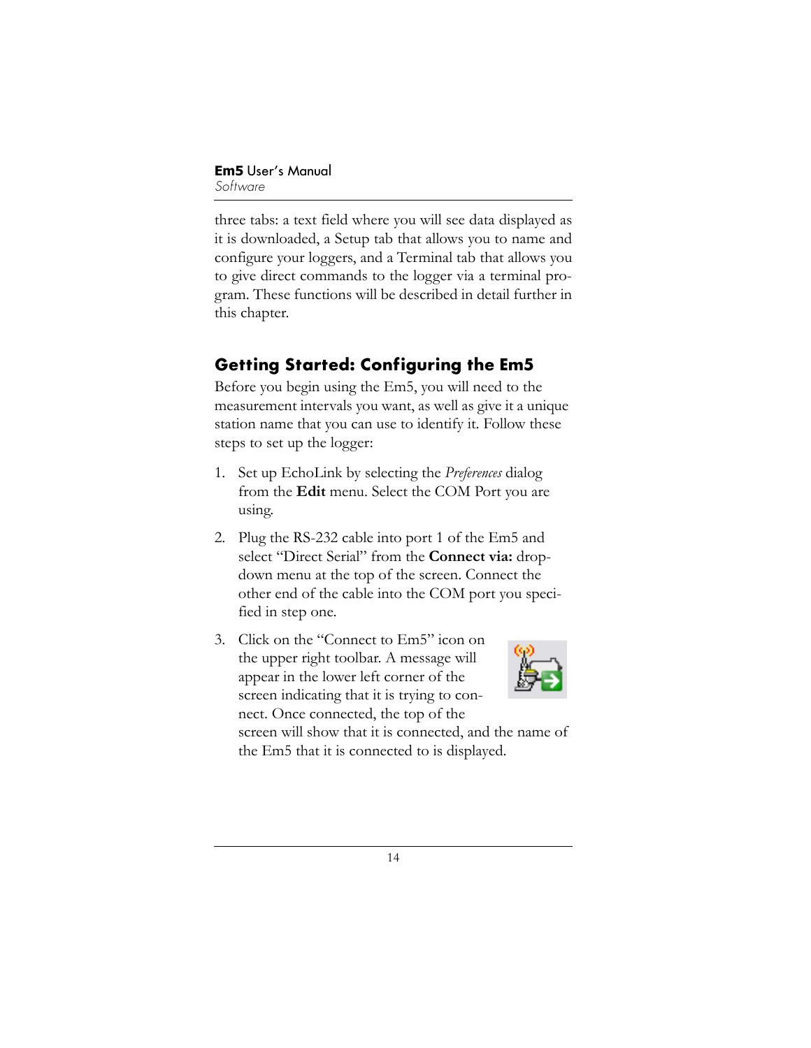three tabs: a text field where you will see data displayed as it is downloaded, a Setup tab that allows you to name and configure your loggers, and a Terminal tab that allows you to give direct commands to the logger via a terminal program. These functions will be described in detail further in this chapter.

## Getting Started: Configuring the Em5

Before you begin using the Em5, you will need to the measurement intervals you want, as well as give it a unique station name that you can use to identify it. Follow these steps to set up the logger:

1. Set up EchoLink by selecting the *Preferences* dialog from the **Edit** menu. Select the COM Port you are using.
2. Plug the RS-232 cable into port 1 of the Em5 and select "Direct Serial" from the **Connect via:** drop-down menu at the top of the screen. Connect the other end of the cable into the COM port you specified in step one.
3. Click on the "Connect to Em5" icon on the upper right toolbar. A message will appear in the lower left corner of the screen indicating that it is trying to connect. Once connected, the top of the screen will show that it is connected, and the name of the Em5 that it is connected to is displayed.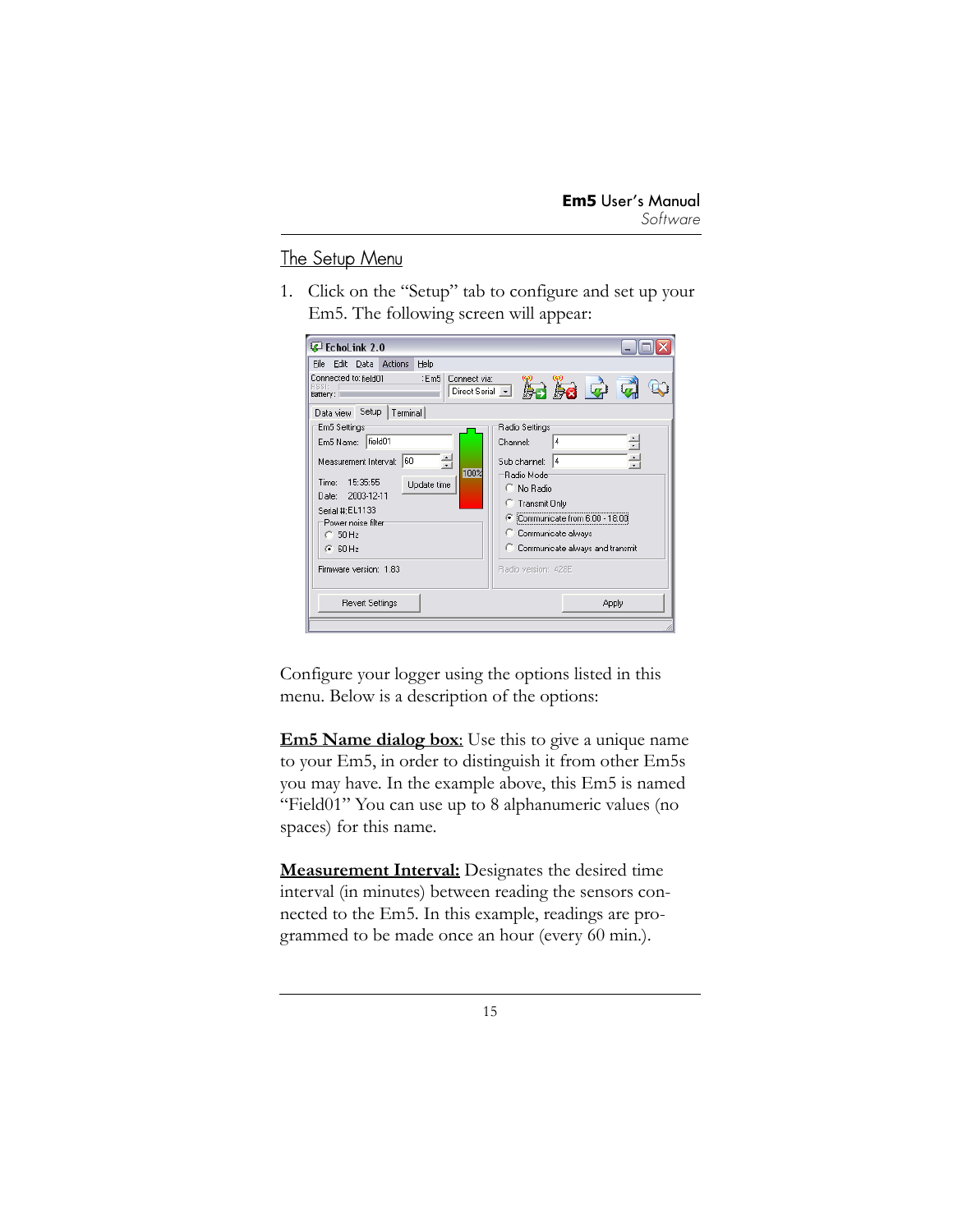## The Setup Menu

1. Click on the “Setup” tab to configure and set up your Em5. The following screen will appear:

Configure your logger using the options listed in this menu. Below is a description of the options:

**Em5 Name dialog box**: Use this to give a unique name to your Em5, in order to distinguish it from other Em5s you may have. In the example above, this Em5 is named “Field01” You can use up to 8 alphanumeric values (no spaces) for this name.

**Measurement Interval:** Designates the desired time interval (in minutes) between reading the sensors connected to the Em5. In this example, readings are programmed to be made once an hour (every 60 min.).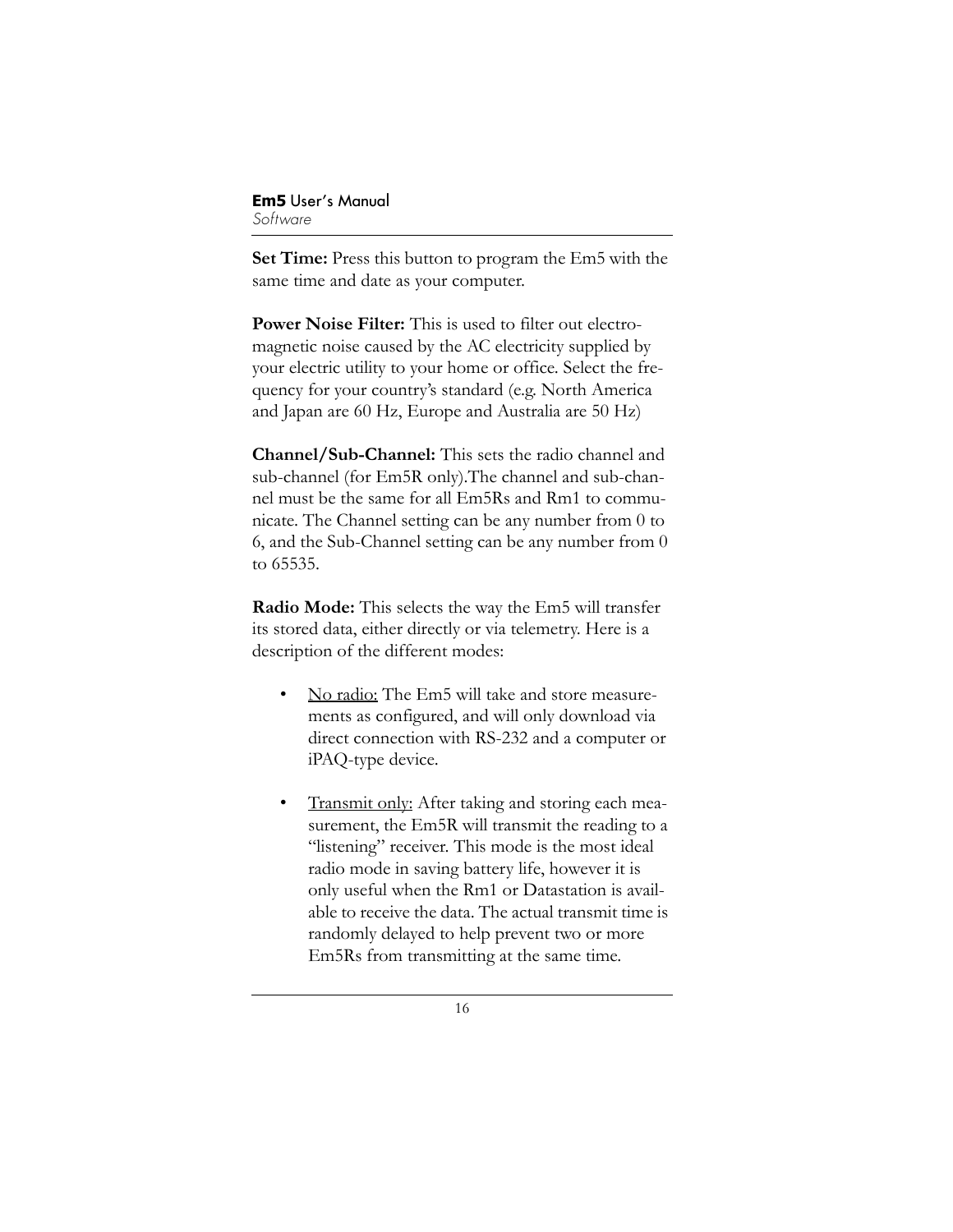**Set Time:** Press this button to program the Em5 with the same time and date as your computer.

**Power Noise Filter:** This is used to filter out electromagnetic noise caused by the AC electricity supplied by your electric utility to your home or office. Select the frequency for your country's standard (e.g. North America and Japan are 60 Hz, Europe and Australia are 50 Hz)

**Channel/Sub-Channel:** This sets the radio channel and sub-channel (for Em5R only).The channel and sub-channel must be the same for all Em5Rs and Rm1 to communicate. The Channel setting can be any number from 0 to 6, and the Sub-Channel setting can be any number from 0 to 65535.

**Radio Mode:** This selects the way the Em5 will transfer its stored data, either directly or via telemetry. Here is a description of the different modes:

- <u>No radio:</u> The Em5 will take and store measurements as configured, and will only download via direct connection with RS-232 and a computer or iPAQ-type device.
- <u>Transmit only:</u> After taking and storing each measurement, the Em5R will transmit the reading to a "listening" receiver. This mode is the most ideal radio mode in saving battery life, however it is only useful when the Rm1 or Datastation is available to receive the data. The actual transmit time is randomly delayed to help prevent two or more Em5Rs from transmitting at the same time.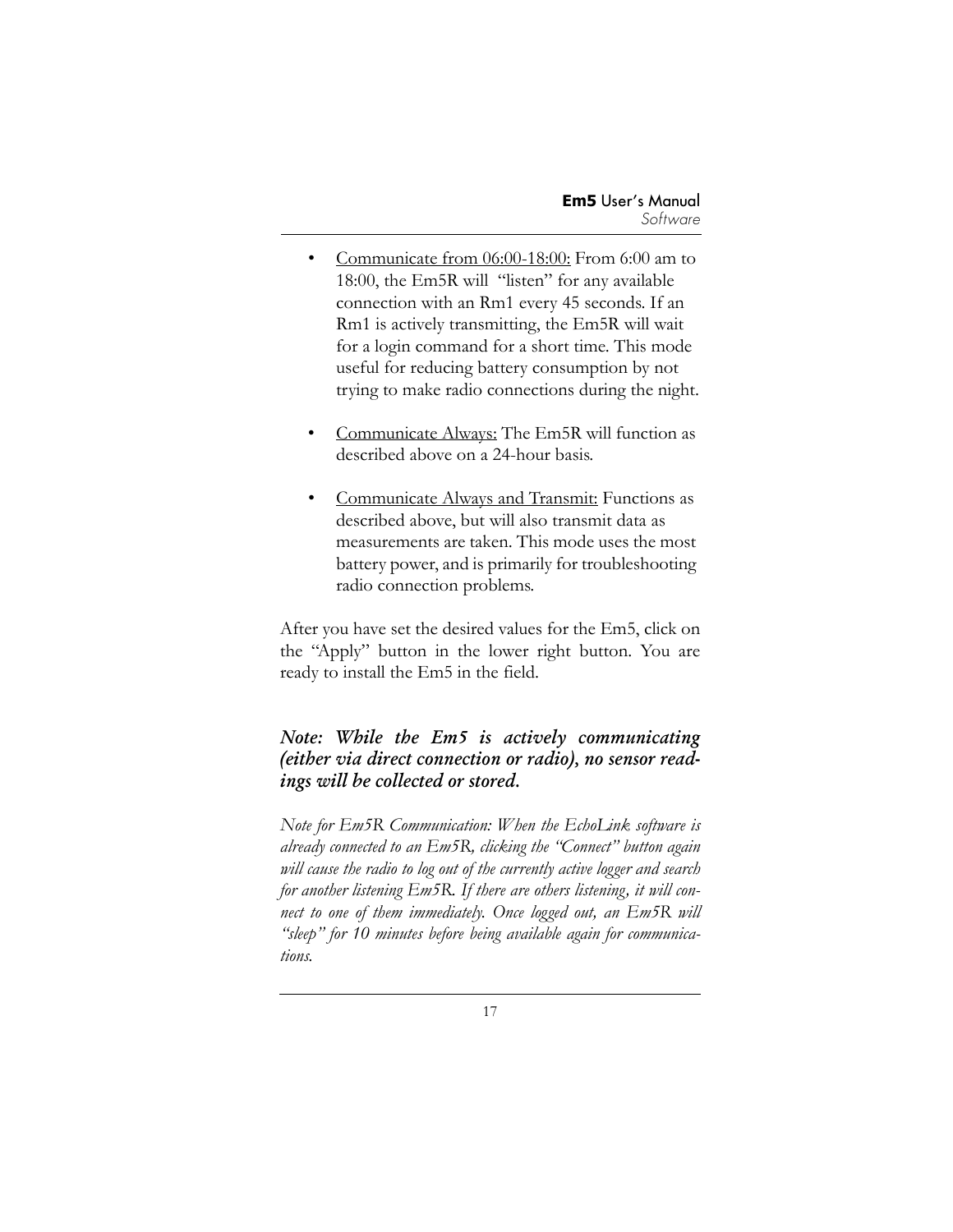- <u>Communicate from 06:00-18:00:</u> From 6:00 am to 18:00, the Em5R will "listen" for any available connection with an Rm1 every 45 seconds. If an Rm1 is actively transmitting, the Em5R will wait for a login command for a short time. This mode useful for reducing battery consumption by not trying to make radio connections during the night.

- <u>Communicate Always:</u> The Em5R will function as described above on a 24-hour basis.

- <u>Communicate Always and Transmit:</u> Functions as described above, but will also transmit data as measurements are taken. This mode uses the most battery power, and is primarily for troubleshooting radio connection problems.

After you have set the desired values for the Em5, click on the "Apply" button in the lower right button. You are ready to install the Em5 in the field.

***Note: While the Em5 is actively communicating (either via direct connection or radio), no sensor readings will be collected or stored.***

*Note for Em5R Communication: When the EchoLink software is already connected to an Em5R, clicking the "Connect" button again will cause the radio to log out of the currently active logger and search for another listening Em5R. If there are others listening, it will connect to one of them immediately. Once logged out, an Em5R will "sleep" for 10 minutes before being available again for communications.*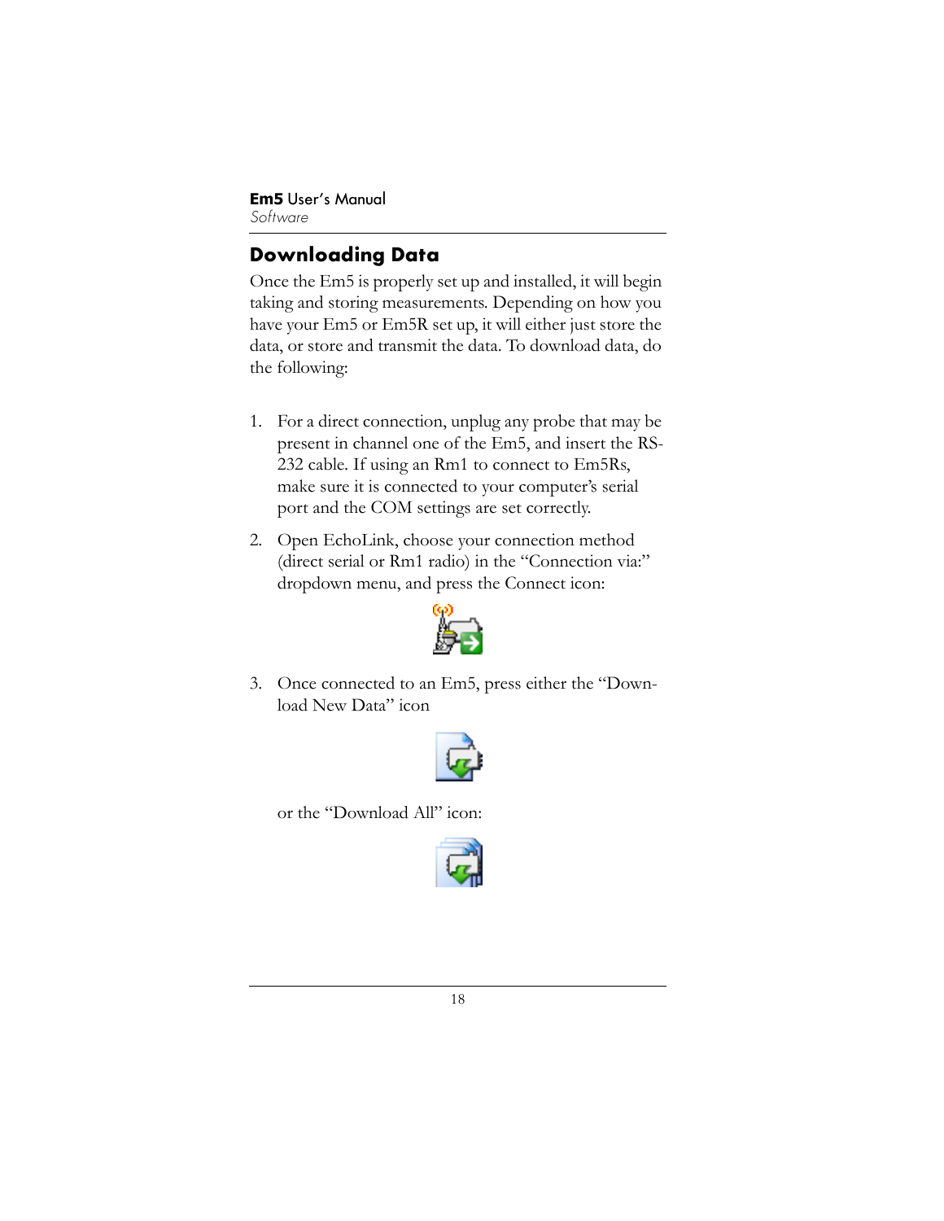## Downloading Data

Once the Em5 is properly set up and installed, it will begin taking and storing measurements. Depending on how you have your Em5 or Em5R set up, it will either just store the data, or store and transmit the data. To download data, do the following:

1. For a direct connection, unplug any probe that may be present in channel one of the Em5, and insert the RS-232 cable. If using an Rm1 to connect to Em5Rs, make sure it is connected to your computer's serial port and the COM settings are set correctly.
2. Open EchoLink, choose your connection method (direct serial or Rm1 radio) in the "Connection via:" dropdown menu, and press the Connect icon:
3. Once connected to an Em5, press either the "Download New Data" icon

   or the "Download All" icon: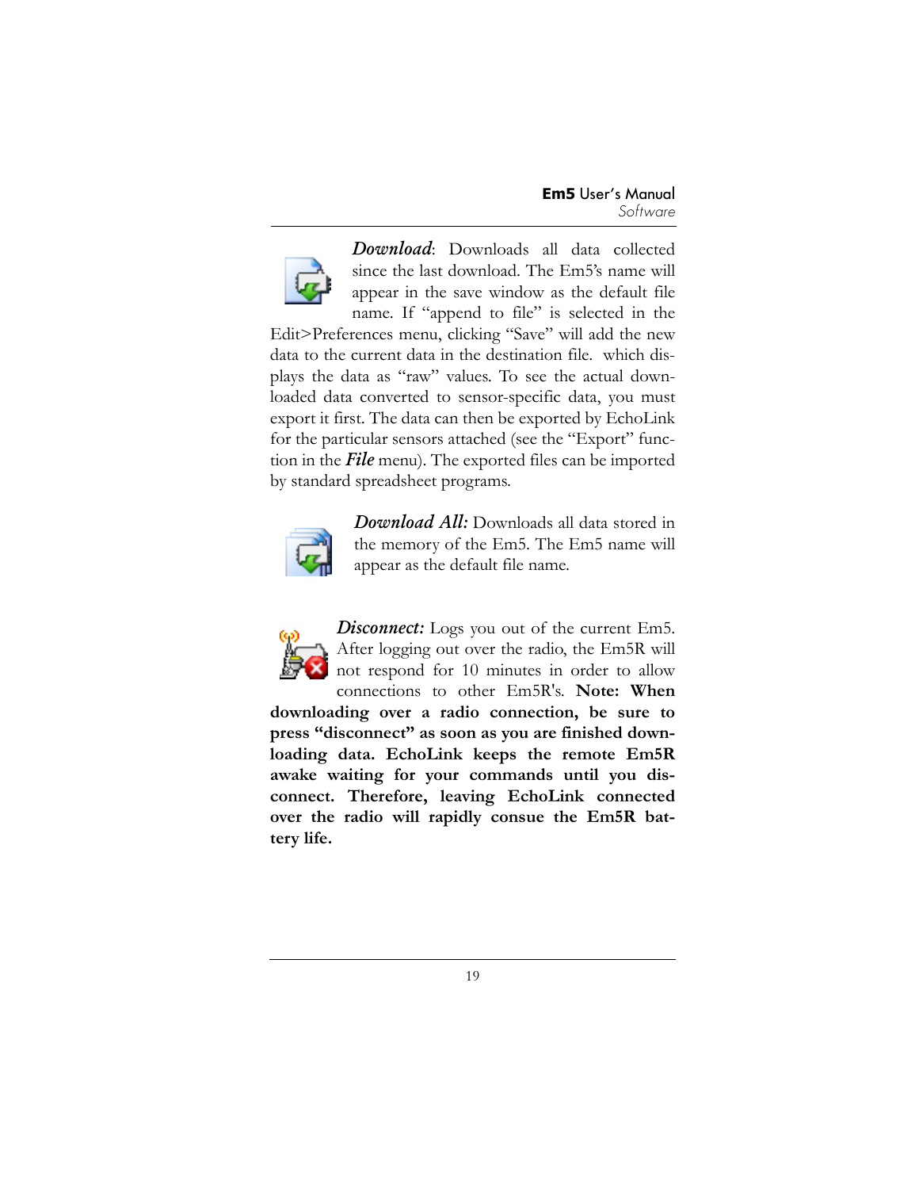***Download***: Downloads all data collected since the last download. The Em5's name will appear in the save window as the default file name. If "append to file" is selected in the Edit>Preferences menu, clicking "Save" will add the new data to the current data in the destination file. which displays the data as "raw" values. To see the actual downloaded data converted to sensor-specific data, you must export it first. The data can then be exported by EchoLink for the particular sensors attached (see the "Export" function in the ***File*** menu). The exported files can be imported by standard spreadsheet programs.

***Download All:*** Downloads all data stored in the memory of the Em5. The Em5 name will appear as the default file name.

***Disconnect:*** Logs you out of the current Em5. After logging out over the radio, the Em5R will not respond for 10 minutes in order to allow connections to other Em5R's. **Note: When downloading over a radio connection, be sure to press "disconnect" as soon as you are finished downloading data. EchoLink keeps the remote Em5R awake waiting for your commands until you disconnect. Therefore, leaving EchoLink connected over the radio will rapidly consue the Em5R battery life.**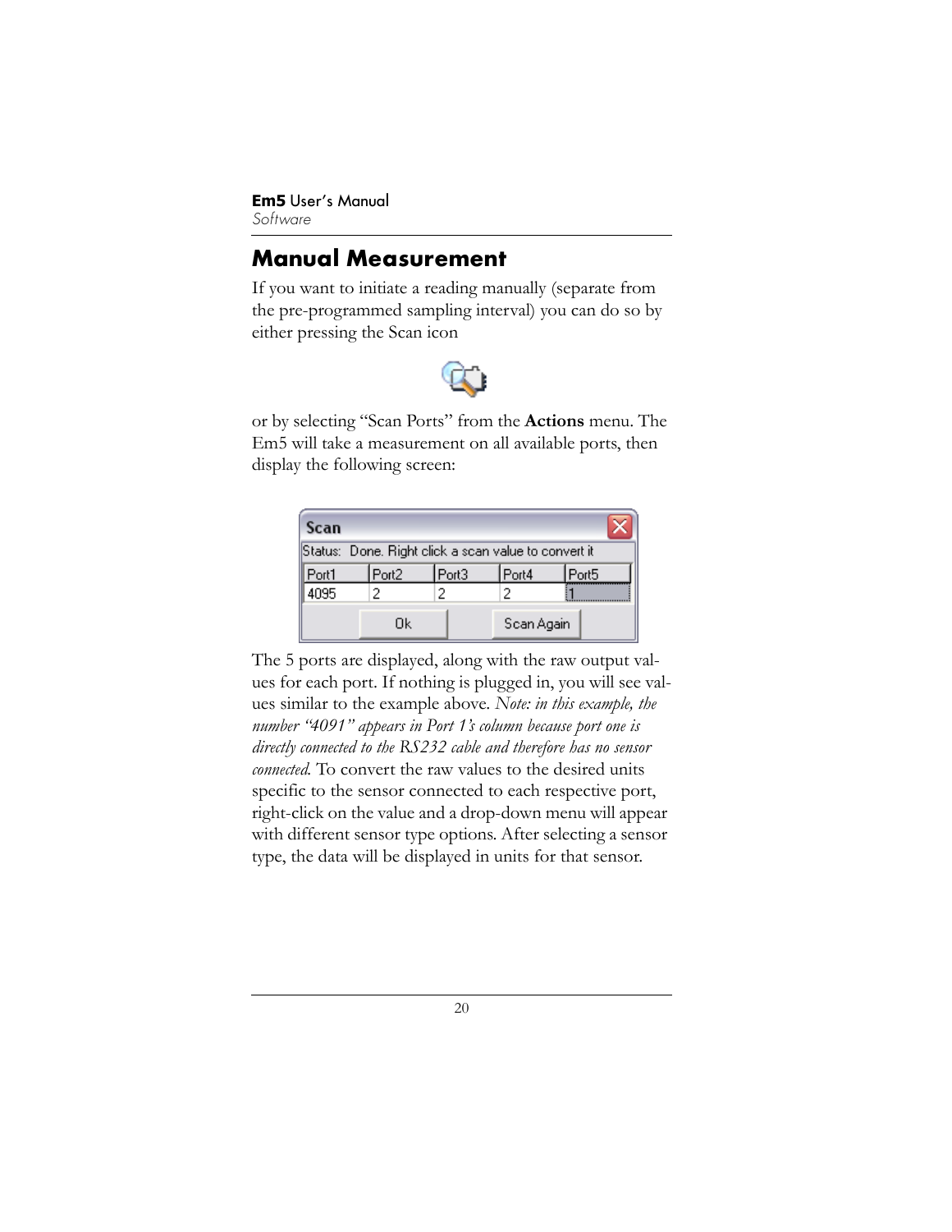## Manual Measurement

If you want to initiate a reading manually (separate from the pre-programmed sampling interval) you can do so by either pressing the Scan icon

or by selecting "Scan Ports" from the **Actions** menu. The Em5 will take a measurement on all available ports, then display the following screen:

**Scan**

Status: Done. Right click a scan value to convert it

| Port1 | Port2 | Port3 | Port4 | Port5 |
|---|---|---|---|---|
| 4095 | 2 | 2 | 2 | 1 |

Ok    Scan Again

The 5 ports are displayed, along with the raw output values for each port. If nothing is plugged in, you will see values similar to the example above. *Note: in this example, the number "4091" appears in Port 1's column because port one is directly connected to the RS232 cable and therefore has no sensor connected.* To convert the raw values to the desired units specific to the sensor connected to each respective port, right-click on the value and a drop-down menu will appear with different sensor type options. After selecting a sensor type, the data will be displayed in units for that sensor.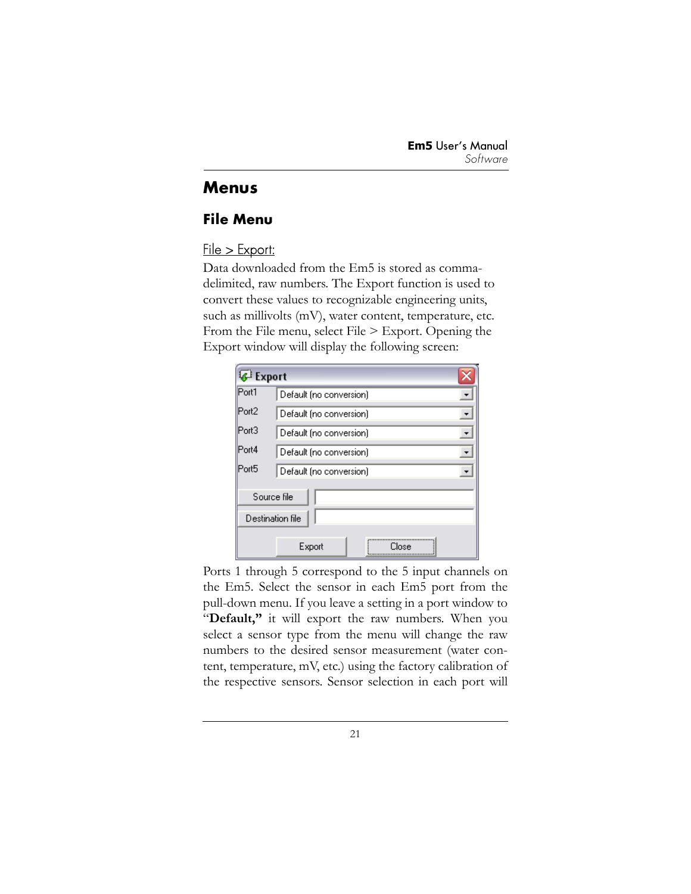# Menus

## File Menu

File > Export:

Data downloaded from the Em5 is stored as comma-delimited, raw numbers. The Export function is used to convert these values to recognizable engineering units, such as millivolts (mV), water content, temperature, etc. From the File menu, select File > Export. Opening the Export window will display the following screen:

Ports 1 through 5 correspond to the 5 input channels on the Em5. Select the sensor in each Em5 port from the pull-down menu. If you leave a setting in a port window to "**Default,**" it will export the raw numbers. When you select a sensor type from the menu will change the raw numbers to the desired sensor measurement (water content, temperature, mV, etc.) using the factory calibration of the respective sensors. Sensor selection in each port will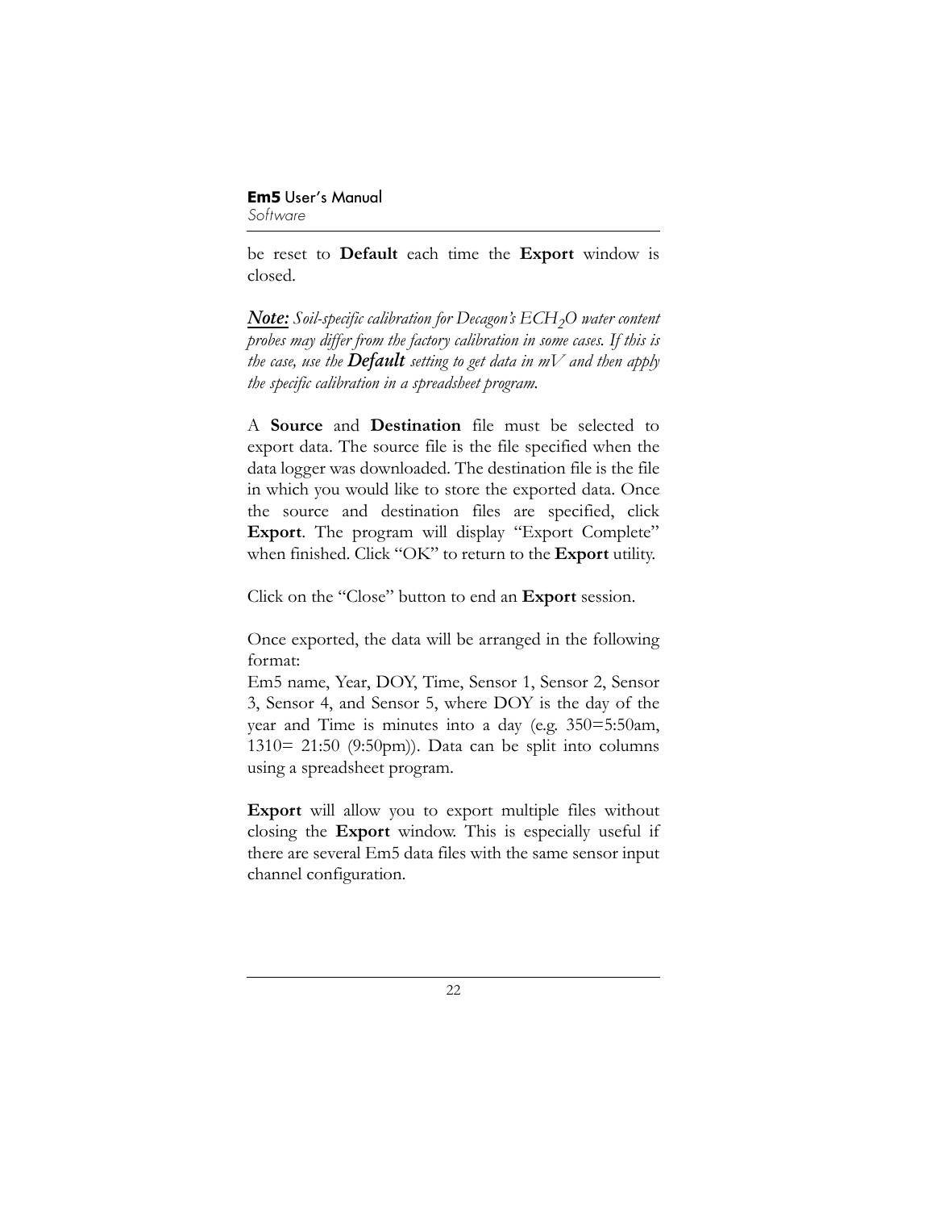be reset to **Default** each time the **Export** window is closed.

***Note:*** *Soil-specific calibration for Decagon's ECH$_2$O water content probes may differ from the factory calibration in some cases. If this is the case, use the* ***Default*** *setting to get data in mV and then apply the specific calibration in a spreadsheet program.*

A **Source** and **Destination** file must be selected to export data. The source file is the file specified when the data logger was downloaded. The destination file is the file in which you would like to store the exported data. Once the source and destination files are specified, click **Export**. The program will display "Export Complete" when finished. Click "OK" to return to the **Export** utility.

Click on the "Close" button to end an **Export** session.

Once exported, the data will be arranged in the following format:
Em5 name, Year, DOY, Time, Sensor 1, Sensor 2, Sensor 3, Sensor 4, and Sensor 5, where DOY is the day of the year and Time is minutes into a day (e.g. 350=5:50am, 1310= 21:50 (9:50pm)). Data can be split into columns using a spreadsheet program.

**Export** will allow you to export multiple files without closing the **Export** window. This is especially useful if there are several Em5 data files with the same sensor input channel configuration.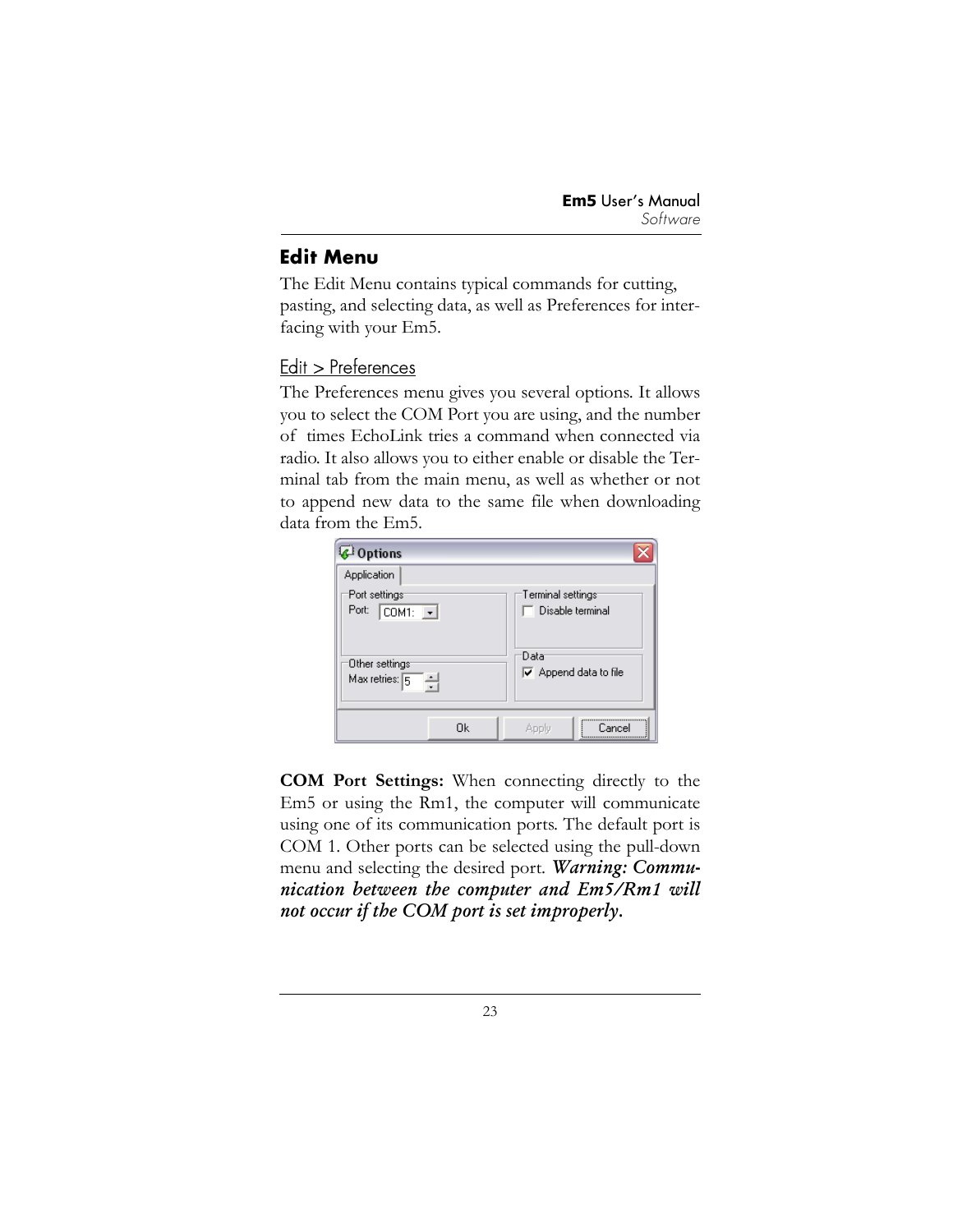## Edit Menu

The Edit Menu contains typical commands for cutting, pasting, and selecting data, as well as Preferences for interfacing with your Em5.

### Edit > Preferences

The Preferences menu gives you several options. It allows you to select the COM Port you are using, and the number of times EchoLink tries a command when connected via radio. It also allows you to either enable or disable the Terminal tab from the main menu, as well as whether or not to append new data to the same file when downloading data from the Em5.

**COM Port Settings:** When connecting directly to the Em5 or using the Rm1, the computer will communicate using one of its communication ports. The default port is COM 1. Other ports can be selected using the pull-down menu and selecting the desired port. ***Warning: Communication between the computer and Em5/Rm1 will not occur if the COM port is set improperly.***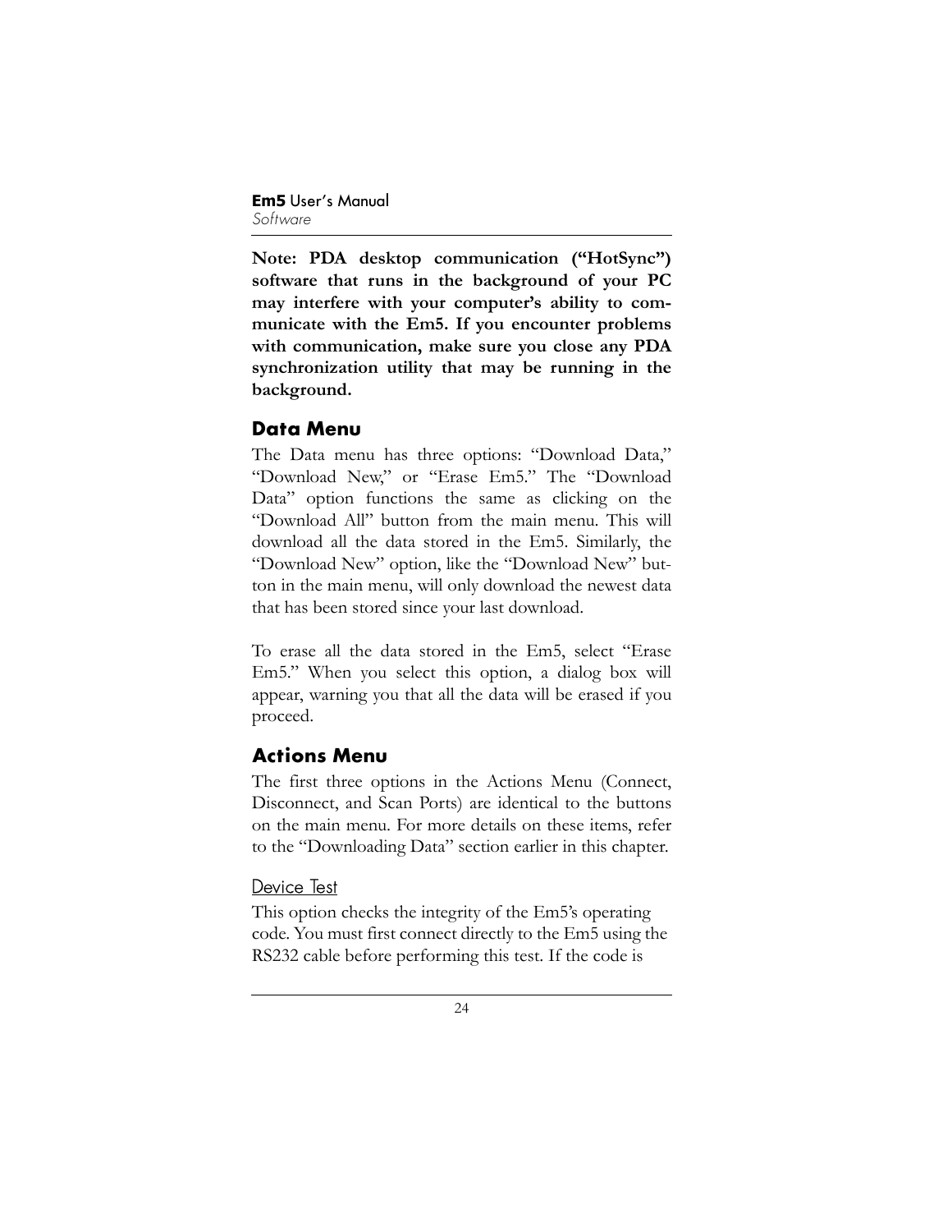**Note: PDA desktop communication ("HotSync") software that runs in the background of your PC may interfere with your computer's ability to communicate with the Em5. If you encounter problems with communication, make sure you close any PDA synchronization utility that may be running in the background.**

## Data Menu

The Data menu has three options: "Download Data," "Download New," or "Erase Em5." The "Download Data" option functions the same as clicking on the "Download All" button from the main menu. This will download all the data stored in the Em5. Similarly, the "Download New" option, like the "Download New" button in the main menu, will only download the newest data that has been stored since your last download.

To erase all the data stored in the Em5, select "Erase Em5." When you select this option, a dialog box will appear, warning you that all the data will be erased if you proceed.

## Actions Menu

The first three options in the Actions Menu (Connect, Disconnect, and Scan Ports) are identical to the buttons on the main menu. For more details on these items, refer to the "Downloading Data" section earlier in this chapter.

### Device Test

This option checks the integrity of the Em5's operating code. You must first connect directly to the Em5 using the RS232 cable before performing this test. If the code is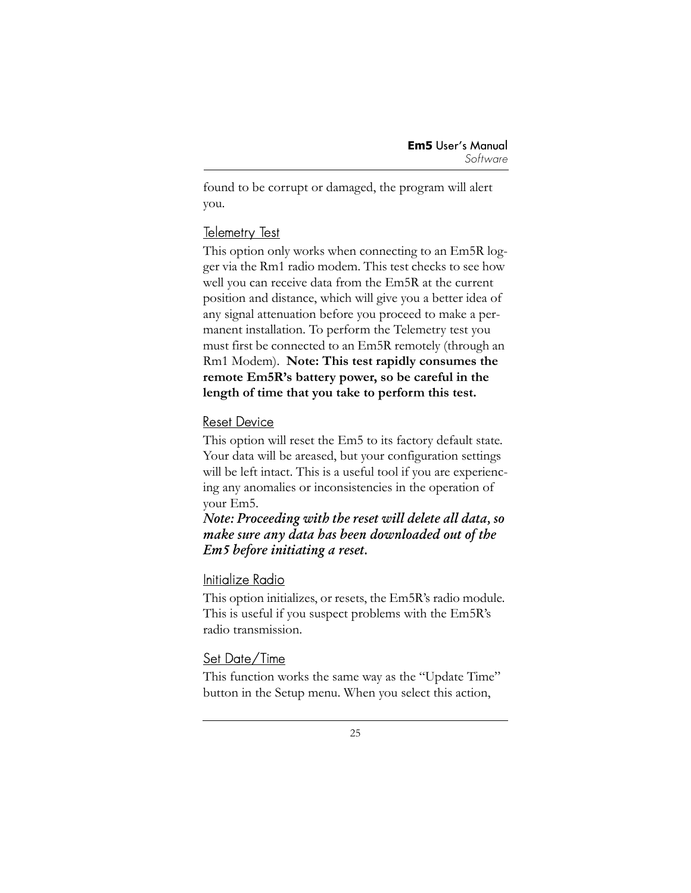found to be corrupt or damaged, the program will alert you.

### Telemetry Test

This option only works when connecting to an Em5R logger via the Rm1 radio modem. This test checks to see how well you can receive data from the Em5R at the current position and distance, which will give you a better idea of any signal attenuation before you proceed to make a permanent installation. To perform the Telemetry test you must first be connected to an Em5R remotely (through an Rm1 Modem). **Note: This test rapidly consumes the remote Em5R's battery power, so be careful in the length of time that you take to perform this test.**

### Reset Device

This option will reset the Em5 to its factory default state. Your data will be areased, but your configuration settings will be left intact. This is a useful tool if you are experiencing any anomalies or inconsistencies in the operation of your Em5.
***Note: Proceeding with the reset will delete all data, so make sure any data has been downloaded out of the Em5 before initiating a reset.***

### Initialize Radio

This option initializes, or resets, the Em5R's radio module. This is useful if you suspect problems with the Em5R's radio transmission.

### Set Date/Time

This function works the same way as the "Update Time" button in the Setup menu. When you select this action,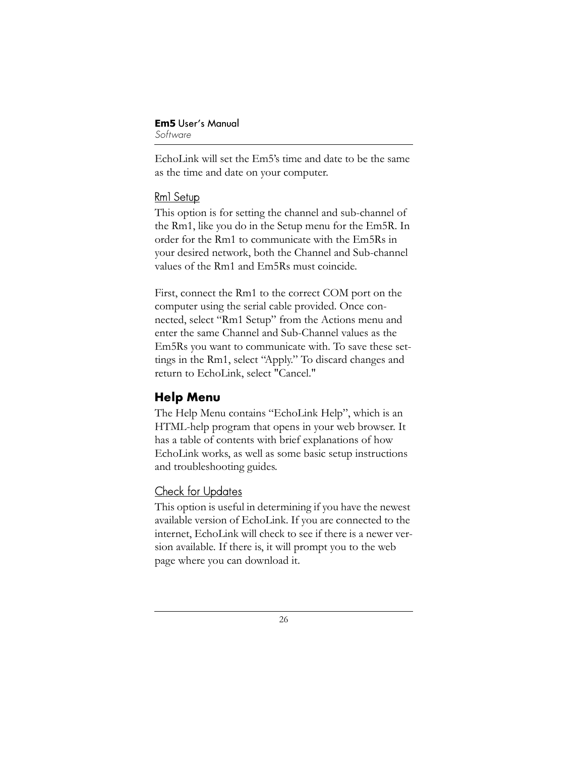EchoLink will set the Em5's time and date to be the same as the time and date on your computer.

### Rm1 Setup

This option is for setting the channel and sub-channel of the Rm1, like you do in the Setup menu for the Em5R. In order for the Rm1 to communicate with the Em5Rs in your desired network, both the Channel and Sub-channel values of the Rm1 and Em5Rs must coincide.

First, connect the Rm1 to the correct COM port on the computer using the serial cable provided. Once connected, select "Rm1 Setup" from the Actions menu and enter the same Channel and Sub-Channel values as the Em5Rs you want to communicate with. To save these settings in the Rm1, select "Apply." To discard changes and return to EchoLink, select "Cancel."

## Help Menu

The Help Menu contains "EchoLink Help", which is an HTML-help program that opens in your web browser. It has a table of contents with brief explanations of how EchoLink works, as well as some basic setup instructions and troubleshooting guides.

### Check for Updates

This option is useful in determining if you have the newest available version of EchoLink. If you are connected to the internet, EchoLink will check to see if there is a newer version available. If there is, it will prompt you to the web page where you can download it.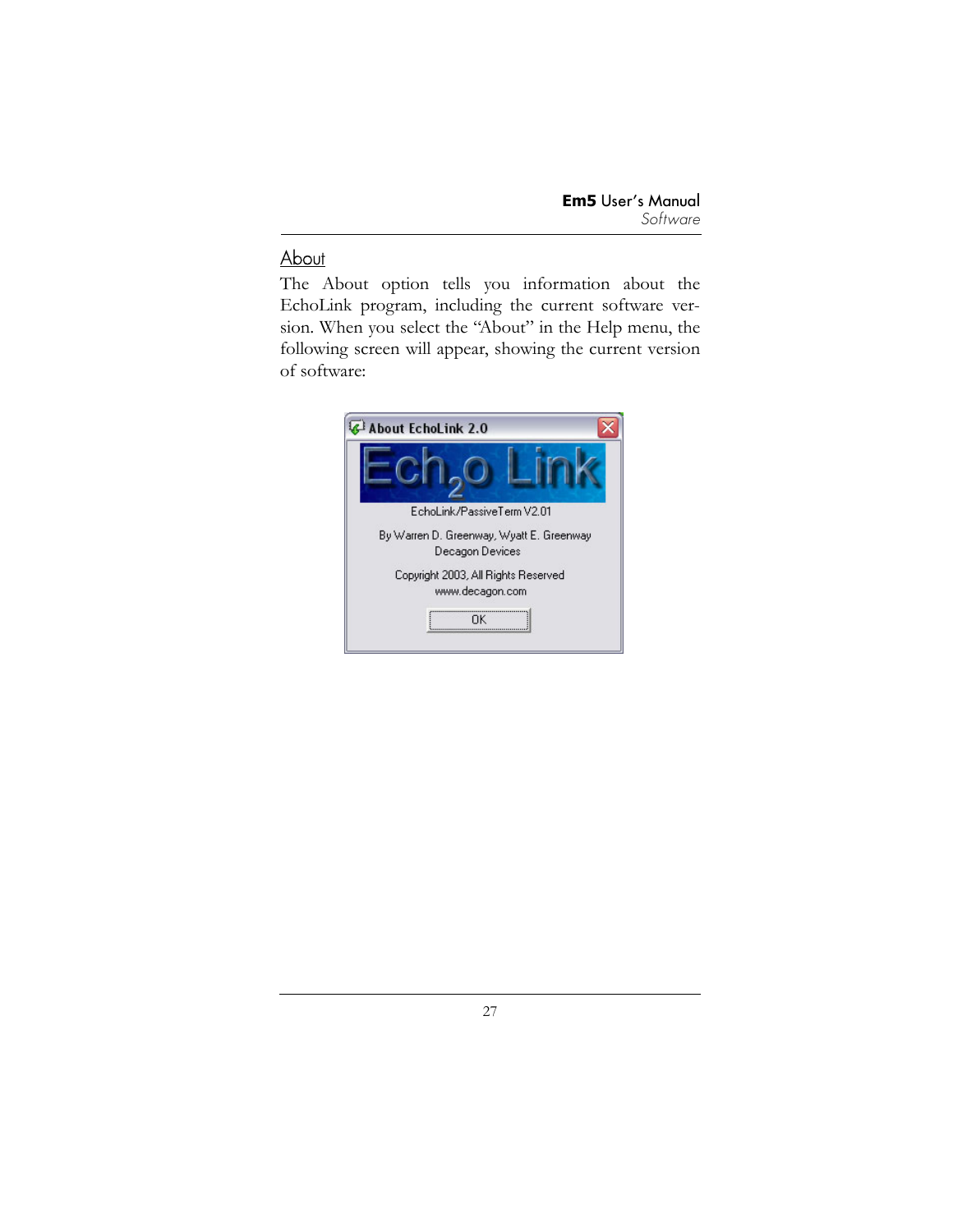## About

The About option tells you information about the EchoLink program, including the current software version. When you select the "About" in the Help menu, the following screen will appear, showing the current version of software:

About EchoLink 2.0

Ech2o Link

EchoLink/PassiveTerm V2.01

By Warren D. Greenway, Wyatt E. Greenway
Decagon Devices

Copyright 2003, All Rights Reserved
www.decagon.com

OK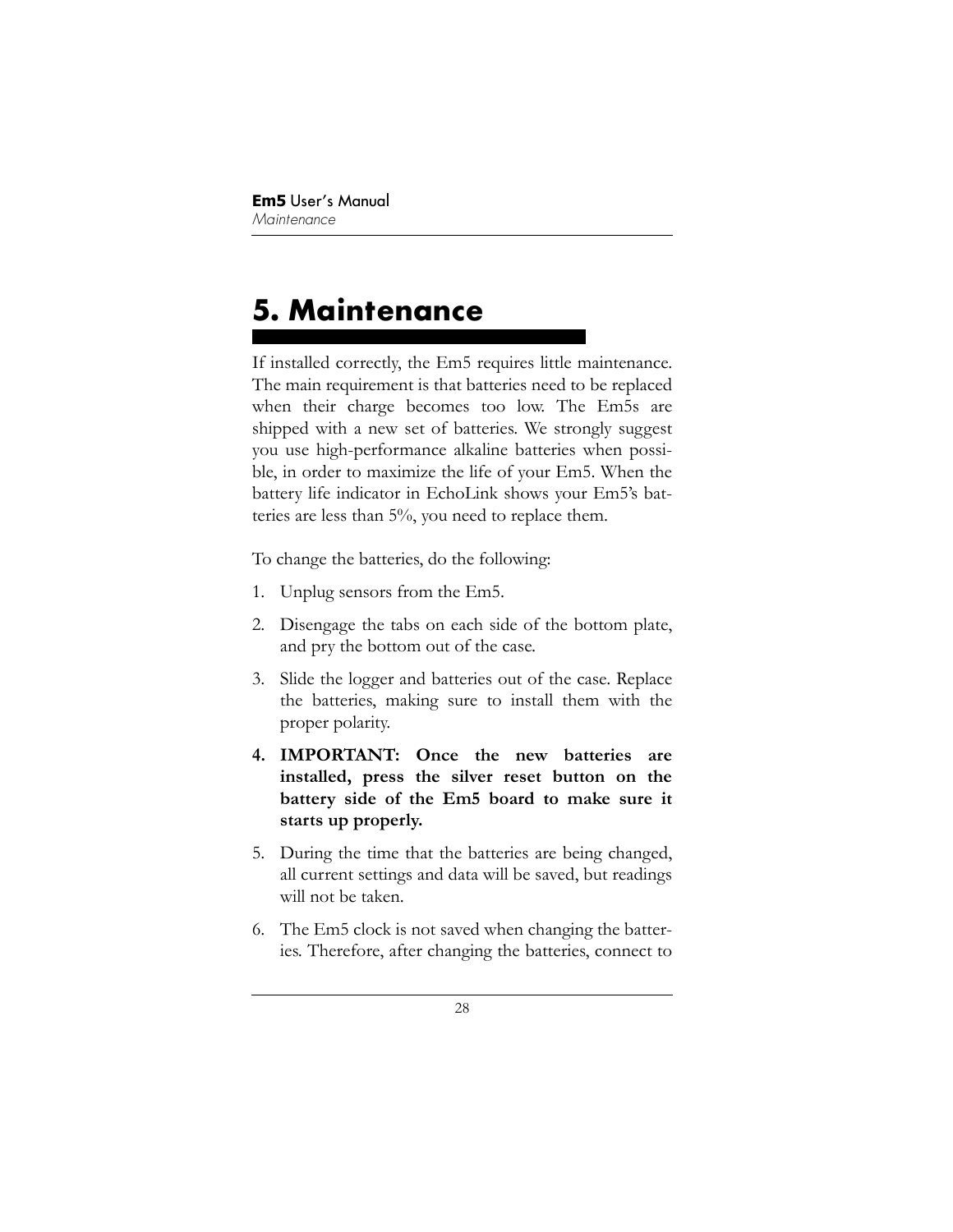# 5. Maintenance

If installed correctly, the Em5 requires little maintenance. The main requirement is that batteries need to be replaced when their charge becomes too low. The Em5s are shipped with a new set of batteries. We strongly suggest you use high-performance alkaline batteries when possible, in order to maximize the life of your Em5. When the battery life indicator in EchoLink shows your Em5's batteries are less than 5%, you need to replace them.

To change the batteries, do the following:

1. Unplug sensors from the Em5.
2. Disengage the tabs on each side of the bottom plate, and pry the bottom out of the case.
3. Slide the logger and batteries out of the case. Replace the batteries, making sure to install them with the proper polarity.
4. **IMPORTANT: Once the new batteries are installed, press the silver reset button on the battery side of the Em5 board to make sure it starts up properly.**
5. During the time that the batteries are being changed, all current settings and data will be saved, but readings will not be taken.
6. The Em5 clock is not saved when changing the batteries. Therefore, after changing the batteries, connect to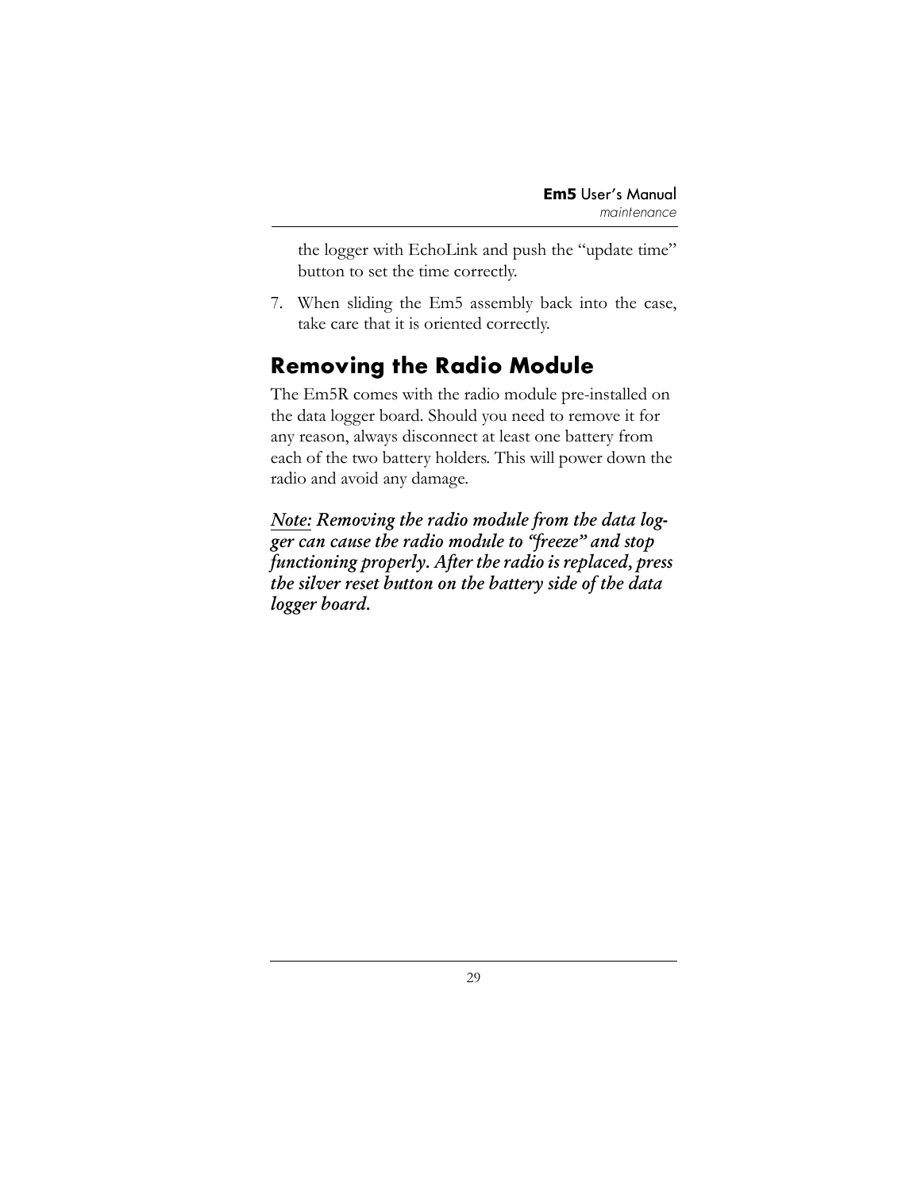the logger with EchoLink and push the "update time" button to set the time correctly.

7. When sliding the Em5 assembly back into the case, take care that it is oriented correctly.

## Removing the Radio Module

The Em5R comes with the radio module pre-installed on the data logger board. Should you need to remove it for any reason, always disconnect at least one battery from each of the two battery holders. This will power down the radio and avoid any damage.

***Note:* Removing the radio module from the data logger can cause the radio module to "freeze" and stop functioning properly. After the radio is replaced, press the silver reset button on the battery side of the data logger board.**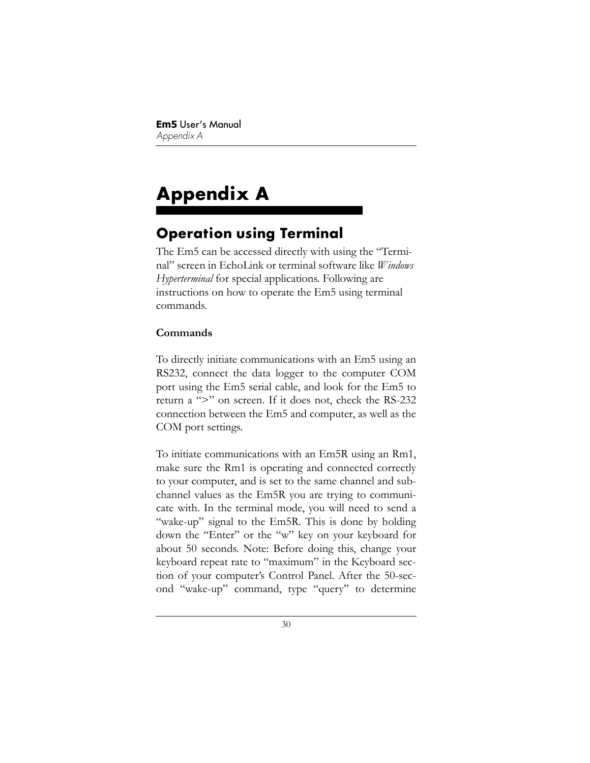# Appendix A

## Operation using Terminal

The Em5 can be accessed directly with using the "Terminal" screen in EchoLink or terminal software like *Windows Hyperterminal* for special applications. Following are instructions on how to operate the Em5 using terminal commands.

**Commands**

To directly initiate communications with an Em5 using an RS232, connect the data logger to the computer COM port using the Em5 serial cable, and look for the Em5 to return a ">" on screen. If it does not, check the RS-232 connection between the Em5 and computer, as well as the COM port settings.

To initiate communications with an Em5R using an Rm1, make sure the Rm1 is operating and connected correctly to your computer, and is set to the same channel and subchannel values as the Em5R you are trying to communicate with. In the terminal mode, you will need to send a "wake-up" signal to the Em5R. This is done by holding down the "Enter" or the "w" key on your keyboard for about 50 seconds. Note: Before doing this, change your keyboard repeat rate to "maximum" in the Keyboard section of your computer's Control Panel. After the 50-second "wake-up" command, type "query" to determine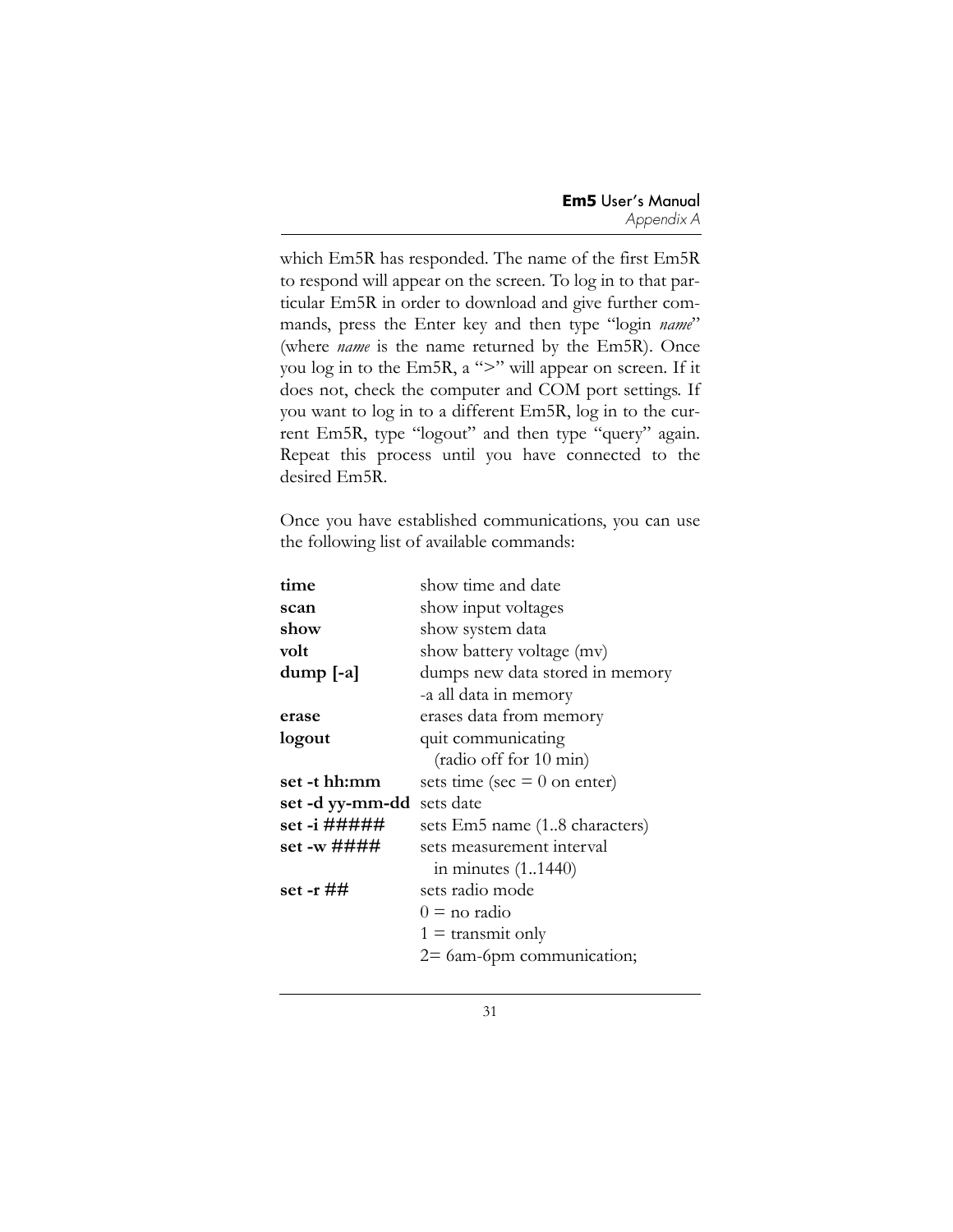which Em5R has responded. The name of the first Em5R to respond will appear on the screen. To log in to that particular Em5R in order to download and give further commands, press the Enter key and then type "login *name*" (where *name* is the name returned by the Em5R). Once you log in to the Em5R, a ">" will appear on screen. If it does not, check the computer and COM port settings. If you want to log in to a different Em5R, log in to the current Em5R, type "logout" and then type "query" again. Repeat this process until you have connected to the desired Em5R.

Once you have established communications, you can use the following list of available commands:

| | |
|---|---|
| **time** | show time and date |
| **scan** | show input voltages |
| **show** | show system data |
| **volt** | show battery voltage (mv) |
| **dump [-a]** | dumps new data stored in memory<br>-a all data in memory |
| **erase** | erases data from memory |
| **logout** | quit communicating<br>(radio off for 10 min) |
| **set -t hh:mm** | sets time (sec = 0 on enter) |
| **set -d yy-mm-dd** | sets date |
| **set -i #####** | sets Em5 name (1..8 characters) |
| **set -w ####** | sets measurement interval<br>in minutes (1..1440) |
| **set -r ##** | sets radio mode<br>0 = no radio<br>1 = transmit only<br>2= 6am-6pm communication; |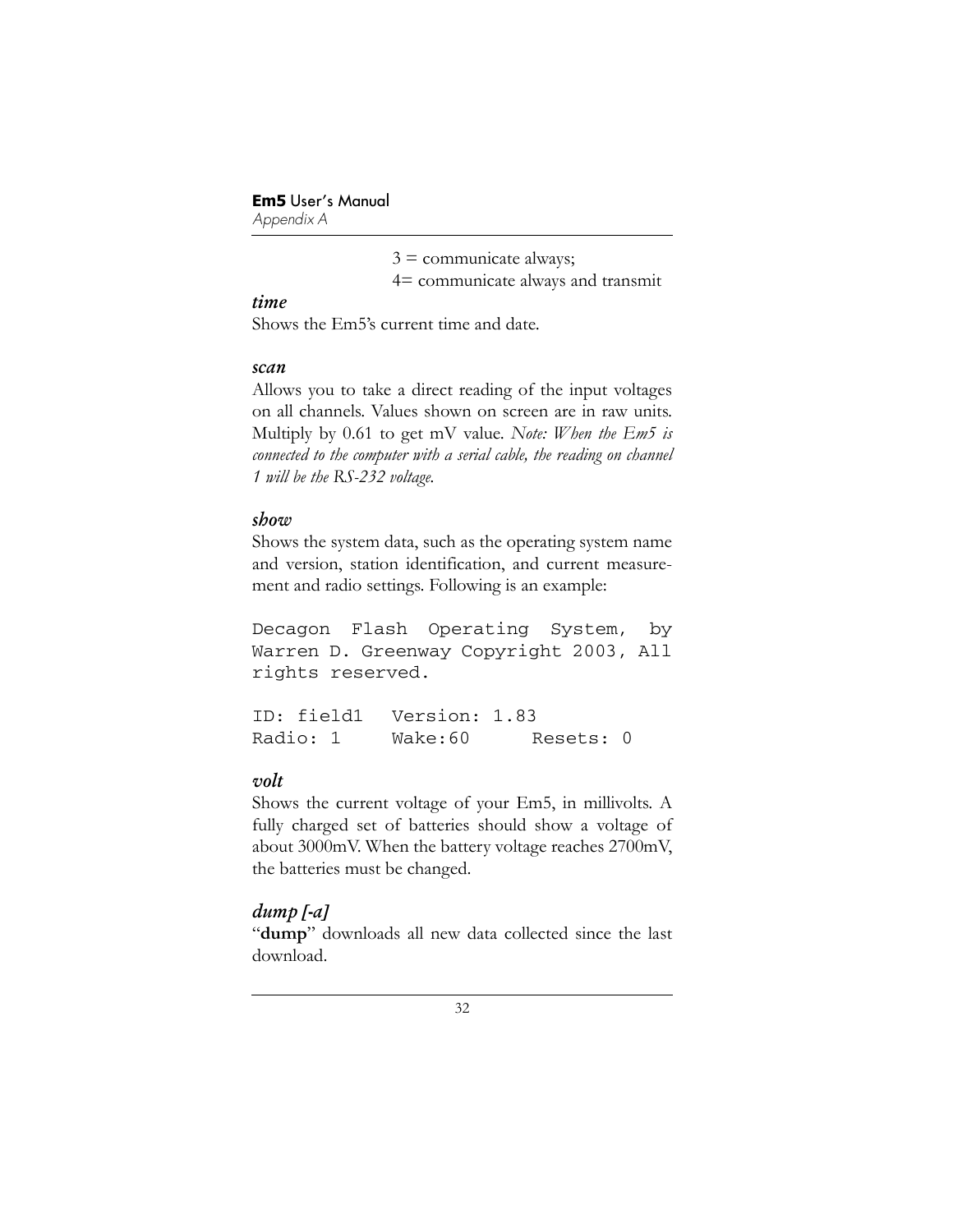3 = communicate always;
4= communicate always and transmit

### *time*

Shows the Em5's current time and date.

### *scan*

Allows you to take a direct reading of the input voltages on all channels. Values shown on screen are in raw units. Multiply by 0.61 to get mV value. *Note: When the Em5 is connected to the computer with a serial cable, the reading on channel 1 will be the RS-232 voltage.*

### *show*

Shows the system data, such as the operating system name and version, station identification, and current measurement and radio settings. Following is an example:

```
Decagon Flash Operating System, by
Warren D. Greenway Copyright 2003, All
rights reserved.

ID: field1   Version: 1.83
Radio: 1     Wake:60      Resets: 0
```

### *volt*

Shows the current voltage of your Em5, in millivolts. A fully charged set of batteries should show a voltage of about 3000mV. When the battery voltage reaches 2700mV, the batteries must be changed.

### *dump [-a]*

"**dump**" downloads all new data collected since the last download.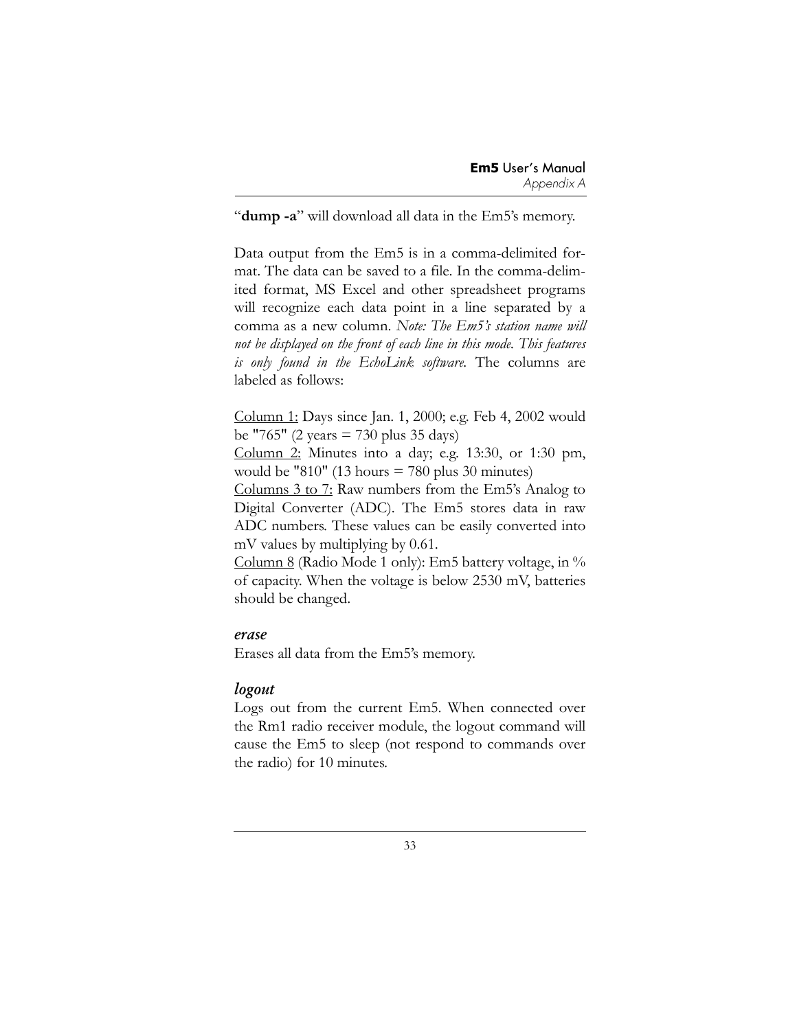"**dump -a**" will download all data in the Em5's memory.

Data output from the Em5 is in a comma-delimited format. The data can be saved to a file. In the comma-delimited format, MS Excel and other spreadsheet programs will recognize each data point in a line separated by a comma as a new column. *Note: The Em5's station name will not be displayed on the front of each line in this mode. This features is only found in the EchoLink software.* The columns are labeled as follows:

Column 1: Days since Jan. 1, 2000; e.g. Feb 4, 2002 would be "765" (2 years = 730 plus 35 days)
Column 2: Minutes into a day; e.g. 13:30, or 1:30 pm, would be "810" (13 hours = 780 plus 30 minutes)
Columns 3 to 7: Raw numbers from the Em5's Analog to Digital Converter (ADC). The Em5 stores data in raw ADC numbers. These values can be easily converted into mV values by multiplying by 0.61.
Column 8 (Radio Mode 1 only): Em5 battery voltage, in % of capacity. When the voltage is below 2530 mV, batteries should be changed.

### *erase*

Erases all data from the Em5's memory.

### *logout*

Logs out from the current Em5. When connected over the Rm1 radio receiver module, the logout command will cause the Em5 to sleep (not respond to commands over the radio) for 10 minutes.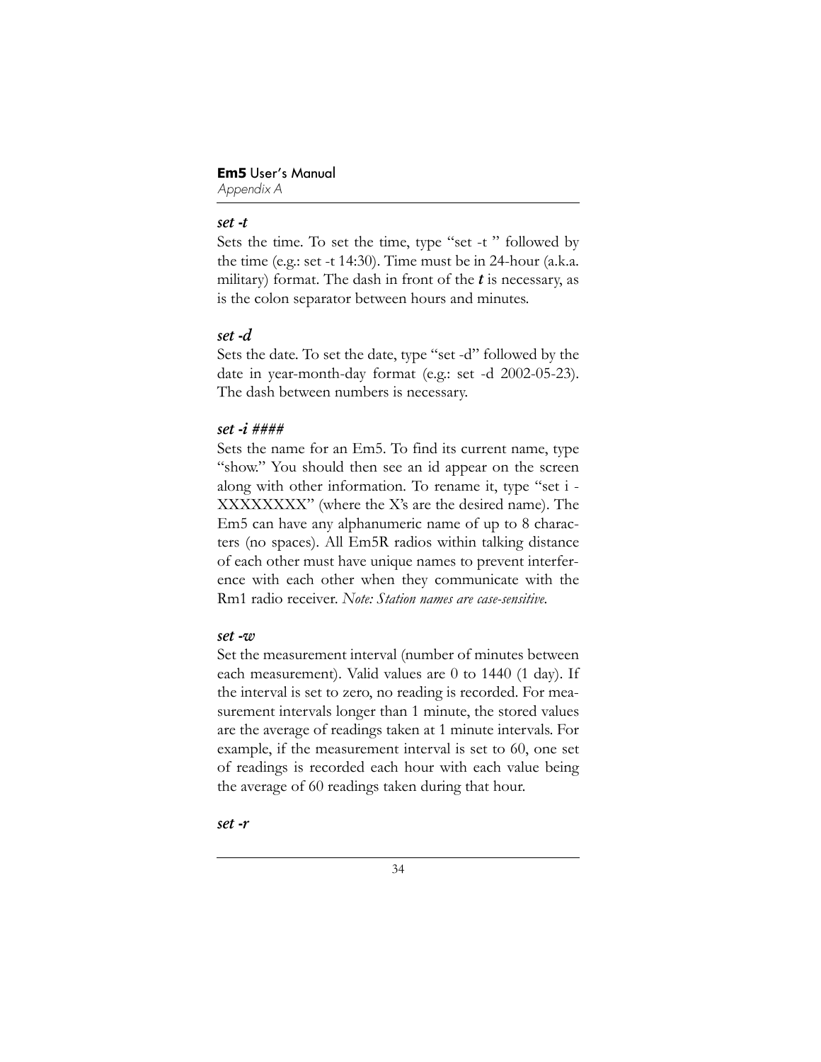### *set -t*

Sets the time. To set the time, type "set -t " followed by the time (e.g.: set -t 14:30). Time must be in 24-hour (a.k.a. military) format. The dash in front of the ***t*** is necessary, as is the colon separator between hours and minutes.

### *set -d*

Sets the date. To set the date, type "set -d" followed by the date in year-month-day format (e.g.: set -d 2002-05-23). The dash between numbers is necessary.

### *set -i ####*

Sets the name for an Em5. To find its current name, type "show." You should then see an id appear on the screen along with other information. To rename it, type "set i - XXXXXXXX" (where the X's are the desired name). The Em5 can have any alphanumeric name of up to 8 characters (no spaces). All Em5R radios within talking distance of each other must have unique names to prevent interference with each other when they communicate with the Rm1 radio receiver. *Note: Station names are case-sensitive.*

### *set -w*

Set the measurement interval (number of minutes between each measurement). Valid values are 0 to 1440 (1 day). If the interval is set to zero, no reading is recorded. For measurement intervals longer than 1 minute, the stored values are the average of readings taken at 1 minute intervals. For example, if the measurement interval is set to 60, one set of readings is recorded each hour with each value being the average of 60 readings taken during that hour.

### *set -r*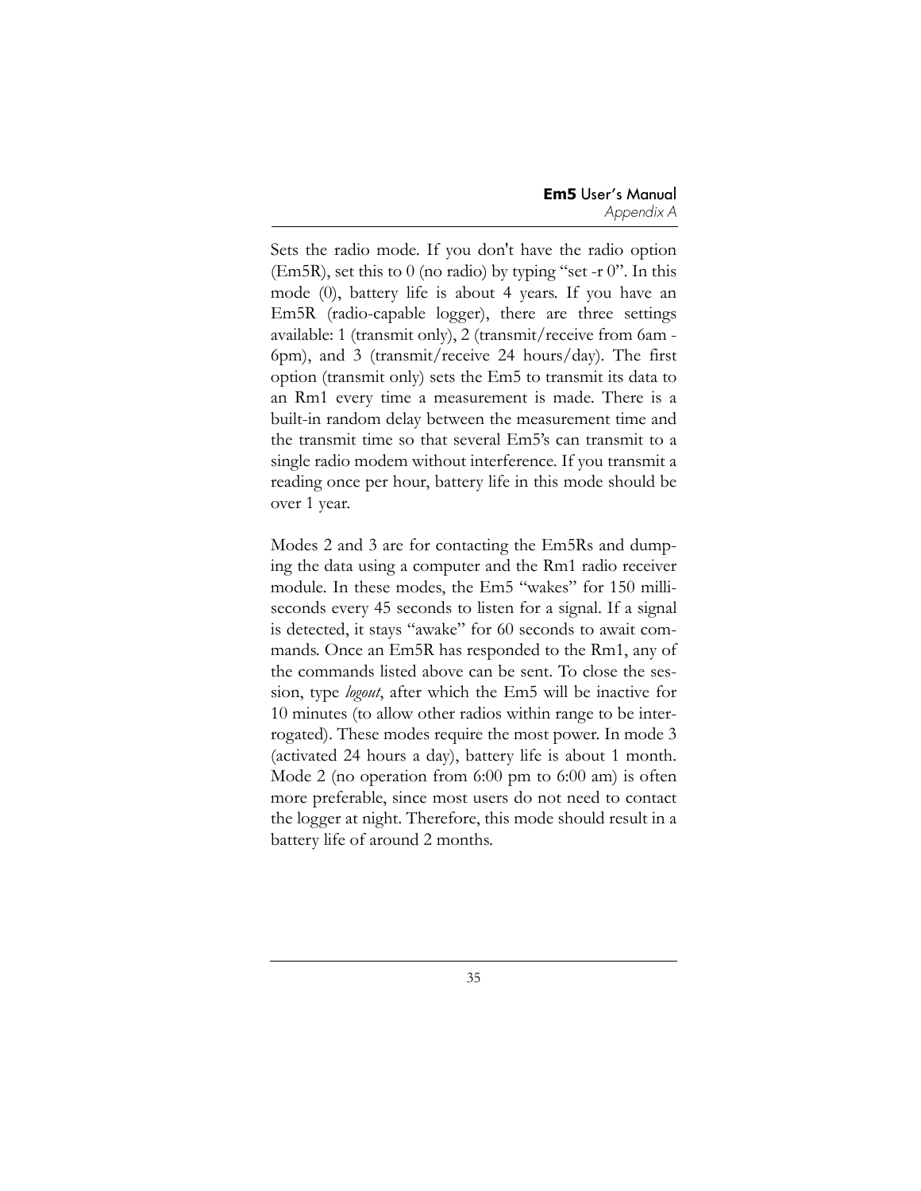Sets the radio mode. If you don't have the radio option (Em5R), set this to 0 (no radio) by typing "set -r 0". In this mode (0), battery life is about 4 years. If you have an Em5R (radio-capable logger), there are three settings available: 1 (transmit only), 2 (transmit/receive from 6am - 6pm), and 3 (transmit/receive 24 hours/day). The first option (transmit only) sets the Em5 to transmit its data to an Rm1 every time a measurement is made. There is a built-in random delay between the measurement time and the transmit time so that several Em5's can transmit to a single radio modem without interference. If you transmit a reading once per hour, battery life in this mode should be over 1 year.

Modes 2 and 3 are for contacting the Em5Rs and dumping the data using a computer and the Rm1 radio receiver module. In these modes, the Em5 "wakes" for 150 milliseconds every 45 seconds to listen for a signal. If a signal is detected, it stays "awake" for 60 seconds to await commands. Once an Em5R has responded to the Rm1, any of the commands listed above can be sent. To close the session, type *logout*, after which the Em5 will be inactive for 10 minutes (to allow other radios within range to be interrogated). These modes require the most power. In mode 3 (activated 24 hours a day), battery life is about 1 month. Mode 2 (no operation from 6:00 pm to 6:00 am) is often more preferable, since most users do not need to contact the logger at night. Therefore, this mode should result in a battery life of around 2 months.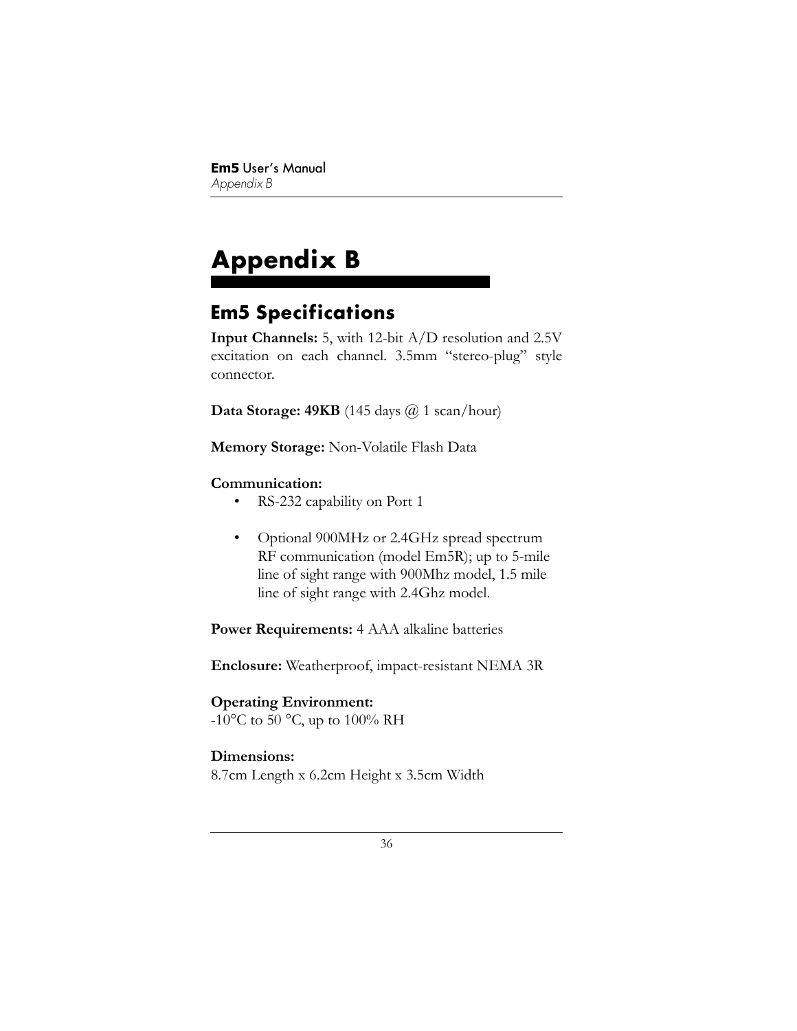# Appendix B

## Em5 Specifications

**Input Channels:** 5, with 12-bit A/D resolution and 2.5V excitation on each channel. 3.5mm "stereo-plug" style connector.

**Data Storage: 49KB** (145 days @ 1 scan/hour)

**Memory Storage:** Non-Volatile Flash Data

**Communication:**

- RS-232 capability on Port 1
- Optional 900MHz or 2.4GHz spread spectrum RF communication (model Em5R); up to 5-mile line of sight range with 900Mhz model, 1.5 mile line of sight range with 2.4Ghz model.

**Power Requirements:** 4 AAA alkaline batteries

**Enclosure:** Weatherproof, impact-resistant NEMA 3R

**Operating Environment:**
-10°C to 50 °C, up to 100% RH

**Dimensions:**
8.7cm Length x 6.2cm Height x 3.5cm Width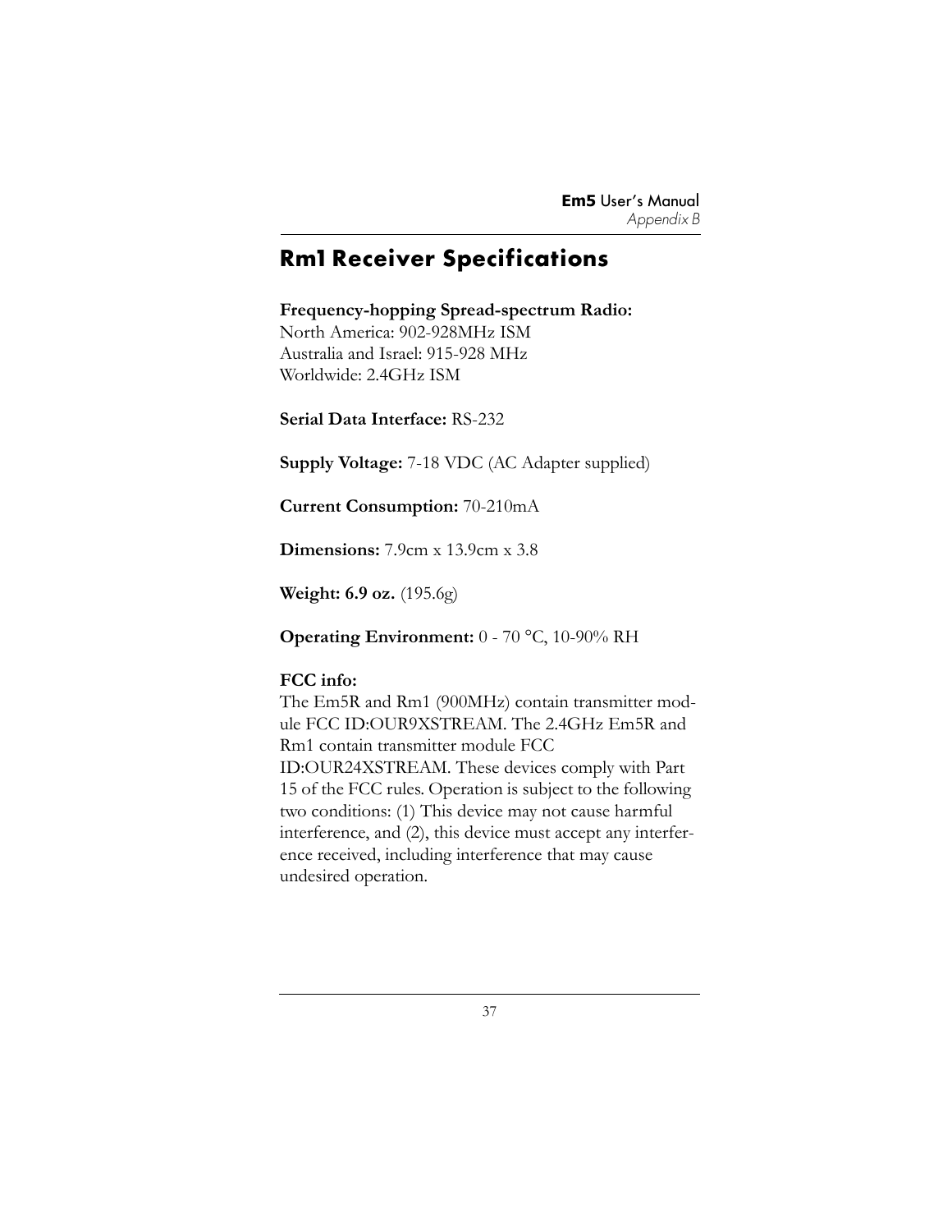## Rm1 Receiver Specifications

**Frequency-hopping Spread-spectrum Radio:**
North America: 902-928MHz ISM
Australia and Israel: 915-928 MHz
Worldwide: 2.4GHz ISM

**Serial Data Interface:** RS-232

**Supply Voltage:** 7-18 VDC (AC Adapter supplied)

**Current Consumption:** 70-210mA

**Dimensions:** 7.9cm x 13.9cm x 3.8

**Weight: 6.9 oz.** (195.6g)

**Operating Environment:** 0 - 70 °C, 10-90% RH

**FCC info:**
The Em5R and Rm1 (900MHz) contain transmitter module FCC ID:OUR9XSTREAM. The 2.4GHz Em5R and Rm1 contain transmitter module FCC ID:OUR24XSTREAM. These devices comply with Part 15 of the FCC rules. Operation is subject to the following two conditions: (1) This device may not cause harmful interference, and (2), this device must accept any interference received, including interference that may cause undesired operation.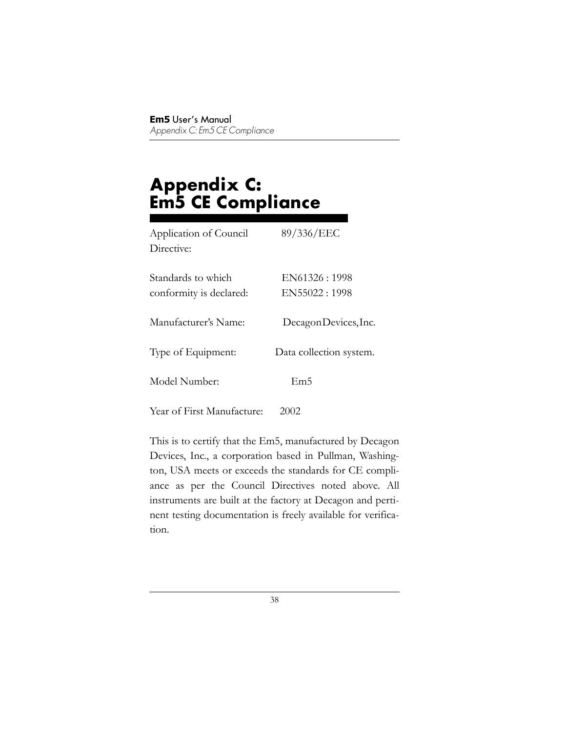# Appendix C: Em5 CE Compliance

| | |
|---|---|
| Application of Council Directive: | 89/336/EEC |
| Standards to which conformity is declared: | EN61326 : 1998<br>EN55022 : 1998 |
| Manufacturer's Name: | Decagon Devices, Inc. |
| Type of Equipment: | Data collection system. |
| Model Number: | Em5 |
| Year of First Manufacture: | 2002 |

This is to certify that the Em5, manufactured by Decagon Devices, Inc., a corporation based in Pullman, Washington, USA meets or exceeds the standards for CE compliance as per the Council Directives noted above. All instruments are built at the factory at Decagon and pertinent testing documentation is freely available for verification.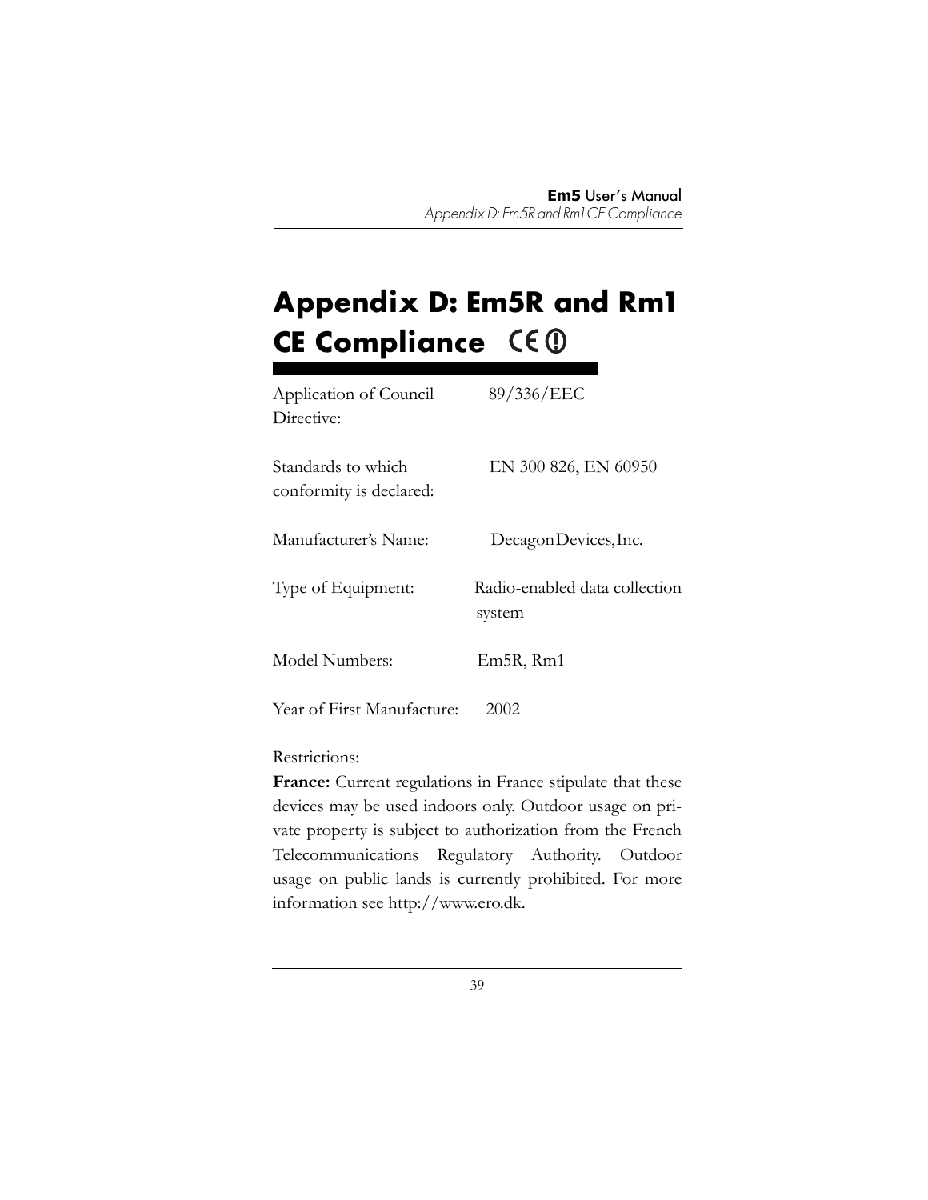# Appendix D: Em5R and Rm1 CE Compliance

| | |
|---|---|
| Application of Council Directive: | 89/336/EEC |
| Standards to which conformity is declared: | EN 300 826, EN 60950 |
| Manufacturer's Name: | Decagon Devices, Inc. |
| Type of Equipment: | Radio-enabled data collection system |
| Model Numbers: | Em5R, Rm1 |
| Year of First Manufacture: | 2002 |

Restrictions:

**France:** Current regulations in France stipulate that these devices may be used indoors only. Outdoor usage on private property is subject to authorization from the French Telecommunications Regulatory Authority. Outdoor usage on public lands is currently prohibited. For more information see http://www.ero.dk.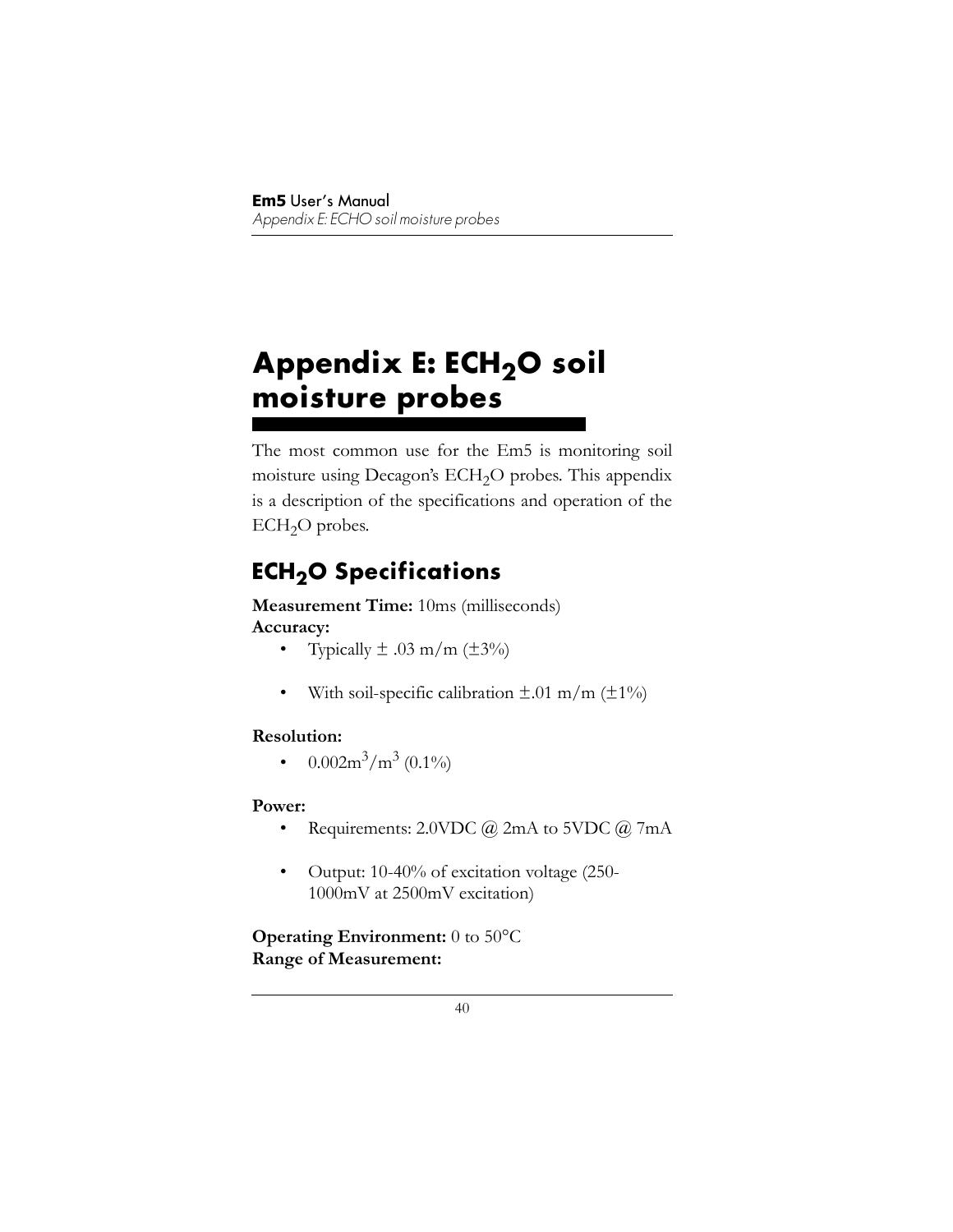# Appendix E: $ECH_2O$ soil moisture probes

The most common use for the Em5 is monitoring soil moisture using Decagon's $ECH_2O$ probes. This appendix is a description of the specifications and operation of the $ECH_2O$ probes.

## $ECH_2O$ Specifications

**Measurement Time:** 10ms (milliseconds)

**Accuracy:**

- Typically ± .03 m/m (±3%)
- With soil-specific calibration ±.01 m/m (±1%)

**Resolution:**

- $0.002 m^3/m^3$ (0.1%)

**Power:**

- Requirements: 2.0VDC @ 2mA to 5VDC @ 7mA
- Output: 10-40% of excitation voltage (250-1000mV at 2500mV excitation)

**Operating Environment:** 0 to 50°C

**Range of Measurement:**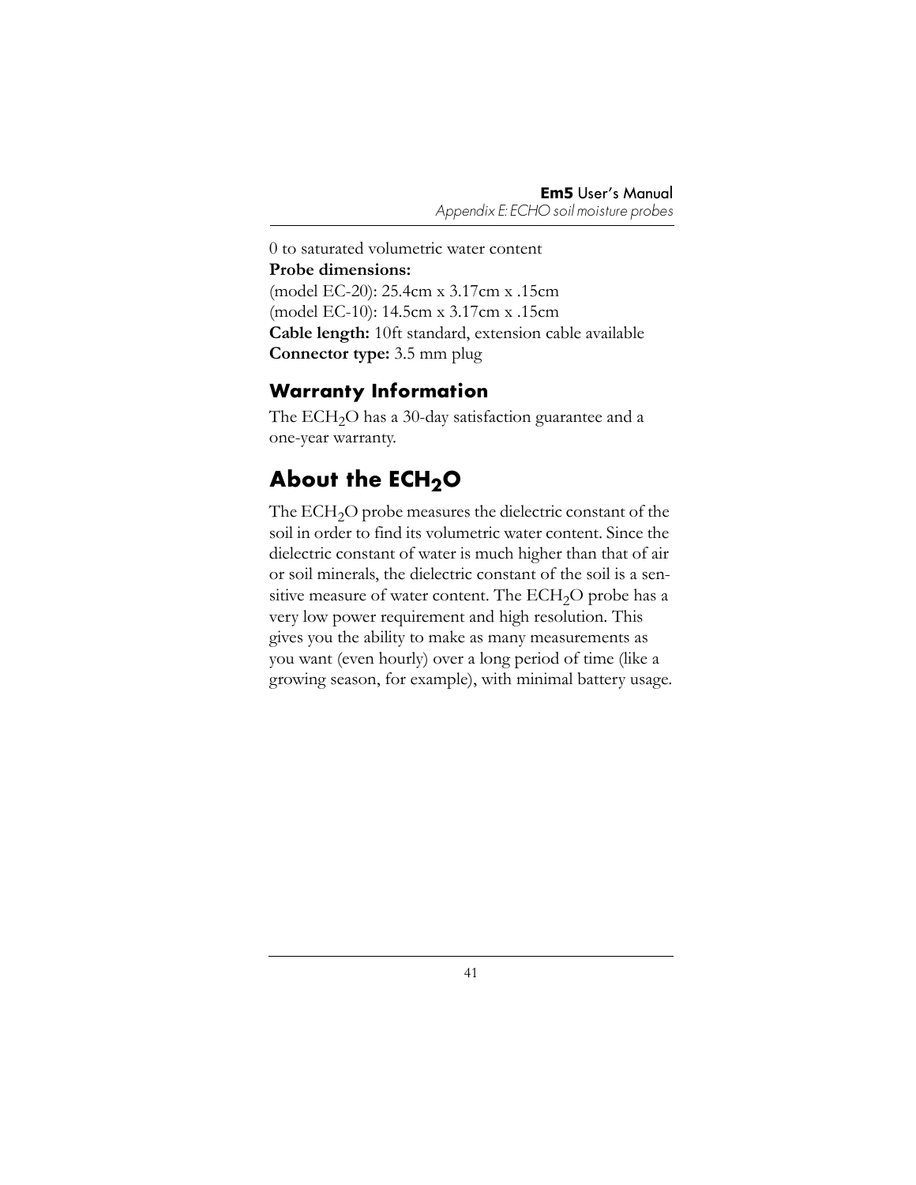0 to saturated volumetric water content

**Probe dimensions:**

(model EC-20): 25.4cm x 3.17cm x .15cm

(model EC-10): 14.5cm x 3.17cm x .15cm

**Cable length:** 10ft standard, extension cable available

**Connector type:** 3.5 mm plug

### Warranty Information

The $ECH_2O$ has a 30-day satisfaction guarantee and a one-year warranty.

## About the $ECH_2O$

The $ECH_2O$ probe measures the dielectric constant of the soil in order to find its volumetric water content. Since the dielectric constant of water is much higher than that of air or soil minerals, the dielectric constant of the soil is a sensitive measure of water content. The $ECH_2O$ probe has a very low power requirement and high resolution. This gives you the ability to make as many measurements as you want (even hourly) over a long period of time (like a growing season, for example), with minimal battery usage.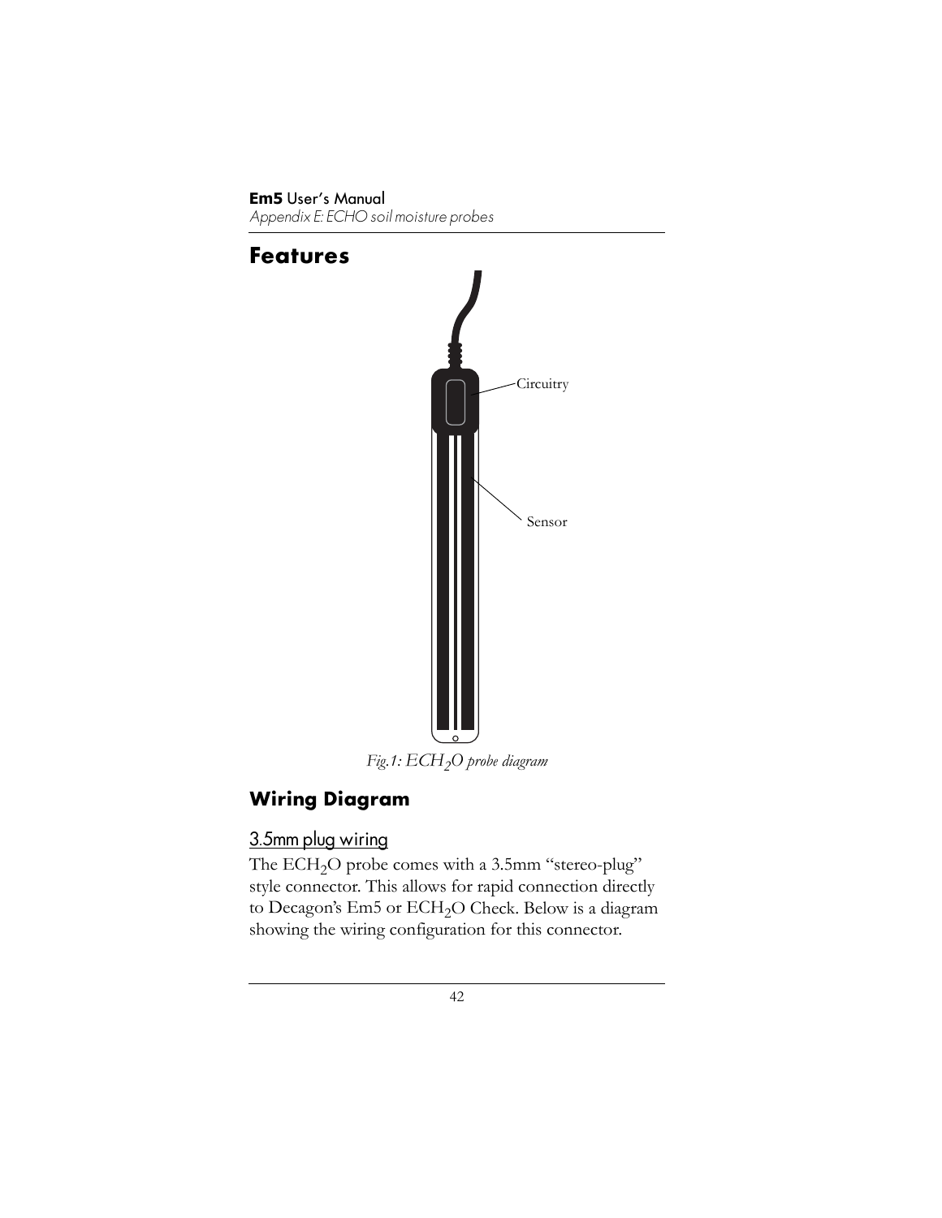# Features

Circuitry

Sensor

*Fig.1: $ECH_2O$ probe diagram*

## Wiring Diagram

### 3.5mm plug wiring

The $ECH_2O$ probe comes with a 3.5mm "stereo-plug" style connector. This allows for rapid connection directly to Decagon's Em5 or $ECH_2O$ Check. Below is a diagram showing the wiring configuration for this connector.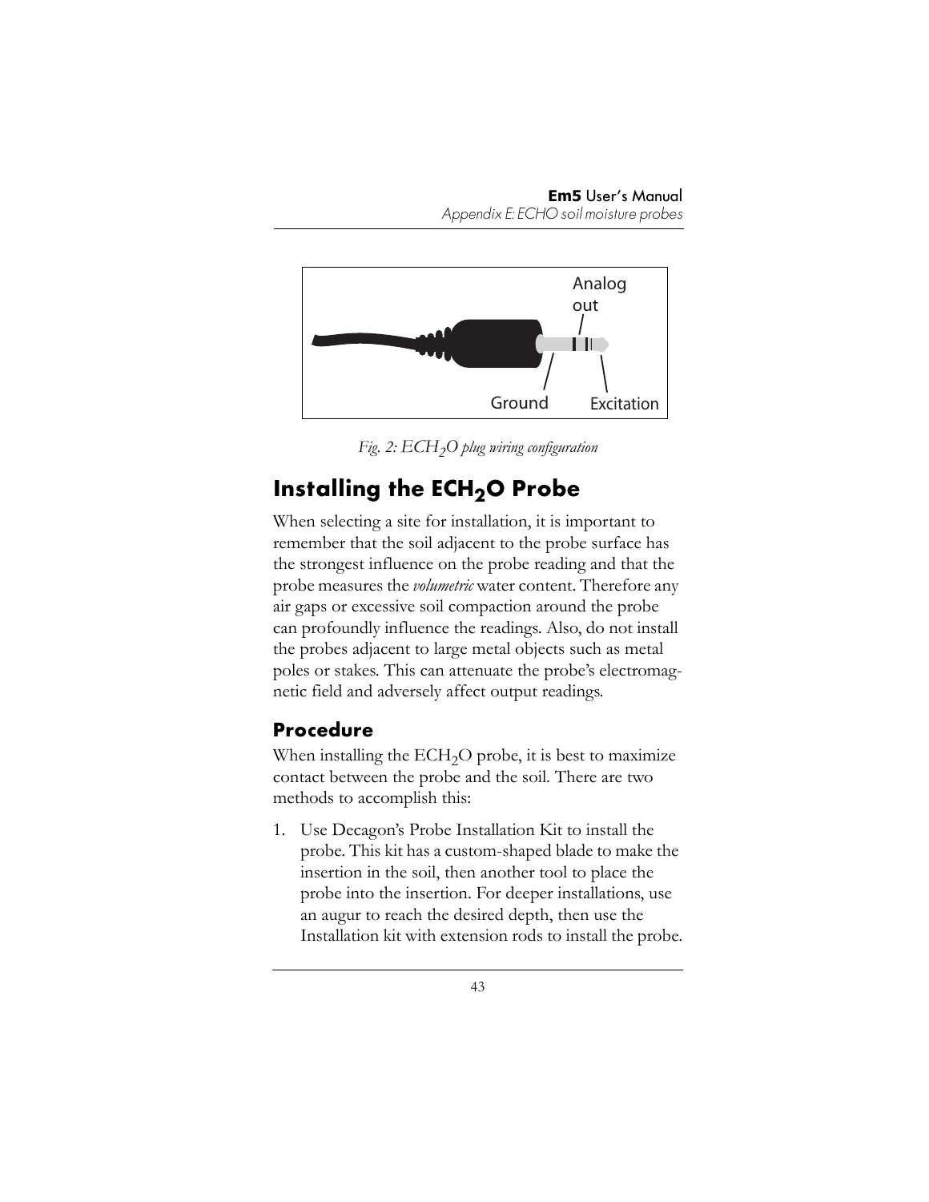Analog out

Ground Excitation

*Fig. 2: $ECH_2O$ plug wiring configuration*

## Installing the $ECH_2O$ Probe

When selecting a site for installation, it is important to remember that the soil adjacent to the probe surface has the strongest influence on the probe reading and that the probe measures the *volumetric* water content. Therefore any air gaps or excessive soil compaction around the probe can profoundly influence the readings. Also, do not install the probes adjacent to large metal objects such as metal poles or stakes. This can attenuate the probe's electromagnetic field and adversely affect output readings.

### Procedure

When installing the $ECH_2O$ probe, it is best to maximize contact between the probe and the soil. There are two methods to accomplish this:

1. Use Decagon's Probe Installation Kit to install the probe. This kit has a custom-shaped blade to make the insertion in the soil, then another tool to place the probe into the insertion. For deeper installations, use an augur to reach the desired depth, then use the Installation kit with extension rods to install the probe.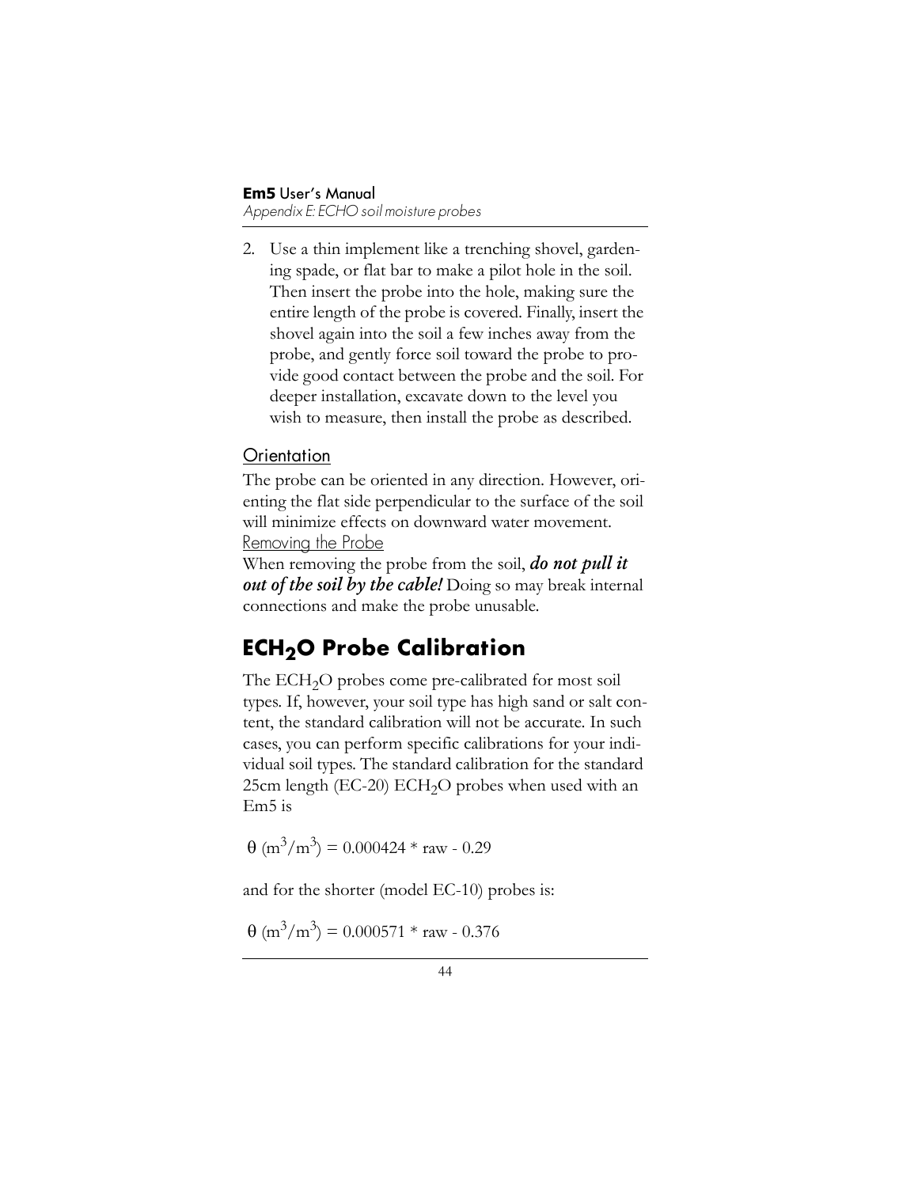2. Use a thin implement like a trenching shovel, gardening spade, or flat bar to make a pilot hole in the soil. Then insert the probe into the hole, making sure the entire length of the probe is covered. Finally, insert the shovel again into the soil a few inches away from the probe, and gently force soil toward the probe to provide good contact between the probe and the soil. For deeper installation, excavate down to the level you wish to measure, then install the probe as described.

### Orientation

The probe can be oriented in any direction. However, orienting the flat side perpendicular to the surface of the soil will minimize effects on downward water movement.

### Removing the Probe

When removing the probe from the soil, ***do not pull it out of the soil by the cable!*** Doing so may break internal connections and make the probe unusable.

## ECH$_2$O Probe Calibration

The ECH$_2$O probes come pre-calibrated for most soil types. If, however, your soil type has high sand or salt content, the standard calibration will not be accurate. In such cases, you can perform specific calibrations for your individual soil types. The standard calibration for the standard 25cm length (EC-20) ECH$_2$O probes when used with an Em5 is

$$\theta\ (m^3/m^3) = 0.000424 * \text{raw} - 0.29$$

and for the shorter (model EC-10) probes is:

$$\theta\ (m^3/m^3) = 0.000571 * \text{raw} - 0.376$$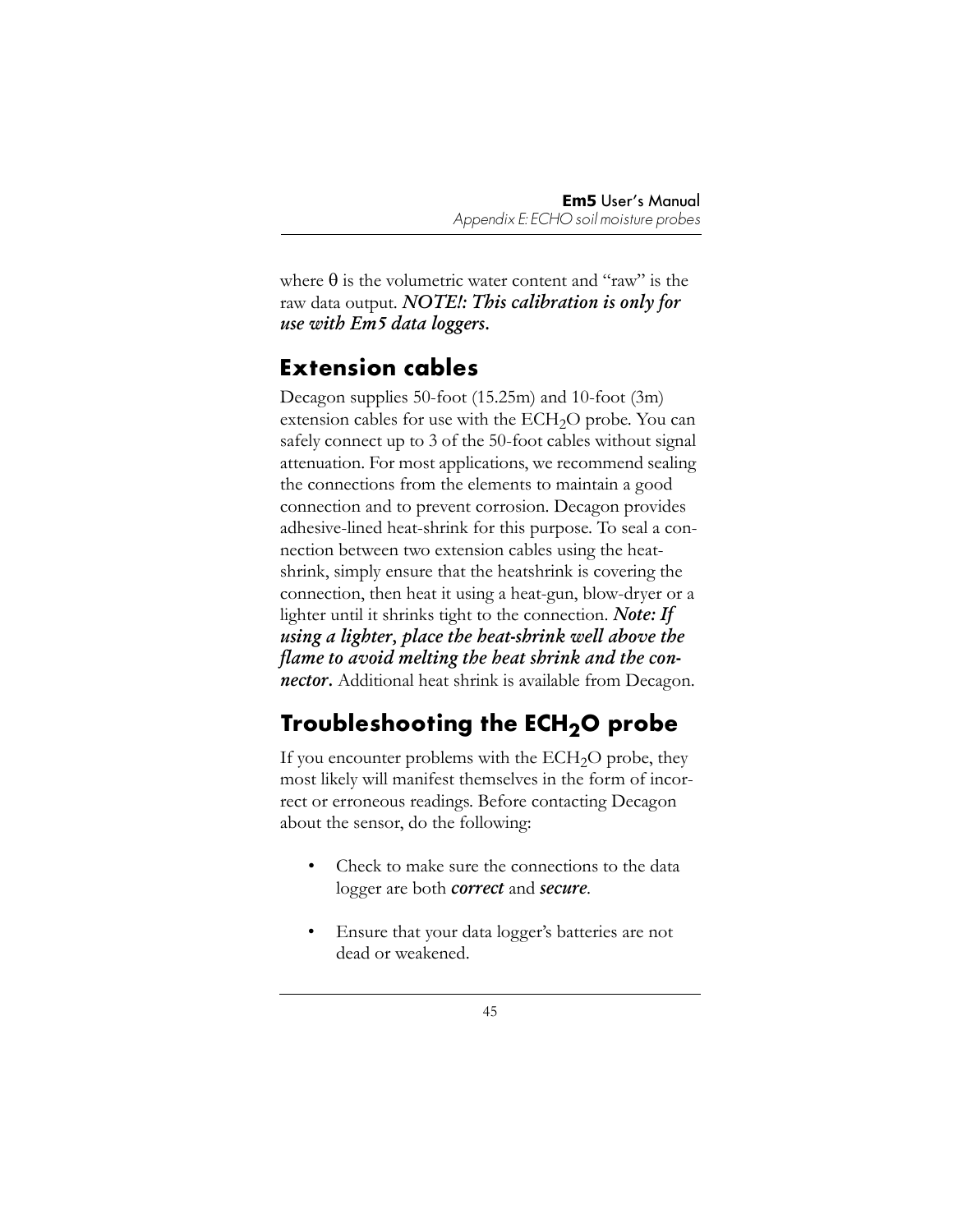where $\theta$ is the volumetric water content and "raw" is the raw data output. ***NOTE!: This calibration is only for use with Em5 data loggers.***

## Extension cables

Decagon supplies 50-foot (15.25m) and 10-foot (3m) extension cables for use with the $ECH_2O$ probe. You can safely connect up to 3 of the 50-foot cables without signal attenuation. For most applications, we recommend sealing the connections from the elements to maintain a good connection and to prevent corrosion. Decagon provides adhesive-lined heat-shrink for this purpose. To seal a connection between two extension cables using the heat-shrink, simply ensure that the heatshrink is covering the connection, then heat it using a heat-gun, blow-dryer or a lighter until it shrinks tight to the connection. ***Note: If using a lighter, place the heat-shrink well above the flame to avoid melting the heat shrink and the connector.*** Additional heat shrink is available from Decagon.

## Troubleshooting the $ECH_2O$ probe

If you encounter problems with the $ECH_2O$ probe, they most likely will manifest themselves in the form of incorrect or erroneous readings. Before contacting Decagon about the sensor, do the following:

- Check to make sure the connections to the data logger are both ***correct*** and ***secure***.
- Ensure that your data logger's batteries are not dead or weakened.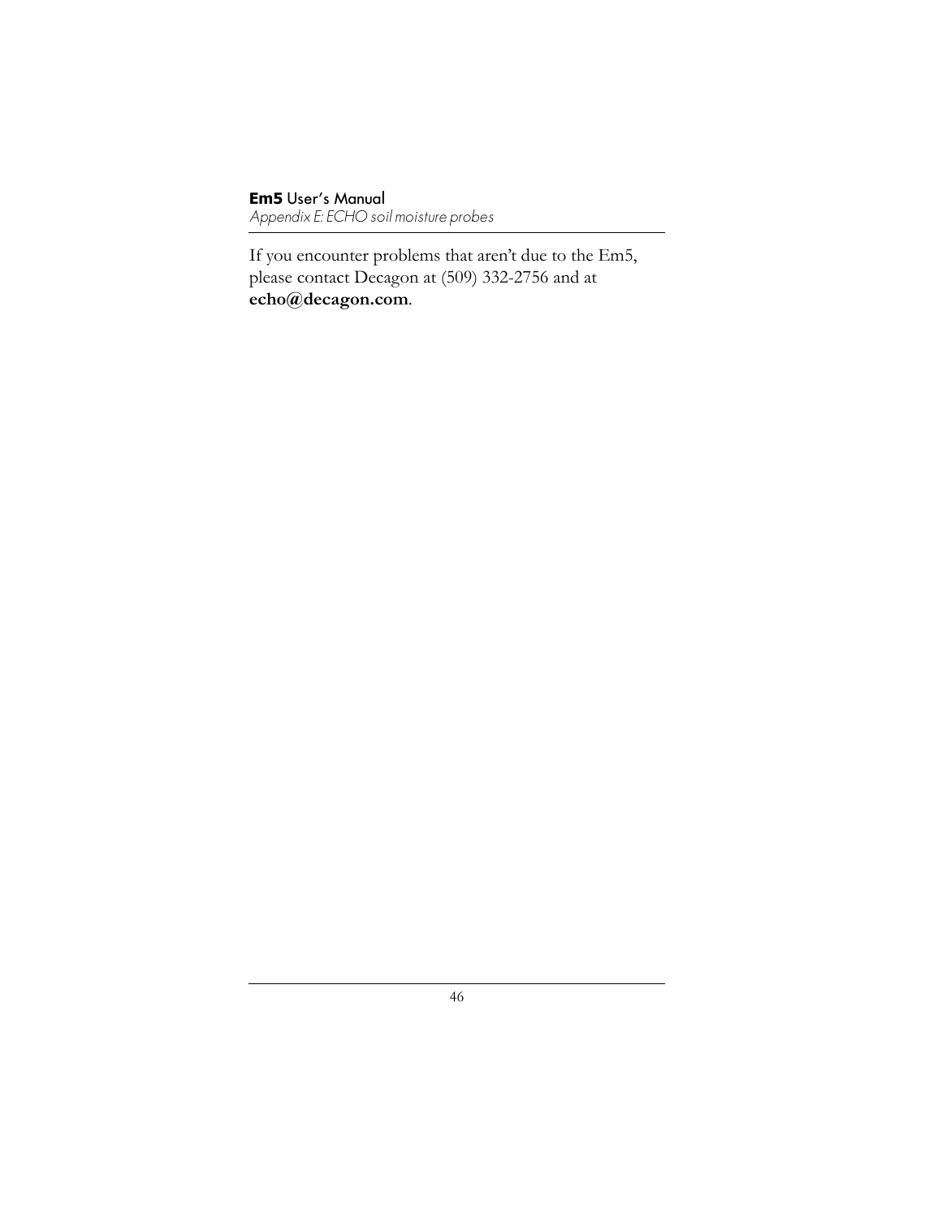If you encounter problems that aren't due to the Em5, please contact Decagon at (509) 332-2756 and at **echo@decagon.com**.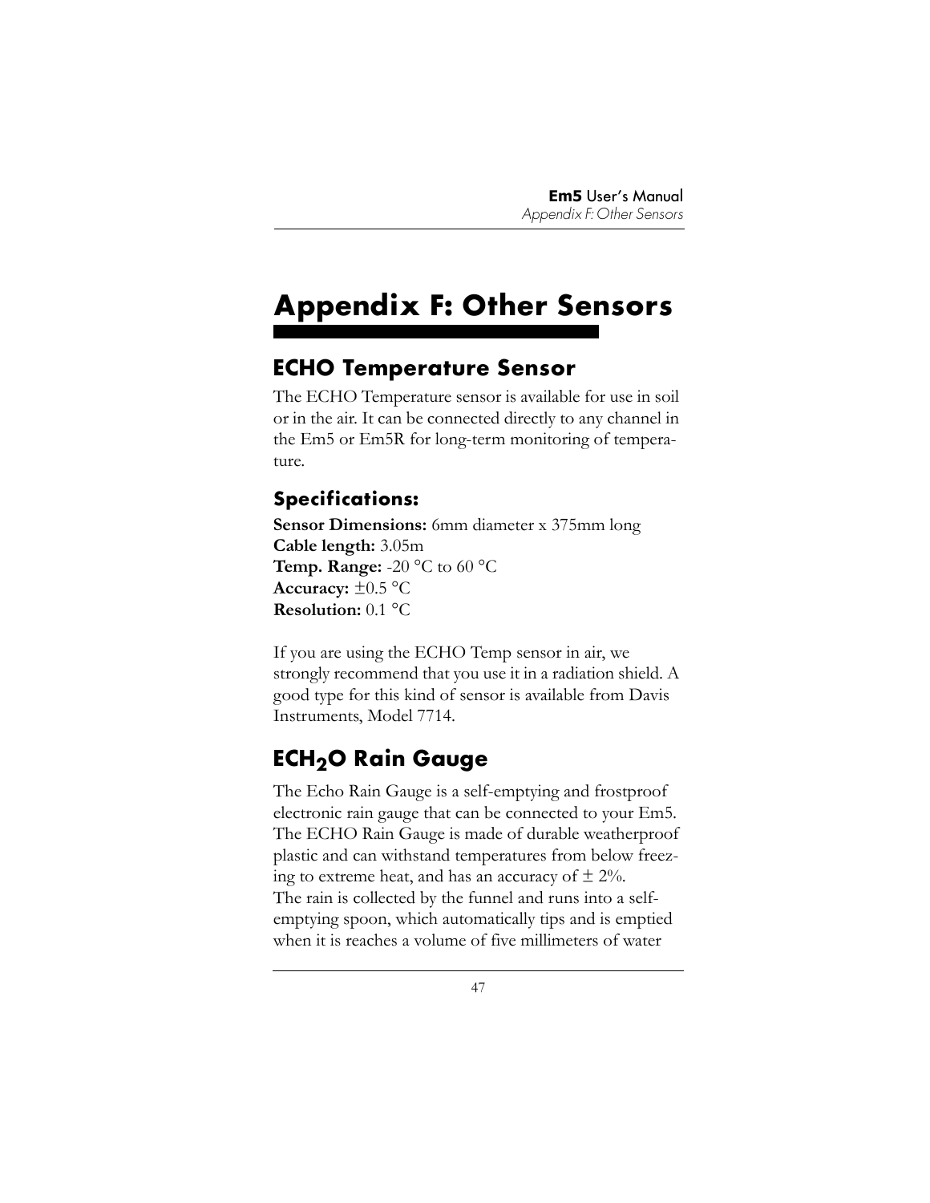# Appendix F: Other Sensors

## ECHO Temperature Sensor

The ECHO Temperature sensor is available for use in soil or in the air. It can be connected directly to any channel in the Em5 or Em5R for long-term monitoring of temperature.

### Specifications:

**Sensor Dimensions:** 6mm diameter x 375mm long
**Cable length:** 3.05m
**Temp. Range:** -20 °C to 60 °C
**Accuracy:** ±0.5 °C
**Resolution:** 0.1 °C

If you are using the ECHO Temp sensor in air, we strongly recommend that you use it in a radiation shield. A good type for this kind of sensor is available from Davis Instruments, Model 7714.

## ECH$_2$O Rain Gauge

The Echo Rain Gauge is a self-emptying and frostproof electronic rain gauge that can be connected to your Em5. The ECHO Rain Gauge is made of durable weatherproof plastic and can withstand temperatures from below freezing to extreme heat, and has an accuracy of ± 2%.
The rain is collected by the funnel and runs into a self-emptying spoon, which automatically tips and is emptied when it is reaches a volume of five millimeters of water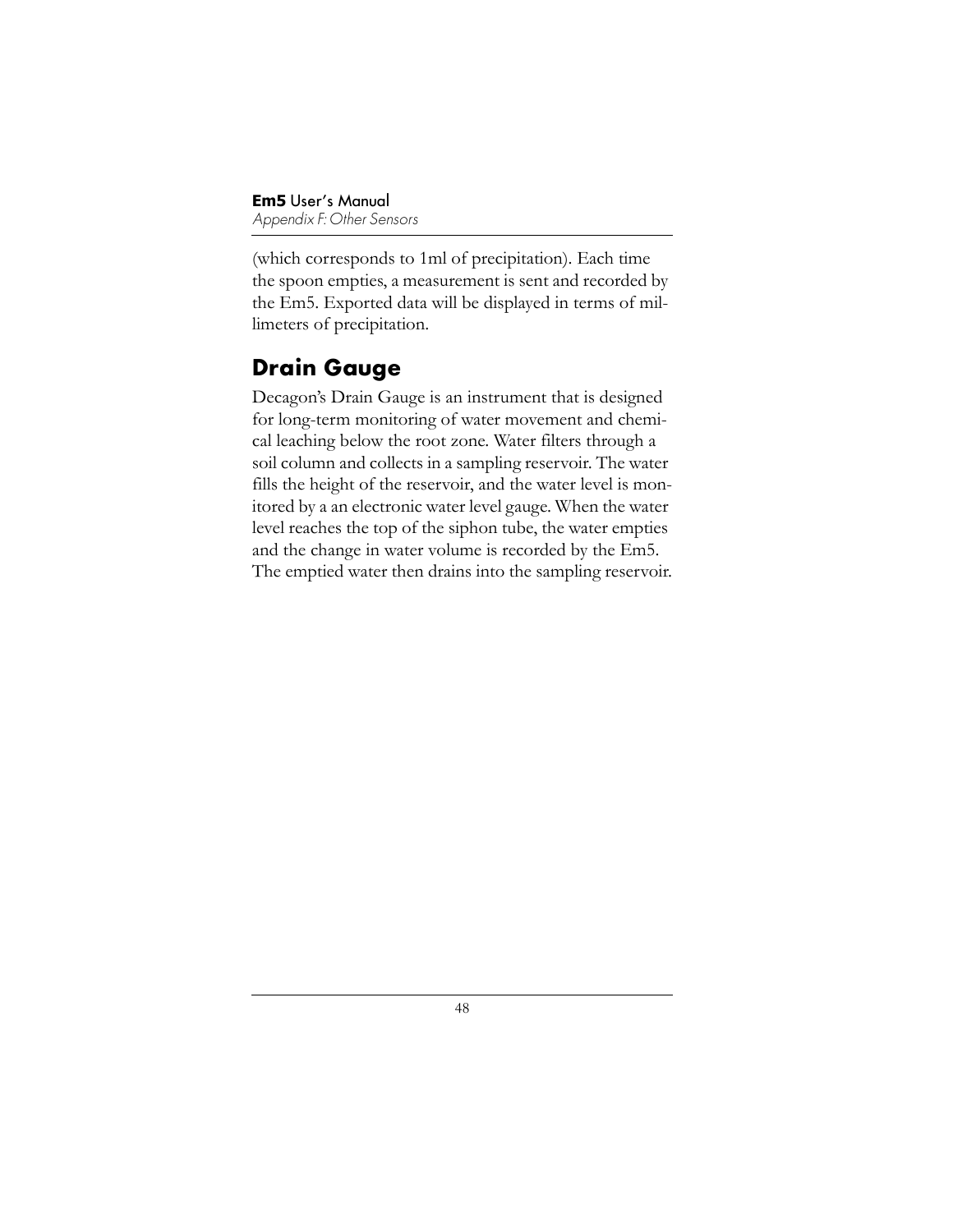(which corresponds to 1ml of precipitation). Each time the spoon empties, a measurement is sent and recorded by the Em5. Exported data will be displayed in terms of millimeters of precipitation.

## Drain Gauge

Decagon's Drain Gauge is an instrument that is designed for long-term monitoring of water movement and chemical leaching below the root zone. Water filters through a soil column and collects in a sampling reservoir. The water fills the height of the reservoir, and the water level is monitored by a an electronic water level gauge. When the water level reaches the top of the siphon tube, the water empties and the change in water volume is recorded by the Em5. The emptied water then drains into the sampling reservoir.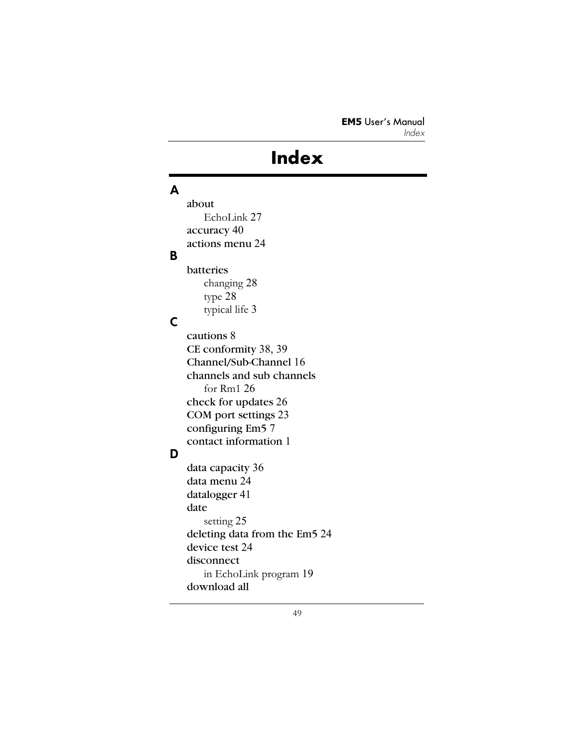# Index

## A

- about
  - EchoLink 27
- accuracy 40
- actions menu 24

## B

- batteries
  - changing 28
  - type 28
  - typical life 3

## C

- cautions 8
- CE conformity 38, 39
- Channel/Sub-Channel 16
- channels and sub channels
  - for Rm1 26
- check for updates 26
- COM port settings 23
- configuring Em5 7
- contact information 1

## D

- data capacity 36
- data menu 24
- datalogger 41
- date
  - setting 25
- deleting data from the Em5 24
- device test 24
- disconnect
  - in EchoLink program 19
- download all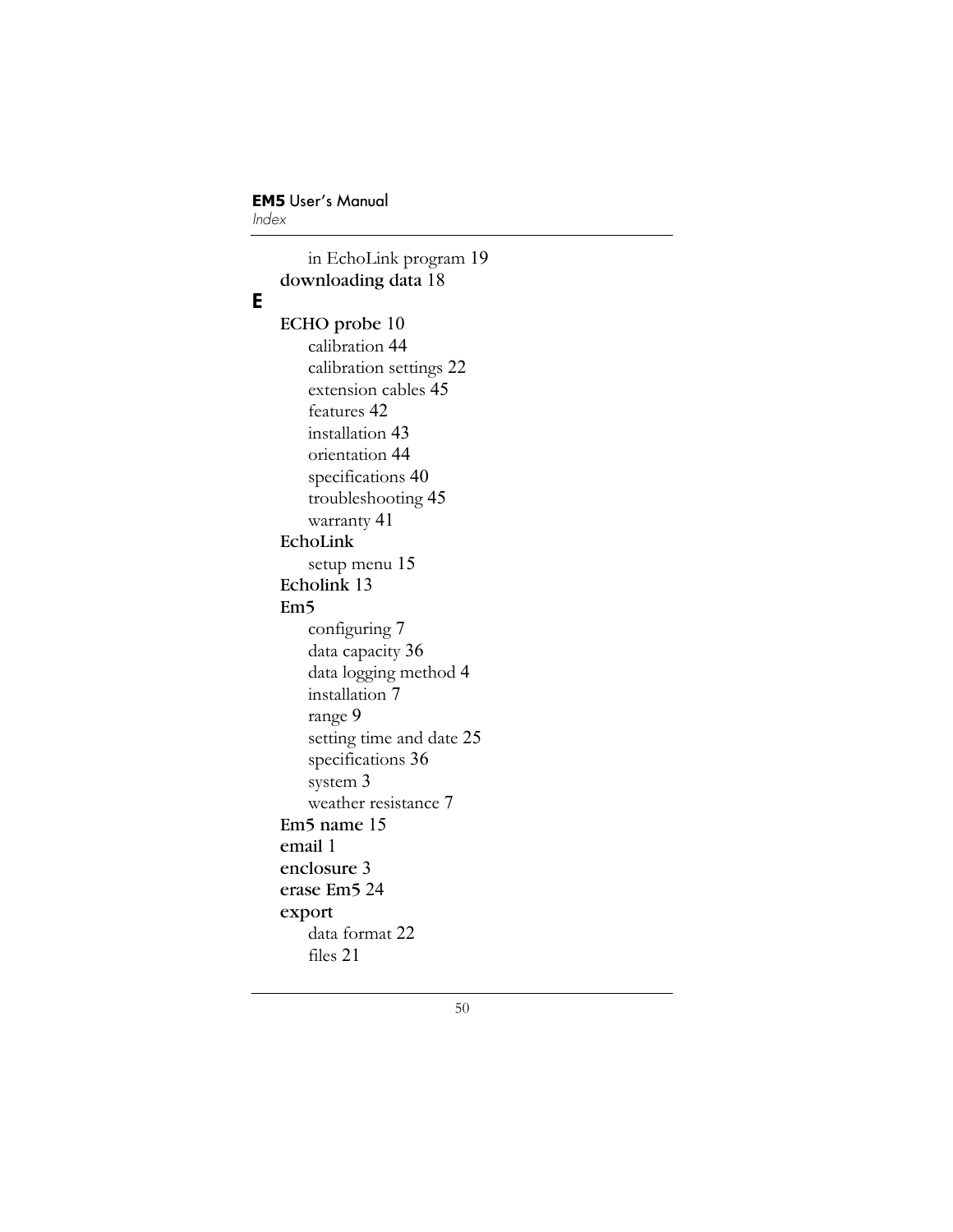in EchoLink program 19

**downloading data** 18

## E

**ECHO probe** 10

- calibration 44
- calibration settings 22
- extension cables 45
- features 42
- installation 43
- orientation 44
- specifications 40
- troubleshooting 45
- warranty 41

**EchoLink**

- setup menu 15

**Echolink** 13

**Em5**

- configuring 7
- data capacity 36
- data logging method 4
- installation 7
- range 9
- setting time and date 25
- specifications 36
- system 3
- weather resistance 7

**Em5 name** 15

**email** 1

**enclosure** 3

**erase Em5** 24

**export**

- data format 22
- files 21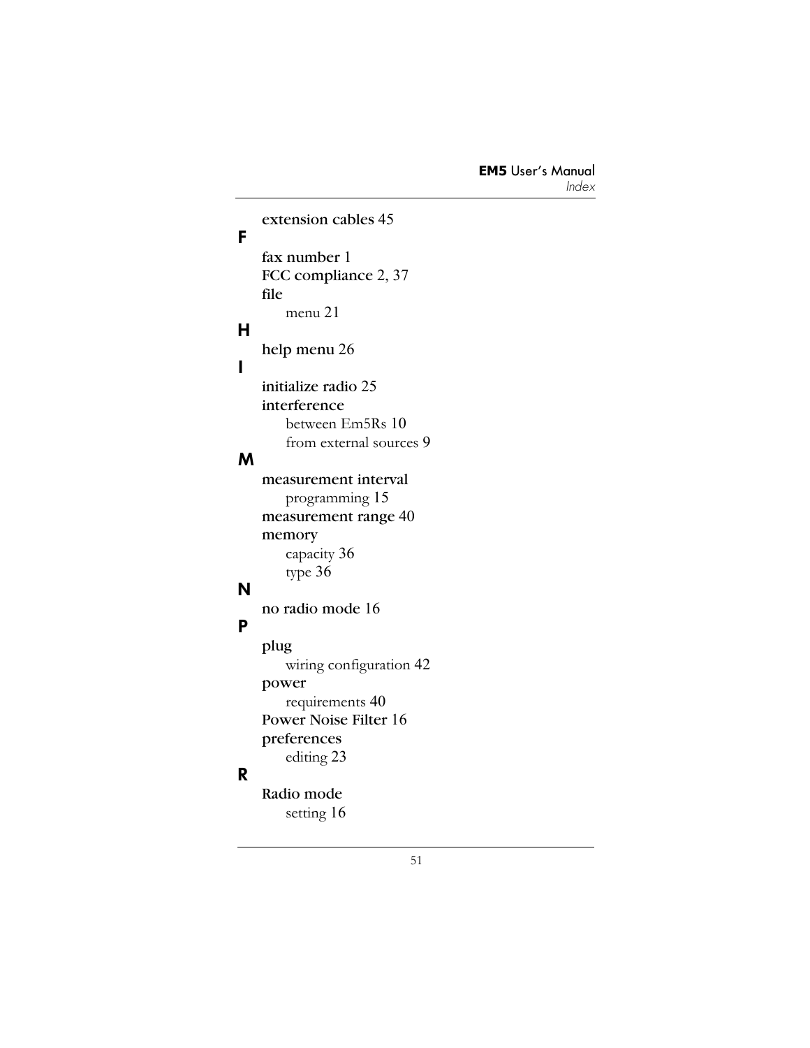extension cables 45

**F**

fax number 1
FCC compliance 2, 37
file
    menu 21

**H**

help menu 26

**I**

initialize radio 25
interference
    between Em5Rs 10
    from external sources 9

**M**

measurement interval
    programming 15
measurement range 40
memory
    capacity 36
    type 36

**N**

no radio mode 16

**P**

plug
    wiring configuration 42
power
    requirements 40
Power Noise Filter 16
preferences
    editing 23

**R**

Radio mode
    setting 16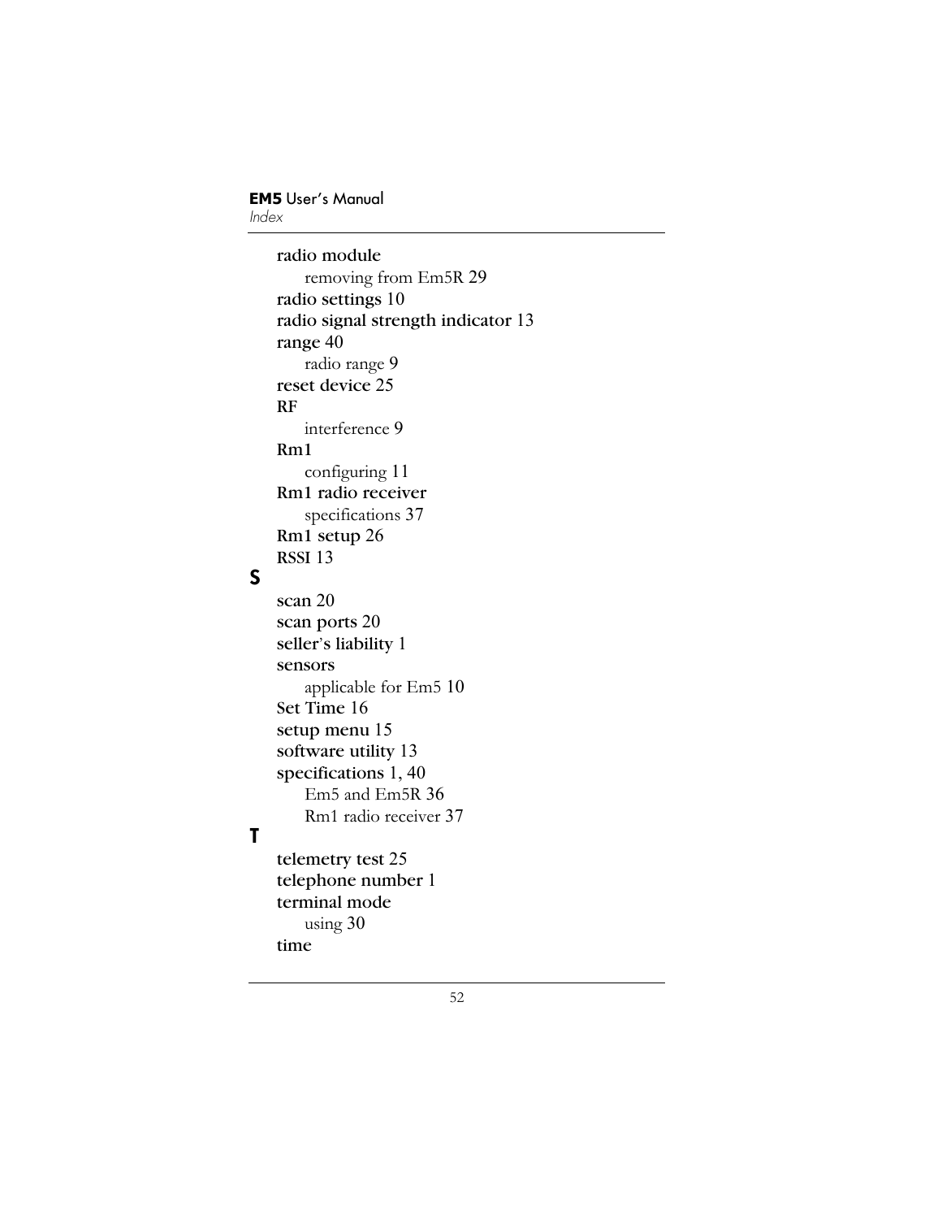**radio module**
- removing from Em5R 29

**radio settings** 10
**radio signal strength indicator** 13
**range** 40
- radio range 9

**reset device** 25
**RF**
- interference 9

**Rm1**
- configuring 11

**Rm1 radio receiver**
- specifications 37

**Rm1 setup** 26
**RSSI** 13

## S

**scan** 20
**scan ports** 20
**seller's liability** 1
**sensors**
- applicable for Em5 10

**Set Time** 16
**setup menu** 15
**software utility** 13
**specifications** 1, 40
- Em5 and Em5R 36
- Rm1 radio receiver 37

## T

**telemetry test** 25
**telephone number** 1
**terminal mode**
- using 30

**time**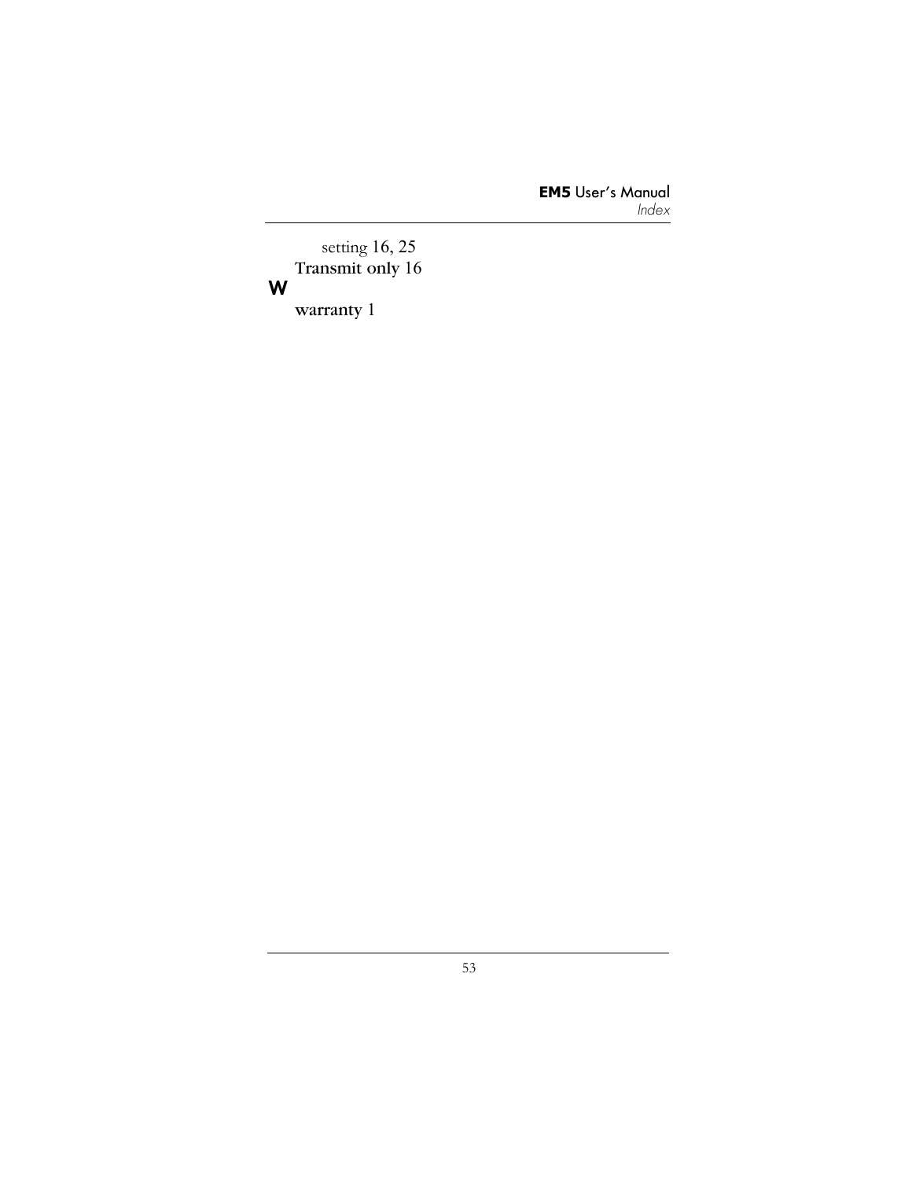setting 16, 25

Transmit only 16

**W**

warranty 1